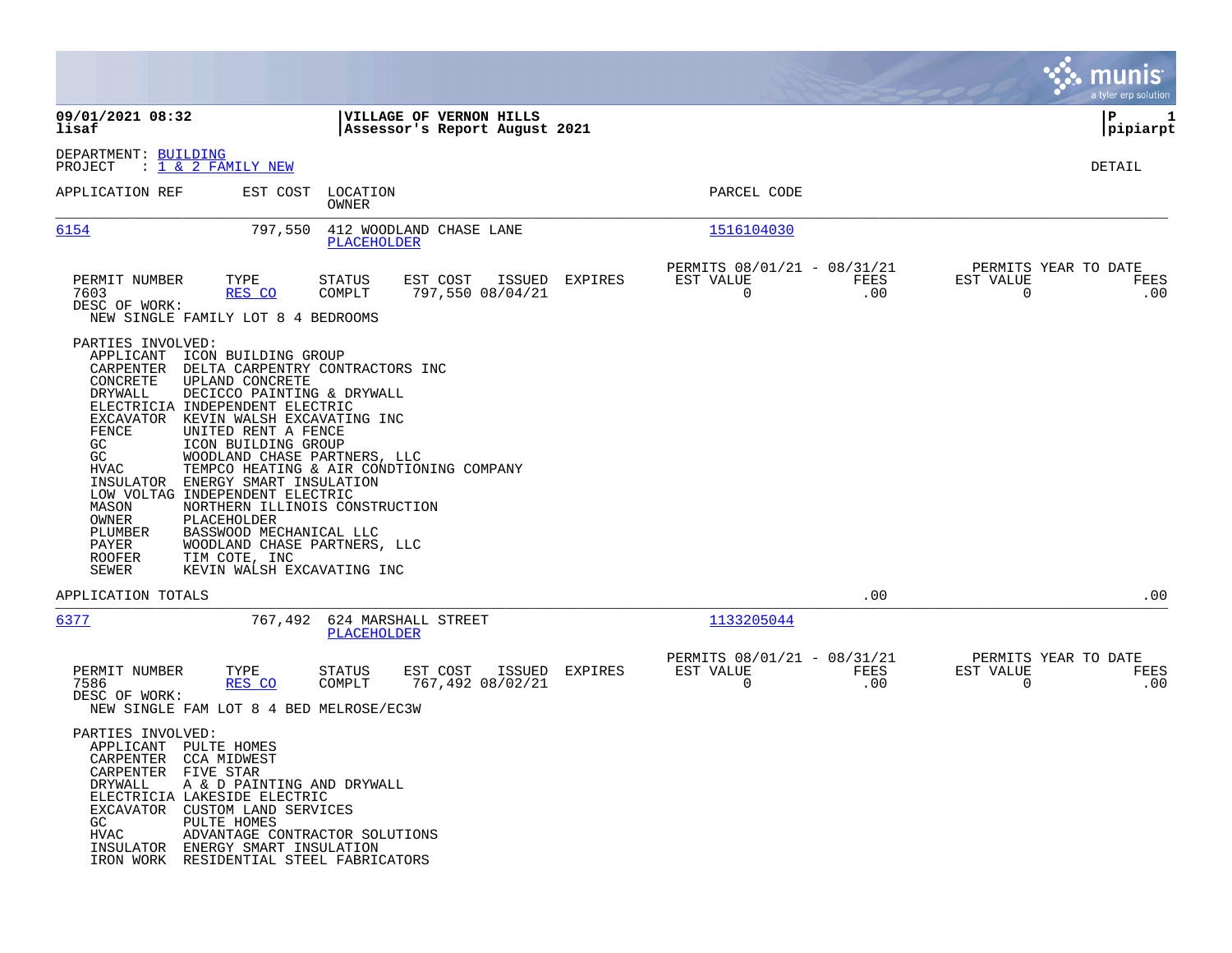**09/01/2021 08:32**
**lisaf**

**VILLAGE OF VERNON HILLS**
**Assessor's Report August 2021**

**P 1**
**pipiarpt**

DEPARTMENT: BUILDING
PROJECT : 1 & 2 FAMILY NEW

DETAIL

| APPLICATION REF | EST COST | LOCATION / OWNER | PARCEL CODE |
|---|---|---|---|
| 6154 | 797,550 | 412 WOODLAND CHASE LANE / PLACEHOLDER | 1516104030 |

| PERMIT NUMBER | TYPE | STATUS | EST COST | ISSUED | EXPIRES | PERMITS 08/01/21 - 08/31/21 EST VALUE | FEES | PERMITS YEAR TO DATE EST VALUE | FEES |
|---|---|---|---|---|---|---|---|---|---|
| 7603 | RES CO | COMPLT | 797,550 | 08/04/21 | | 0 | .00 | 0 | .00 |

DESC OF WORK:
NEW SINGLE FAMILY LOT 8 4 BEDROOMS

PARTIES INVOLVED:

| Role | Party |
|---|---|
| APPLICANT | ICON BUILDING GROUP |
| CARPENTER | DELTA CARPENTRY CONTRACTORS INC |
| CONCRETE | UPLAND CONCRETE |
| DRYWALL | DECICCO PAINTING & DRYWALL |
| ELECTRICIA | INDEPENDENT ELECTRIC |
| EXCAVATOR | KEVIN WALSH EXCAVATING INC |
| FENCE | UNITED RENT A FENCE |
| GC | ICON BUILDING GROUP |
| GC | WOODLAND CHASE PARTNERS, LLC |
| HVAC | TEMPCO HEATING & AIR CONDTIONING COMPANY |
| INSULATOR | ENERGY SMART INSULATION |
| LOW VOLTAG | INDEPENDENT ELECTRIC |
| MASON | NORTHERN ILLINOIS CONSTRUCTION |
| OWNER | PLACEHOLDER |
| PLUMBER | BASSWOOD MECHANICAL LLC |
| PAYER | WOODLAND CHASE PARTNERS, LLC |
| ROOFER | TIM COTE, INC |
| SEWER | KEVIN WALSH EXCAVATING INC |

APPLICATION TOTALS .00 .00

| APPLICATION REF | EST COST | LOCATION / OWNER | PARCEL CODE |
|---|---|---|---|
| 6377 | 767,492 | 624 MARSHALL STREET / PLACEHOLDER | 1133205044 |

| PERMIT NUMBER | TYPE | STATUS | EST COST | ISSUED | EXPIRES | PERMITS 08/01/21 - 08/31/21 EST VALUE | FEES | PERMITS YEAR TO DATE EST VALUE | FEES |
|---|---|---|---|---|---|---|---|---|---|
| 7586 | RES CO | COMPLT | 767,492 | 08/02/21 | | 0 | .00 | 0 | .00 |

DESC OF WORK:
NEW SINGLE FAM LOT 8 4 BED MELROSE/EC3W

PARTIES INVOLVED:

| Role | Party |
|---|---|
| APPLICANT | PULTE HOMES |
| CARPENTER | CCA MIDWEST |
| CARPENTER | FIVE STAR |
| DRYWALL | A & D PAINTING AND DRYWALL |
| ELECTRICIA | LAKESIDE ELECTRIC |
| EXCAVATOR | CUSTOM LAND SERVICES |
| GC | PULTE HOMES |
| HVAC | ADVANTAGE CONTRACTOR SOLUTIONS |
| INSULATOR | ENERGY SMART INSULATION |
| IRON WORK | RESIDENTIAL STEEL FABRICATORS |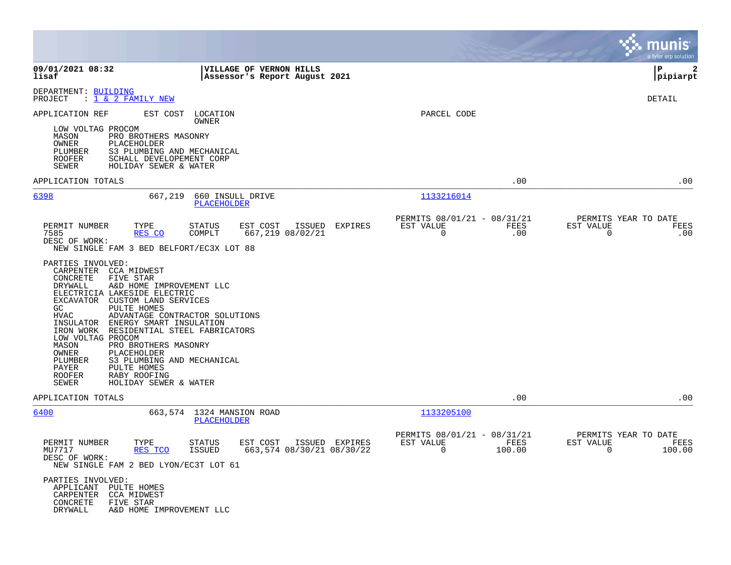**VILLAGE OF VERNON HILLS**
**Assessor's Report August 2021**

09/01/2021 08:32
lisaf

pipiarpt

DEPARTMENT: BUILDING
PROJECT : 1 & 2 FAMILY NEW

DETAIL

APPLICATION REF | EST COST | LOCATION / OWNER | PARCEL CODE

LOW VOLTAG PROCOM
MASON PRO BROTHERS MASONRY
OWNER PLACEHOLDER
PLUMBER S3 PLUMBING AND MECHANICAL
ROOFER SCHALL DEVELOPEMENT CORP
SEWER HOLIDAY SEWER & WATER

APPLICATION TOTALS .00 .00

---

**6398** 667,219 660 INSULL DRIVE
PLACEHOLDER
PARCEL CODE: 1133216014

| PERMIT NUMBER | TYPE | STATUS | EST COST | ISSUED | EXPIRES | PERMITS 08/01/21 - 08/31/21 EST VALUE | FEES | PERMITS YEAR TO DATE EST VALUE | FEES |
|---|---|---|---|---|---|---|---|---|---|
| 7585 | RES CO | COMPLT | 667,219 | 08/02/21 | | 0 | .00 | 0 | .00 |

DESC OF WORK:
NEW SINGLE FAM 3 BED BELFORT/EC3X LOT 88

PARTIES INVOLVED:
CARPENTER CCA MIDWEST
CONCRETE FIVE STAR
DRYWALL A&D HOME IMPROVEMENT LLC
ELECTRICIA LAKESIDE ELECTRIC
EXCAVATOR CUSTOM LAND SERVICES
GC PULTE HOMES
HVAC ADVANTAGE CONTRACTOR SOLUTIONS
INSULATOR ENERGY SMART INSULATION
IRON WORK RESIDENTIAL STEEL FABRICATORS
LOW VOLTAG PROCOM
MASON PRO BROTHERS MASONRY
OWNER PLACEHOLDER
PLUMBER S3 PLUMBING AND MECHANICAL
PAYER PULTE HOMES
ROOFER RABY ROOFING
SEWER HOLIDAY SEWER & WATER

APPLICATION TOTALS .00 .00

---

**6400** 663,574 1324 MANSION ROAD
PLACEHOLDER
PARCEL CODE: 1133205100

| PERMIT NUMBER | TYPE | STATUS | EST COST | ISSUED | EXPIRES | PERMITS 08/01/21 - 08/31/21 EST VALUE | FEES | PERMITS YEAR TO DATE EST VALUE | FEES |
|---|---|---|---|---|---|---|---|---|---|
| MU7717 | RES TCO | ISSUED | 663,574 | 08/30/21 | 08/30/22 | 0 | 100.00 | 0 | 100.00 |

DESC OF WORK:
NEW SINGLE FAM 2 BED LYON/EC3T LOT 61

PARTIES INVOLVED:
APPLICANT PULTE HOMES
CARPENTER CCA MIDWEST
CONCRETE FIVE STAR
DRYWALL A&D HOME IMPROVEMENT LLC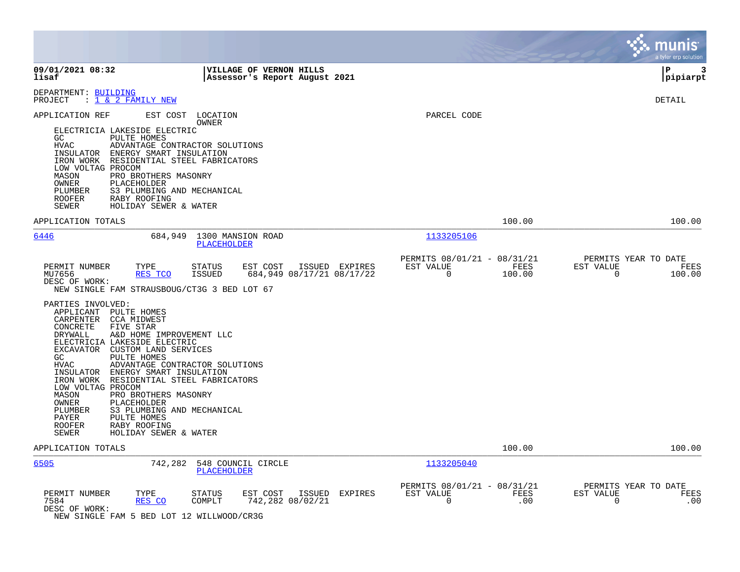**09/01/2021 08:32** | **VILLAGE OF VERNON HILLS**
**lisaf** | **Assessor's Report August 2021** | **pipiarpt**

DEPARTMENT: BUILDING
PROJECT : 1 & 2 FAMILY NEW

DETAIL

APPLICATION REF | EST COST | LOCATION / OWNER | PARCEL CODE

- ELECTRICIA LAKESIDE ELECTRIC
- GC PULTE HOMES
- HVAC ADVANTAGE CONTRACTOR SOLUTIONS
- INSULATOR ENERGY SMART INSULATION
- IRON WORK RESIDENTIAL STEEL FABRICATORS
- LOW VOLTAG PROCOM
- MASON PRO BROTHERS MASONRY
- OWNER PLACEHOLDER
- PLUMBER S3 PLUMBING AND MECHANICAL
- ROOFER RABY ROOFING
- SEWER HOLIDAY SEWER & WATER

APPLICATION TOTALS — 100.00 — 100.00

---

**6446** — 684,949 — 1300 MANSION ROAD — PLACEHOLDER — 1133205106

| PERMIT NUMBER | TYPE | STATUS | EST COST | ISSUED | EXPIRES | PERMITS 08/01/21 - 08/31/21 EST VALUE | FEES | PERMITS YEAR TO DATE EST VALUE | FEES |
|---|---|---|---|---|---|---|---|---|---|
| MU7656 | RES TCO | ISSUED | 684,949 | 08/17/21 | 08/17/22 | 0 | 100.00 | 0 | 100.00 |

DESC OF WORK:
NEW SINGLE FAM STRAUSBOUG/CT3G 3 BED LOT 67

PARTIES INVOLVED:
- APPLICANT PULTE HOMES
- CARPENTER CCA MIDWEST
- CONCRETE FIVE STAR
- DRYWALL A&D HOME IMPROVEMENT LLC
- ELECTRICIA LAKESIDE ELECTRIC
- EXCAVATOR CUSTOM LAND SERVICES
- GC PULTE HOMES
- HVAC ADVANTAGE CONTRACTOR SOLUTIONS
- INSULATOR ENERGY SMART INSULATION
- IRON WORK RESIDENTIAL STEEL FABRICATORS
- LOW VOLTAG PROCOM
- MASON PRO BROTHERS MASONRY
- OWNER PLACEHOLDER
- PLUMBER S3 PLUMBING AND MECHANICAL
- PAYER PULTE HOMES
- ROOFER RABY ROOFING
- SEWER HOLIDAY SEWER & WATER

APPLICATION TOTALS — 100.00 — 100.00

---

**6505** — 742,282 — 548 COUNCIL CIRCLE — PLACEHOLDER — 1133205040

| PERMIT NUMBER | TYPE | STATUS | EST COST | ISSUED | EXPIRES | PERMITS 08/01/21 - 08/31/21 EST VALUE | FEES | PERMITS YEAR TO DATE EST VALUE | FEES |
|---|---|---|---|---|---|---|---|---|---|
| 7584 | RES CO | COMPLT | 742,282 | 08/02/21 | | 0 | .00 | 0 | .00 |

DESC OF WORK:
NEW SINGLE FAM 5 BED LOT 12 WILLWOOD/CR3G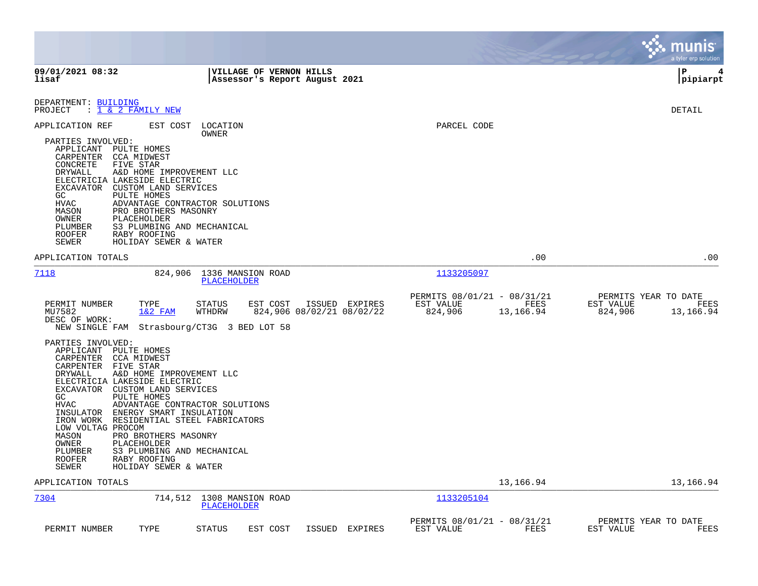**09/01/2021 08:32** | **VILLAGE OF VERNON HILLS** | **P 4**
**lisaf** | **Assessor's Report August 2021** | **pipiarpt**

DEPARTMENT: BUILDING
PROJECT : 1 & 2 FAMILY NEW

DETAIL

APPLICATION REF | EST COST | LOCATION / OWNER | PARCEL CODE

PARTIES INVOLVED:
- APPLICANT PULTE HOMES
- CARPENTER CCA MIDWEST
- CONCRETE FIVE STAR
- DRYWALL A&D HOME IMPROVEMENT LLC
- ELECTRICIA LAKESIDE ELECTRIC
- EXCAVATOR CUSTOM LAND SERVICES
- GC PULTE HOMES
- HVAC ADVANTAGE CONTRACTOR SOLUTIONS
- MASON PRO BROTHERS MASONRY
- OWNER PLACEHOLDER
- PLUMBER S3 PLUMBING AND MECHANICAL
- ROOFER RABY ROOFING
- SEWER HOLIDAY SEWER & WATER

APPLICATION TOTALS .00 .00

---

**7118** | 824,906 | 1336 MANSION ROAD / PLACEHOLDER | 1133205097

| PERMIT NUMBER | TYPE | STATUS | EST COST | ISSUED | EXPIRES | PERMITS 08/01/21 - 08/31/21 EST VALUE | FEES | PERMITS YEAR TO DATE EST VALUE | FEES |
|---|---|---|---|---|---|---|---|---|---|
| MU7582 | 1&2 FAM | WTHDRW | 824,906 | 08/02/21 | 08/02/22 | 824,906 | 13,166.94 | 824,906 | 13,166.94 |

DESC OF WORK:
NEW SINGLE FAM Strasbourg/CT3G 3 BED LOT 58

PARTIES INVOLVED:
- APPLICANT PULTE HOMES
- CARPENTER CCA MIDWEST
- CARPENTER FIVE STAR
- DRYWALL A&D HOME IMPROVEMENT LLC
- ELECTRICIA LAKESIDE ELECTRIC
- EXCAVATOR CUSTOM LAND SERVICES
- GC PULTE HOMES
- HVAC ADVANTAGE CONTRACTOR SOLUTIONS
- INSULATOR ENERGY SMART INSULATION
- IRON WORK RESIDENTIAL STEEL FABRICATORS
- LOW VOLTAG PROCOM
- MASON PRO BROTHERS MASONRY
- OWNER PLACEHOLDER
- PLUMBER S3 PLUMBING AND MECHANICAL
- ROOFER RABY ROOFING
- SEWER HOLIDAY SEWER & WATER

APPLICATION TOTALS 13,166.94 13,166.94

---

**7304** | 714,512 | 1308 MANSION ROAD / PLACEHOLDER | 1133205104

| PERMIT NUMBER | TYPE | STATUS | EST COST | ISSUED | EXPIRES | PERMITS 08/01/21 - 08/31/21 EST VALUE | FEES | PERMITS YEAR TO DATE EST VALUE | FEES |
|---|---|---|---|---|---|---|---|---|---|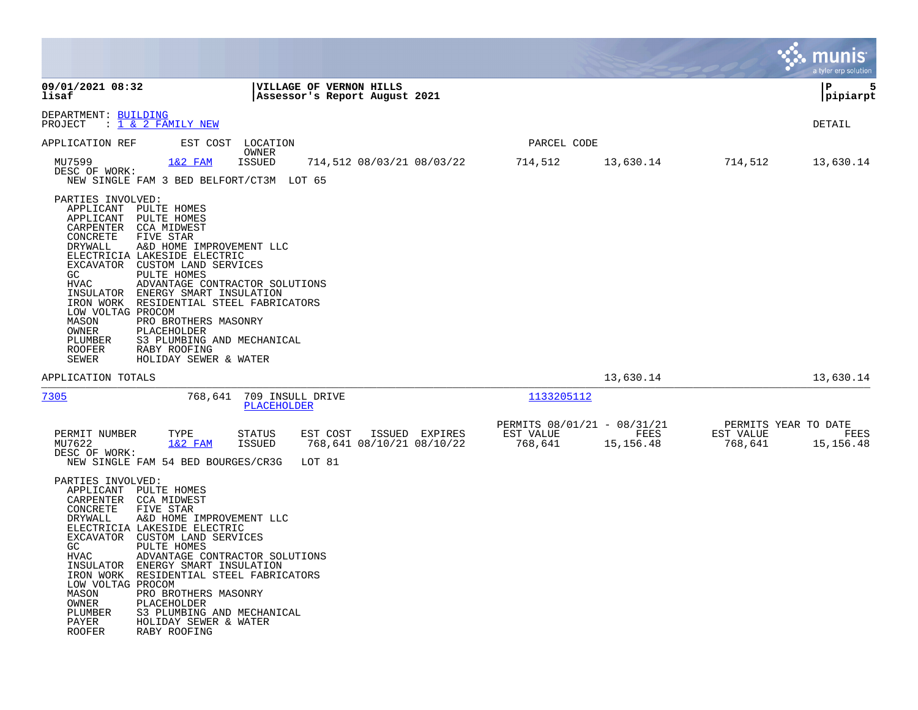**09/01/2021 08:32** | **VILLAGE OF VERNON HILLS** | **P 5**
**lisaf** | **Assessor's Report August 2021** | **pipiarpt**

DEPARTMENT: BUILDING
PROJECT : 1 & 2 FAMILY NEW

DETAIL

| APPLICATION REF | EST COST | LOCATION / OWNER | | PARCEL CODE | | | |
|---|---|---|---|---|---|---|---|
| MU7599 | 1&2 FAM | ISSUED | 714,512 08/03/21 08/03/22 | 714,512 | 13,630.14 | 714,512 | 13,630.14 |

DESC OF WORK:
NEW SINGLE FAM 3 BED BELFORT/CT3M LOT 65

PARTIES INVOLVED:

| Role | Party |
|---|---|
| APPLICANT | PULTE HOMES |
| APPLICANT | PULTE HOMES |
| CARPENTER | CCA MIDWEST |
| CONCRETE | FIVE STAR |
| DRYWALL | A&D HOME IMPROVEMENT LLC |
| ELECTRICIA | LAKESIDE ELECTRIC |
| EXCAVATOR | CUSTOM LAND SERVICES |
| GC | PULTE HOMES |
| HVAC | ADVANTAGE CONTRACTOR SOLUTIONS |
| INSULATOR | ENERGY SMART INSULATION |
| IRON WORK | RESIDENTIAL STEEL FABRICATORS |
| LOW VOLTAG | PROCOM |
| MASON | PRO BROTHERS MASONRY |
| OWNER | PLACEHOLDER |
| PLUMBER | S3 PLUMBING AND MECHANICAL |
| ROOFER | RABY ROOFING |
| SEWER | HOLIDAY SEWER & WATER |

APPLICATION TOTALS: 13,630.14 | 13,630.14

---

| APPLICATION REF | EST COST | LOCATION / OWNER | PARCEL CODE |
|---|---|---|---|
| 7305 | 768,641 | 709 INSULL DRIVE / PLACEHOLDER | 1133205112 |

| PERMIT NUMBER | TYPE | STATUS | EST COST | ISSUED | EXPIRES | PERMITS 08/01/21 - 08/31/21 EST VALUE | FEES | PERMITS YEAR TO DATE EST VALUE | FEES |
|---|---|---|---|---|---|---|---|---|---|
| MU7622 | 1&2 FAM | ISSUED | 768,641 | 08/10/21 | 08/10/22 | 768,641 | 15,156.48 | 768,641 | 15,156.48 |

DESC OF WORK:
NEW SINGLE FAM 54 BED BOURGES/CR3G LOT 81

PARTIES INVOLVED:

| Role | Party |
|---|---|
| APPLICANT | PULTE HOMES |
| CARPENTER | CCA MIDWEST |
| CONCRETE | FIVE STAR |
| DRYWALL | A&D HOME IMPROVEMENT LLC |
| ELECTRICIA | LAKESIDE ELECTRIC |
| EXCAVATOR | CUSTOM LAND SERVICES |
| GC | PULTE HOMES |
| HVAC | ADVANTAGE CONTRACTOR SOLUTIONS |
| INSULATOR | ENERGY SMART INSULATION |
| IRON WORK | RESIDENTIAL STEEL FABRICATORS |
| LOW VOLTAG | PROCOM |
| MASON | PRO BROTHERS MASONRY |
| OWNER | PLACEHOLDER |
| PLUMBER | S3 PLUMBING AND MECHANICAL |
| PAYER | HOLIDAY SEWER & WATER |
| ROOFER | RABY ROOFING |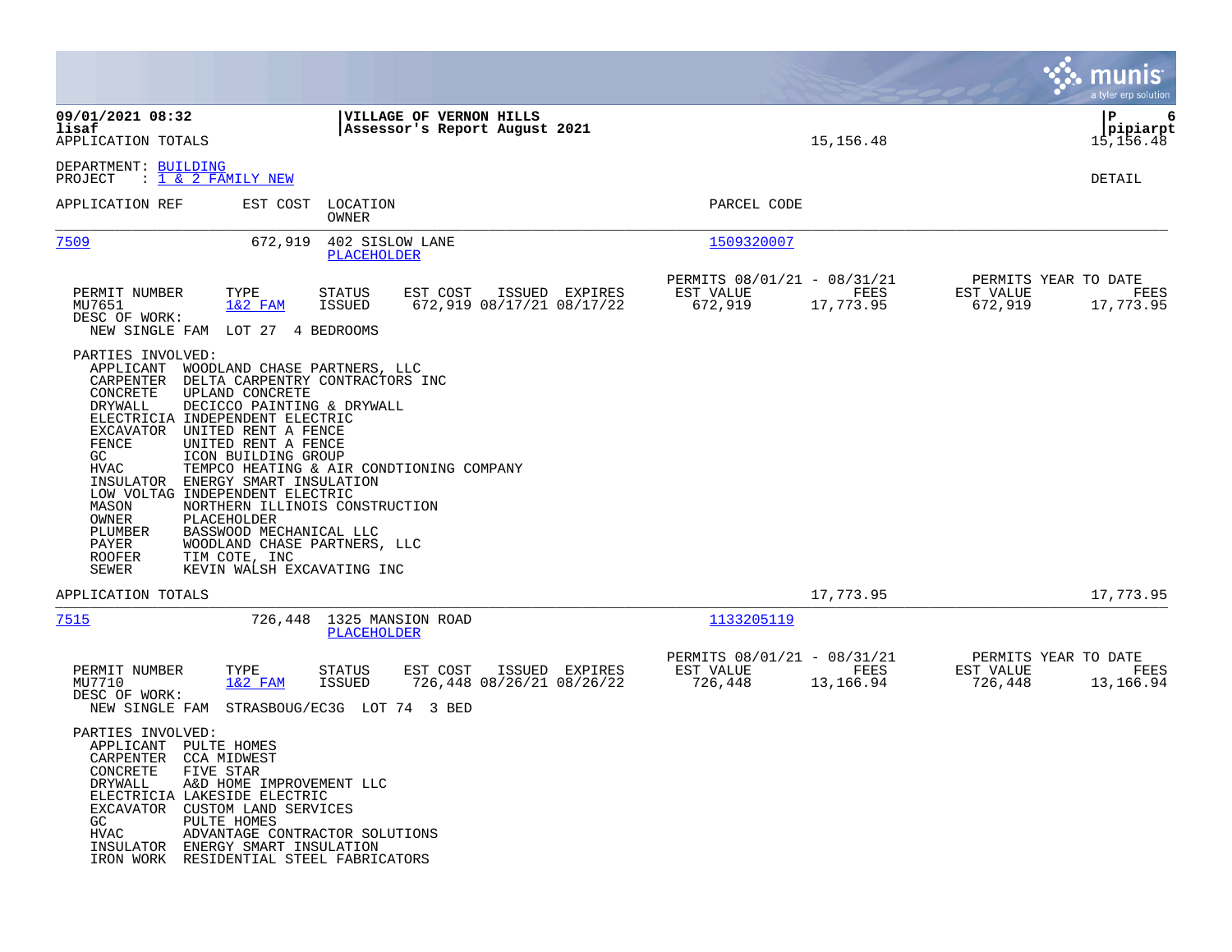**09/01/2021 08:32** | **VILLAGE OF VERNON HILLS**
**lisaf** | **Assessor's Report August 2021** | **pipiarpt**

APPLICATION TOTALS 15,156.48 15,156.48

DEPARTMENT: BUILDING
PROJECT : 1 & 2 FAMILY NEW DETAIL

| APPLICATION REF | EST COST | LOCATION / OWNER | PARCEL CODE |
|---|---|---|---|
| 7509 | 672,919 | 402 SISLOW LANE / PLACEHOLDER | 1509320007 |

| PERMIT NUMBER | TYPE | STATUS | EST COST | ISSUED | EXPIRES | PERMITS 08/01/21 - 08/31/21 EST VALUE | FEES | PERMITS YEAR TO DATE EST VALUE | FEES |
|---|---|---|---|---|---|---|---|---|---|
| MU7651 | 1&2 FAM | ISSUED | 672,919 | 08/17/21 | 08/17/22 | 672,919 | 17,773.95 | 672,919 | 17,773.95 |

DESC OF WORK:
NEW SINGLE FAM LOT 27 4 BEDROOMS

PARTIES INVOLVED:

| Role | Party |
|---|---|
| APPLICANT | WOODLAND CHASE PARTNERS, LLC |
| CARPENTER | DELTA CARPENTRY CONTRACTORS INC |
| CONCRETE | UPLAND CONCRETE |
| DRYWALL | DECICCO PAINTING & DRYWALL |
| ELECTRICIA | INDEPENDENT ELECTRIC |
| EXCAVATOR | UNITED RENT A FENCE |
| FENCE | UNITED RENT A FENCE |
| GC | ICON BUILDING GROUP |
| HVAC | TEMPCO HEATING & AIR CONDTIONING COMPANY |
| INSULATOR | ENERGY SMART INSULATION |
| LOW VOLTAG | INDEPENDENT ELECTRIC |
| MASON | NORTHERN ILLINOIS CONSTRUCTION |
| OWNER | PLACEHOLDER |
| PLUMBER | BASSWOOD MECHANICAL LLC |
| PAYER | WOODLAND CHASE PARTNERS, LLC |
| ROOFER | TIM COTE, INC |
| SEWER | KEVIN WALSH EXCAVATING INC |

APPLICATION TOTALS 17,773.95 17,773.95

| APPLICATION REF | EST COST | LOCATION / OWNER | PARCEL CODE |
|---|---|---|---|
| 7515 | 726,448 | 1325 MANSION ROAD / PLACEHOLDER | 1133205119 |

| PERMIT NUMBER | TYPE | STATUS | EST COST | ISSUED | EXPIRES | PERMITS 08/01/21 - 08/31/21 EST VALUE | FEES | PERMITS YEAR TO DATE EST VALUE | FEES |
|---|---|---|---|---|---|---|---|---|---|
| MU7710 | 1&2 FAM | ISSUED | 726,448 | 08/26/21 | 08/26/22 | 726,448 | 13,166.94 | 726,448 | 13,166.94 |

DESC OF WORK:
NEW SINGLE FAM STRASBOUG/EC3G LOT 74 3 BED

PARTIES INVOLVED:

| Role | Party |
|---|---|
| APPLICANT | PULTE HOMES |
| CARPENTER | CCA MIDWEST |
| CONCRETE | FIVE STAR |
| DRYWALL | A&D HOME IMPROVEMENT LLC |
| ELECTRICIA | LAKESIDE ELECTRIC |
| EXCAVATOR | CUSTOM LAND SERVICES |
| GC | PULTE HOMES |
| HVAC | ADVANTAGE CONTRACTOR SOLUTIONS |
| INSULATOR | ENERGY SMART INSULATION |
| IRON WORK | RESIDENTIAL STEEL FABRICATORS |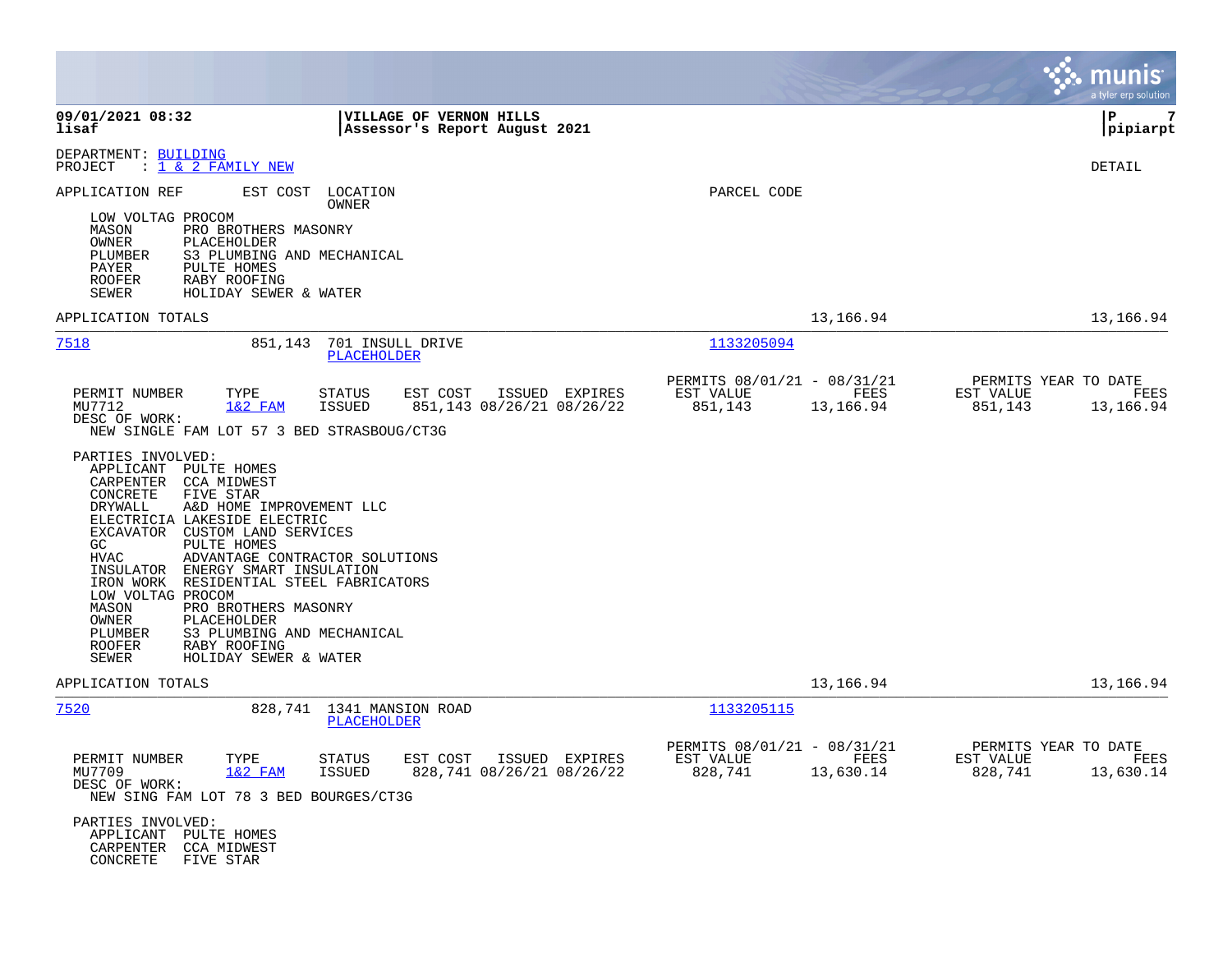DEPARTMENT: BUILDING
PROJECT : 1 & 2 FAMILY NEW

DETAIL

APPLICATION REF EST COST LOCATION OWNER PARCEL CODE

LOW VOLTAG PROCOM
MASON PRO BROTHERS MASONRY
OWNER PLACEHOLDER
PLUMBER S3 PLUMBING AND MECHANICAL
PAYER PULTE HOMES
ROOFER RABY ROOFING
SEWER HOLIDAY SEWER & WATER

APPLICATION TOTALS 13,166.94 13,166.94

---

**7518** 851,143 701 INSULL DRIVE PLACEHOLDER 1133205094

| PERMIT NUMBER | TYPE | STATUS | EST COST | ISSUED | EXPIRES | PERMITS 08/01/21 - 08/31/21 EST VALUE | FEES | PERMITS YEAR TO DATE EST VALUE | FEES |
|---|---|---|---|---|---|---|---|---|---|
| MU7712 | 1&2 FAM | ISSUED | 851,143 | 08/26/21 | 08/26/22 | 851,143 | 13,166.94 | 851,143 | 13,166.94 |

DESC OF WORK:
NEW SINGLE FAM LOT 57 3 BED STRASBOUG/CT3G

PARTIES INVOLVED:
APPLICANT PULTE HOMES
CARPENTER CCA MIDWEST
CONCRETE FIVE STAR
DRYWALL A&D HOME IMPROVEMENT LLC
ELECTRICIA LAKESIDE ELECTRIC
EXCAVATOR CUSTOM LAND SERVICES
GC PULTE HOMES
HVAC ADVANTAGE CONTRACTOR SOLUTIONS
INSULATOR ENERGY SMART INSULATION
IRON WORK RESIDENTIAL STEEL FABRICATORS
LOW VOLTAG PROCOM
MASON PRO BROTHERS MASONRY
OWNER PLACEHOLDER
PLUMBER S3 PLUMBING AND MECHANICAL
ROOFER RABY ROOFING
SEWER HOLIDAY SEWER & WATER

APPLICATION TOTALS 13,166.94 13,166.94

---

**7520** 828,741 1341 MANSION ROAD PLACEHOLDER 1133205115

| PERMIT NUMBER | TYPE | STATUS | EST COST | ISSUED | EXPIRES | PERMITS 08/01/21 - 08/31/21 EST VALUE | FEES | PERMITS YEAR TO DATE EST VALUE | FEES |
|---|---|---|---|---|---|---|---|---|---|
| MU7709 | 1&2 FAM | ISSUED | 828,741 | 08/26/21 | 08/26/22 | 828,741 | 13,630.14 | 828,741 | 13,630.14 |

DESC OF WORK:
NEW SING FAM LOT 78 3 BED BOURGES/CT3G

PARTIES INVOLVED:
APPLICANT PULTE HOMES
CARPENTER CCA MIDWEST
CONCRETE FIVE STAR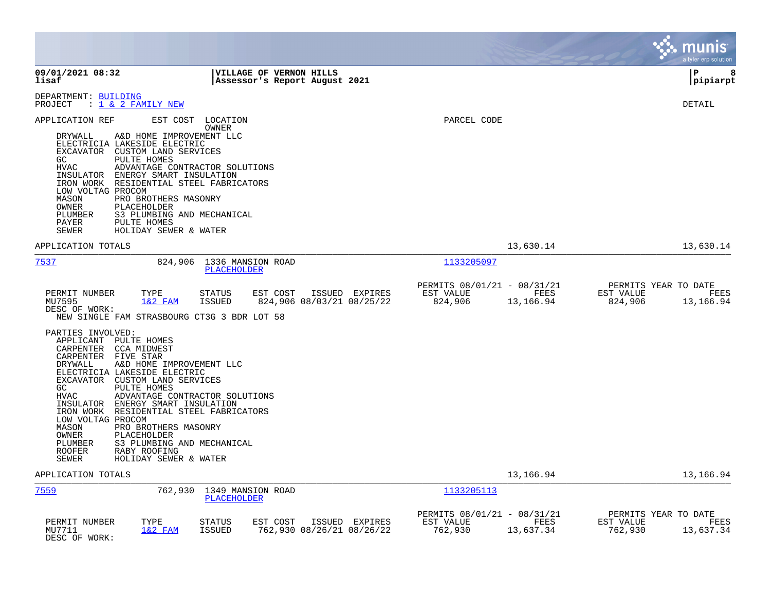DEPARTMENT: BUILDING
PROJECT : 1 & 2 FAMILY NEW

DETAIL

APPLICATION REF  EST COST  LOCATION  OWNER  PARCEL CODE

| Role | Party |
|---|---|
| DRYWALL | A&D HOME IMPROVEMENT LLC |
| ELECTRICIA | LAKESIDE ELECTRIC |
| EXCAVATOR | CUSTOM LAND SERVICES |
| GC | PULTE HOMES |
| HVAC | ADVANTAGE CONTRACTOR SOLUTIONS |
| INSULATOR | ENERGY SMART INSULATION |
| IRON WORK | RESIDENTIAL STEEL FABRICATORS |
| LOW VOLTAG | PROCOM |
| MASON | PRO BROTHERS MASONRY |
| OWNER | PLACEHOLDER |
| PLUMBER | S3 PLUMBING AND MECHANICAL |
| PAYER | PULTE HOMES |
| SEWER | HOLIDAY SEWER & WATER |

APPLICATION TOTALS 13,630.14 13,630.14

---

**7537** — EST COST 824,906 — 1336 MANSION ROAD — OWNER: PLACEHOLDER — PARCEL CODE: 1133205097

| PERMIT NUMBER | TYPE | STATUS | EST COST | ISSUED | EXPIRES | PERMITS 08/01/21 - 08/31/21 EST VALUE | FEES | PERMITS YEAR TO DATE EST VALUE | FEES |
|---|---|---|---|---|---|---|---|---|---|
| MU7595 | 1&2 FAM | ISSUED | 824,906 | 08/03/21 | 08/25/22 | 824,906 | 13,166.94 | 824,906 | 13,166.94 |

DESC OF WORK:
NEW SINGLE FAM STRASBOURG CT3G 3 BDR LOT 58

PARTIES INVOLVED:

| Role | Party |
|---|---|
| APPLICANT | PULTE HOMES |
| CARPENTER | CCA MIDWEST |
| CARPENTER | FIVE STAR |
| DRYWALL | A&D HOME IMPROVEMENT LLC |
| ELECTRICIA | LAKESIDE ELECTRIC |
| EXCAVATOR | CUSTOM LAND SERVICES |
| GC | PULTE HOMES |
| HVAC | ADVANTAGE CONTRACTOR SOLUTIONS |
| INSULATOR | ENERGY SMART INSULATION |
| IRON WORK | RESIDENTIAL STEEL FABRICATORS |
| LOW VOLTAG | PROCOM |
| MASON | PRO BROTHERS MASONRY |
| OWNER | PLACEHOLDER |
| PLUMBER | S3 PLUMBING AND MECHANICAL |
| ROOFER | RABY ROOFING |
| SEWER | HOLIDAY SEWER & WATER |

APPLICATION TOTALS 13,166.94 13,166.94

---

**7559** — EST COST 762,930 — 1349 MANSION ROAD — OWNER: PLACEHOLDER — PARCEL CODE: 1133205113

| PERMIT NUMBER | TYPE | STATUS | EST COST | ISSUED | EXPIRES | PERMITS 08/01/21 - 08/31/21 EST VALUE | FEES | PERMITS YEAR TO DATE EST VALUE | FEES |
|---|---|---|---|---|---|---|---|---|---|
| MU7711 | 1&2 FAM | ISSUED | 762,930 | 08/26/21 | 08/26/22 | 762,930 | 13,637.34 | 762,930 | 13,637.34 |

DESC OF WORK: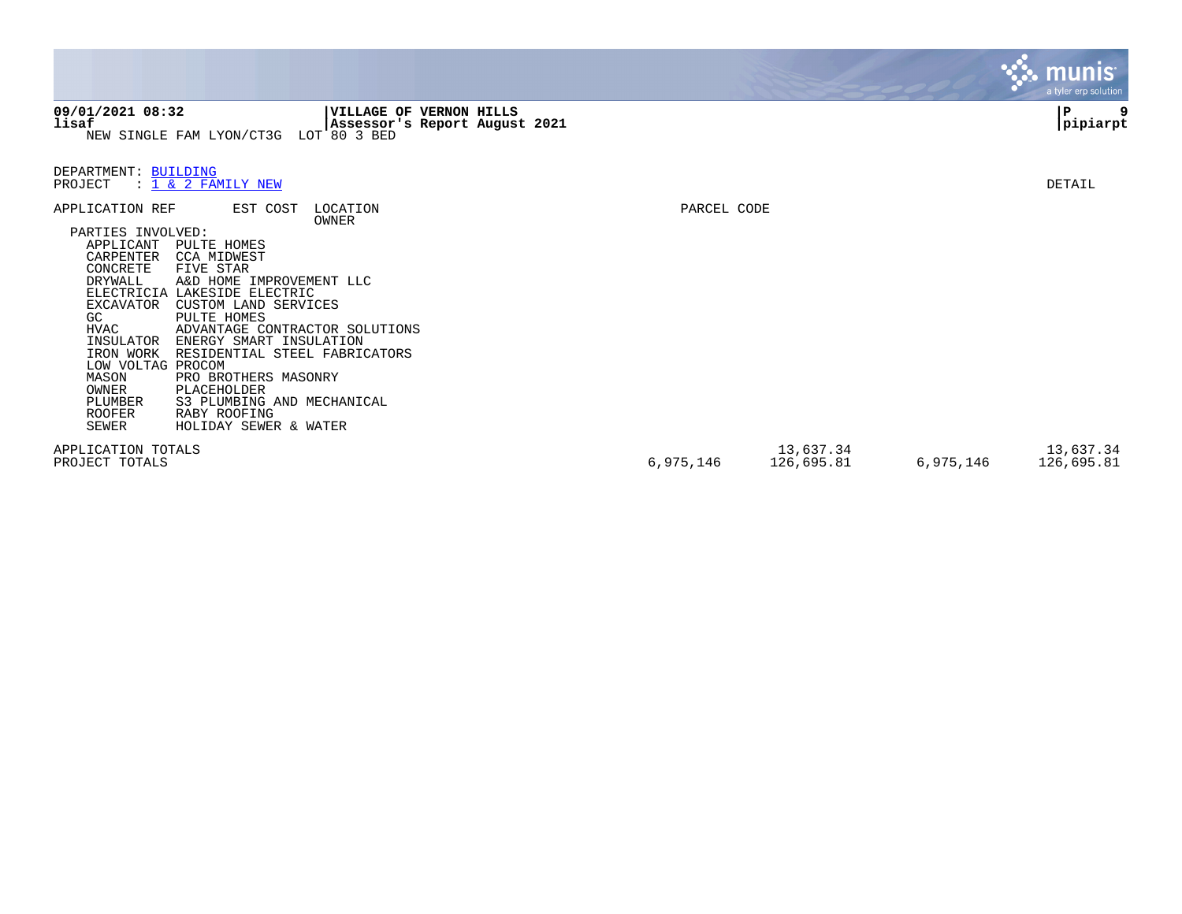NEW SINGLE FAM LYON/CT3G LOT 80 3 BED

DEPARTMENT: BUILDING
PROJECT : 1 & 2 FAMILY NEW

DETAIL

| APPLICATION REF | EST COST | LOCATION / OWNER | PARCEL CODE | | | |
|---|---|---|---|---|---|---|

PARTIES INVOLVED:

| Role | Party |
|---|---|
| APPLICANT | PULTE HOMES |
| CARPENTER | CCA MIDWEST |
| CONCRETE | FIVE STAR |
| DRYWALL | A&D HOME IMPROVEMENT LLC |
| ELECTRICIA | LAKESIDE ELECTRIC |
| EXCAVATOR | CUSTOM LAND SERVICES |
| GC | PULTE HOMES |
| HVAC | ADVANTAGE CONTRACTOR SOLUTIONS |
| INSULATOR | ENERGY SMART INSULATION |
| IRON WORK | RESIDENTIAL STEEL FABRICATORS |
| LOW VOLTAG | PROCOM |
| MASON | PRO BROTHERS MASONRY |
| OWNER | PLACEHOLDER |
| PLUMBER | S3 PLUMBING AND MECHANICAL |
| ROOFER | RABY ROOFING |
| SEWER | HOLIDAY SEWER & WATER |

| | | | | |
|---|---|---|---|---|
| APPLICATION TOTALS | | 13,637.34 | | 13,637.34 |
| PROJECT TOTALS | 6,975,146 | 126,695.81 | 6,975,146 | 126,695.81 |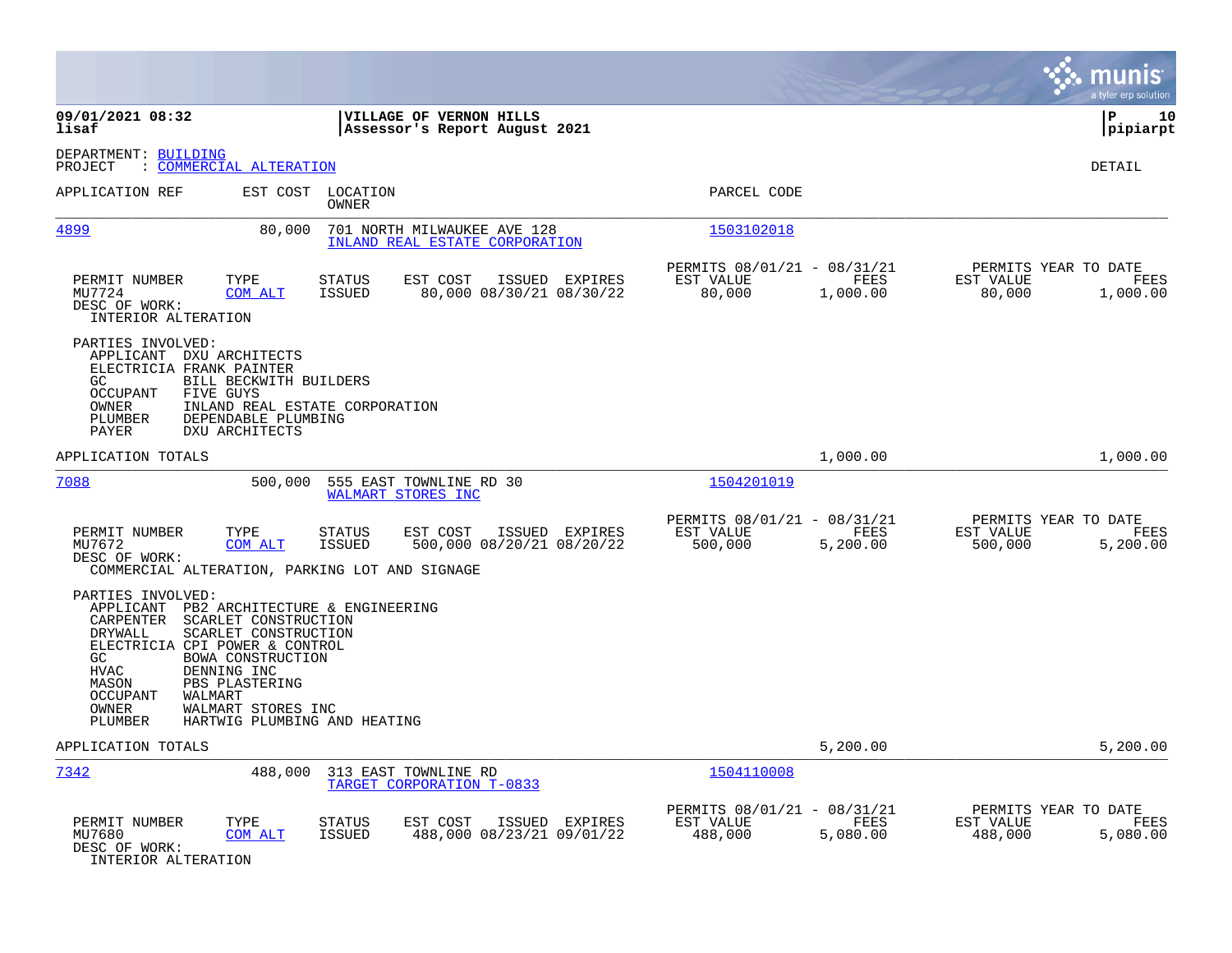**VILLAGE OF VERNON HILLS**
**Assessor's Report August 2021**

09/01/2021 08:32
lisaf

P 10
pipiarpt

DEPARTMENT: BUILDING
PROJECT : COMMERCIAL ALTERATION

DETAIL

| APPLICATION REF | EST COST | LOCATION / OWNER | PARCEL CODE |
|---|---|---|---|
| 4899 | 80,000 | 701 NORTH MILWAUKEE AVE 128 / INLAND REAL ESTATE CORPORATION | 1503102018 |

| PERMIT NUMBER | TYPE | STATUS | EST COST | ISSUED | EXPIRES | PERMITS 08/01/21 - 08/31/21 EST VALUE | FEES | PERMITS YEAR TO DATE EST VALUE | FEES |
|---|---|---|---|---|---|---|---|---|---|
| MU7724 | COM ALT | ISSUED | 80,000 | 08/30/21 | 08/30/22 | 80,000 | 1,000.00 | 80,000 | 1,000.00 |

DESC OF WORK:
INTERIOR ALTERATION

PARTIES INVOLVED:
- APPLICANT DXU ARCHITECTS
- ELECTRICIA FRANK PAINTER
- GC BILL BECKWITH BUILDERS
- OCCUPANT FIVE GUYS
- OWNER INLAND REAL ESTATE CORPORATION
- PLUMBER DEPENDABLE PLUMBING
- PAYER DXU ARCHITECTS

APPLICATION TOTALS 1,000.00 1,000.00

| APPLICATION REF | EST COST | LOCATION / OWNER | PARCEL CODE |
|---|---|---|---|
| 7088 | 500,000 | 555 EAST TOWNLINE RD 30 / WALMART STORES INC | 1504201019 |

| PERMIT NUMBER | TYPE | STATUS | EST COST | ISSUED | EXPIRES | PERMITS 08/01/21 - 08/31/21 EST VALUE | FEES | PERMITS YEAR TO DATE EST VALUE | FEES |
|---|---|---|---|---|---|---|---|---|---|
| MU7672 | COM ALT | ISSUED | 500,000 | 08/20/21 | 08/20/22 | 500,000 | 5,200.00 | 500,000 | 5,200.00 |

DESC OF WORK:
COMMERCIAL ALTERATION, PARKING LOT AND SIGNAGE

PARTIES INVOLVED:
- APPLICANT PB2 ARCHITECTURE & ENGINEERING
- CARPENTER SCARLET CONSTRUCTION
- DRYWALL SCARLET CONSTRUCTION
- ELECTRICIA CPI POWER & CONTROL
- GC BOWA CONSTRUCTION
- HVAC DENNING INC
- MASON PBS PLASTERING
- OCCUPANT WALMART
- OWNER WALMART STORES INC
- PLUMBER HARTWIG PLUMBING AND HEATING

APPLICATION TOTALS 5,200.00 5,200.00

| APPLICATION REF | EST COST | LOCATION / OWNER | PARCEL CODE |
|---|---|---|---|
| 7342 | 488,000 | 313 EAST TOWNLINE RD / TARGET CORPORATION T-0833 | 1504110008 |

| PERMIT NUMBER | TYPE | STATUS | EST COST | ISSUED | EXPIRES | PERMITS 08/01/21 - 08/31/21 EST VALUE | FEES | PERMITS YEAR TO DATE EST VALUE | FEES |
|---|---|---|---|---|---|---|---|---|---|
| MU7680 | COM ALT | ISSUED | 488,000 | 08/23/21 | 09/01/22 | 488,000 | 5,080.00 | 488,000 | 5,080.00 |

DESC OF WORK:
INTERIOR ALTERATION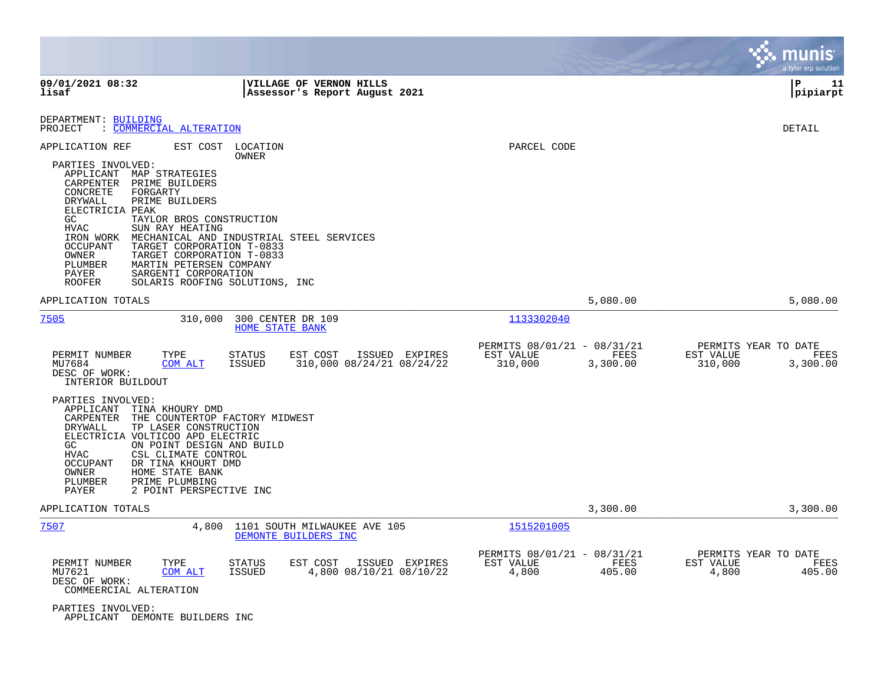DEPARTMENT: BUILDING
PROJECT : COMMERCIAL ALTERATION

DETAIL

APPLICATION REF | EST COST | LOCATION / OWNER | PARCEL CODE

PARTIES INVOLVED:

- APPLICANT MAP STRATEGIES
- CARPENTER PRIME BUILDERS
- CONCRETE FORGARTY
- DRYWALL PRIME BUILDERS
- ELECTRICIA PEAK
- GC TAYLOR BROS CONSTRUCTION
- HVAC SUN RAY HEATING
- IRON WORK MECHANICAL AND INDUSTRIAL STEEL SERVICES
- OCCUPANT TARGET CORPORATION T-0833
- OWNER TARGET CORPORATION T-0833
- PLUMBER MARTIN PETERSEN COMPANY
- PAYER SARGENTI CORPORATION
- ROOFER SOLARIS ROOFING SOLUTIONS, INC

APPLICATION TOTALS 5,080.00 5,080.00

---

**7505** | 310,000 | 300 CENTER DR 109 / HOME STATE BANK | 1133302040

| PERMIT NUMBER | TYPE | STATUS | EST COST | ISSUED | EXPIRES | PERMITS 08/01/21 - 08/31/21 EST VALUE | FEES | PERMITS YEAR TO DATE EST VALUE | FEES |
|---|---|---|---|---|---|---|---|---|---|
| MU7684 | COM ALT | ISSUED | 310,000 | 08/24/21 | 08/24/22 | 310,000 | 3,300.00 | 310,000 | 3,300.00 |

DESC OF WORK:
INTERIOR BUILDOUT

PARTIES INVOLVED:

- APPLICANT TINA KHOURY DMD
- CARPENTER THE COUNTERTOP FACTORY MIDWEST
- DRYWALL TP LASER CONSTRUCTION
- ELECTRICIA VOLTICOO APD ELECTRIC
- GC ON POINT DESIGN AND BUILD
- HVAC CSL CLIMATE CONTROL
- OCCUPANT DR TINA KHOURT DMD
- OWNER HOME STATE BANK
- PLUMBER PRIME PLUMBING
- PAYER 2 POINT PERSPECTIVE INC

APPLICATION TOTALS 3,300.00 3,300.00

---

**7507** | 4,800 | 1101 SOUTH MILWAUKEE AVE 105 / DEMONTE BUILDERS INC | 1515201005

| PERMIT NUMBER | TYPE | STATUS | EST COST | ISSUED | EXPIRES | PERMITS 08/01/21 - 08/31/21 EST VALUE | FEES | PERMITS YEAR TO DATE EST VALUE | FEES |
|---|---|---|---|---|---|---|---|---|---|
| MU7621 | COM ALT | ISSUED | 4,800 | 08/10/21 | 08/10/22 | 4,800 | 405.00 | 4,800 | 405.00 |

DESC OF WORK:
COMMEERCIAL ALTERATION

PARTIES INVOLVED:

- APPLICANT DEMONTE BUILDERS INC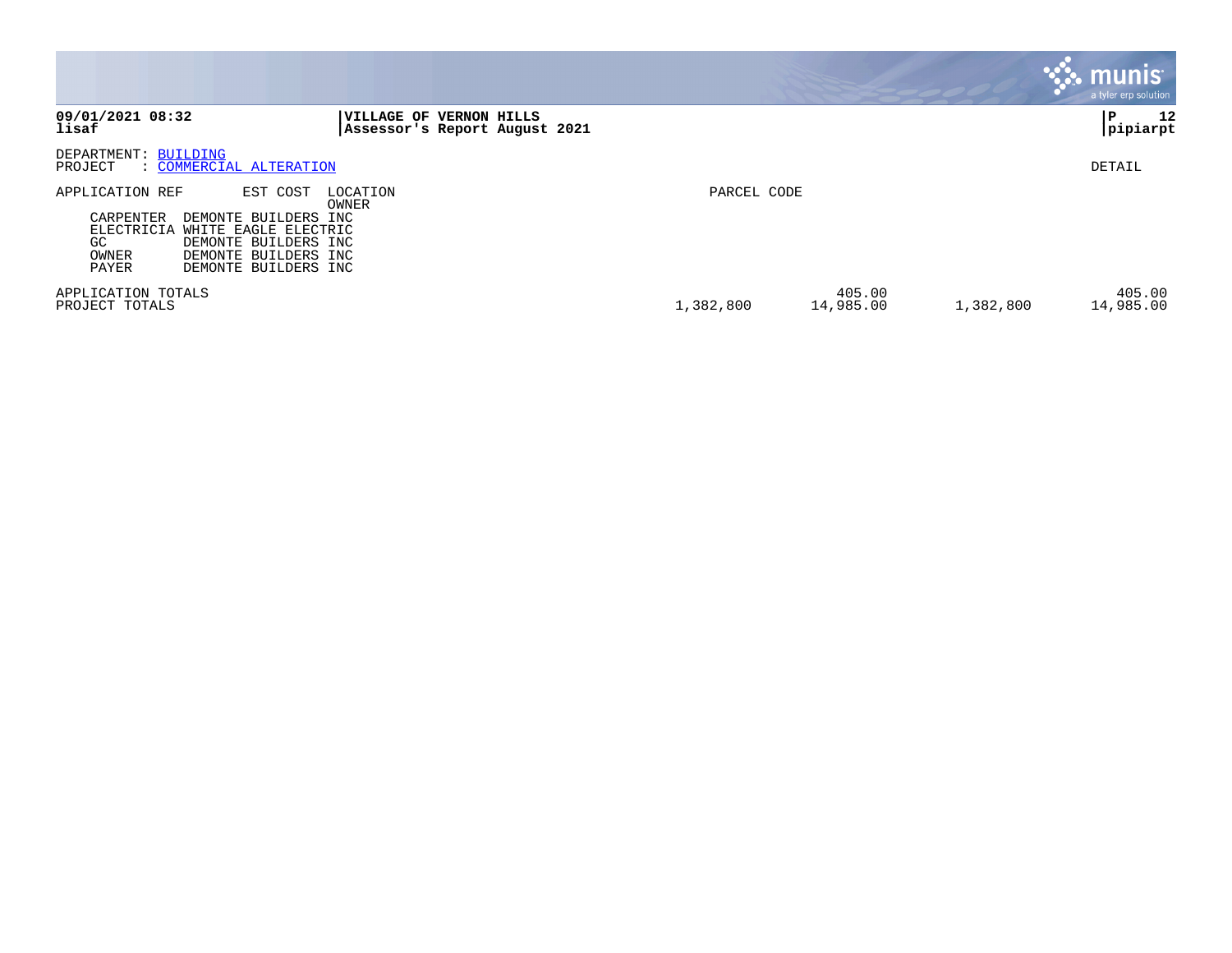**09/01/2021 08:32**
**lisaf**

**VILLAGE OF VERNON HILLS**
**Assessor's Report August 2021**

**P 12**
**pipiarpt**

DEPARTMENT: BUILDING
PROJECT : COMMERCIAL ALTERATION

DETAIL

| APPLICATION REF | EST COST | LOCATION / OWNER | PARCEL CODE | | | |
|---|---|---|---|---|---|---|
| CARPENTER | DEMONTE BUILDERS INC | | | | | |
| ELECTRICIA | WHITE EAGLE ELECTRIC | | | | | |
| GC | DEMONTE BUILDERS INC | | | | | |
| OWNER | DEMONTE BUILDERS INC | | | | | |
| PAYER | DEMONTE BUILDERS INC | | | | | |
| APPLICATION TOTALS | | | | 405.00 | | 405.00 |
| PROJECT TOTALS | | | 1,382,800 | 14,985.00 | 1,382,800 | 14,985.00 |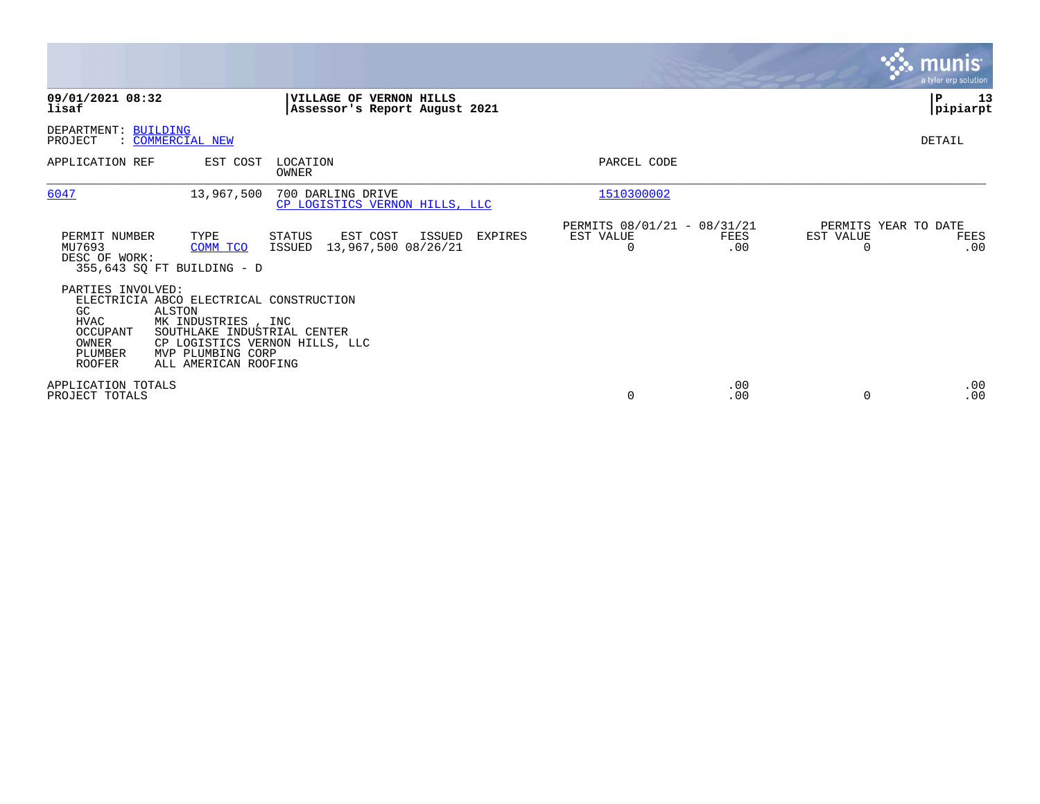**VILLAGE OF VERNON HILLS**
**Assessor's Report August 2021**

**09/01/2021 08:32**
**lisaf**

**pipiarpt**

DEPARTMENT: BUILDING
PROJECT : COMMERCIAL NEW

DETAIL

| APPLICATION REF | EST COST | LOCATION / OWNER | PARCEL CODE |
|---|---|---|---|
| 6047 | 13,967,500 | 700 DARLING DRIVE / CP LOGISTICS VERNON HILLS, LLC | 1510300002 |

| PERMIT NUMBER | TYPE | STATUS | EST COST | ISSUED | EXPIRES | PERMITS 08/01/21 - 08/31/21 EST VALUE | FEES | PERMITS YEAR TO DATE EST VALUE | FEES |
|---|---|---|---|---|---|---|---|---|---|
| MU7693 | COMM TCO | ISSUED | 13,967,500 | 08/26/21 | | 0 | .00 | 0 | .00 |

DESC OF WORK:
355,643 SQ FT BUILDING - D

PARTIES INVOLVED:

| | |
|---|---|
| ELECTRICIA | ABCO ELECTRICAL CONSTRUCTION |
| GC | ALSTON |
| HVAC | MK INDUSTRIES , INC |
| OCCUPANT | SOUTHLAKE INDUSTRIAL CENTER |
| OWNER | CP LOGISTICS VERNON HILLS, LLC |
| PLUMBER | MVP PLUMBING CORP |
| ROOFER | ALL AMERICAN ROOFING |

| | EST VALUE | FEES | YTD EST VALUE | YTD FEES |
|---|---|---|---|---|
| APPLICATION TOTALS | | .00 | | .00 |
| PROJECT TOTALS | 0 | .00 | 0 | .00 |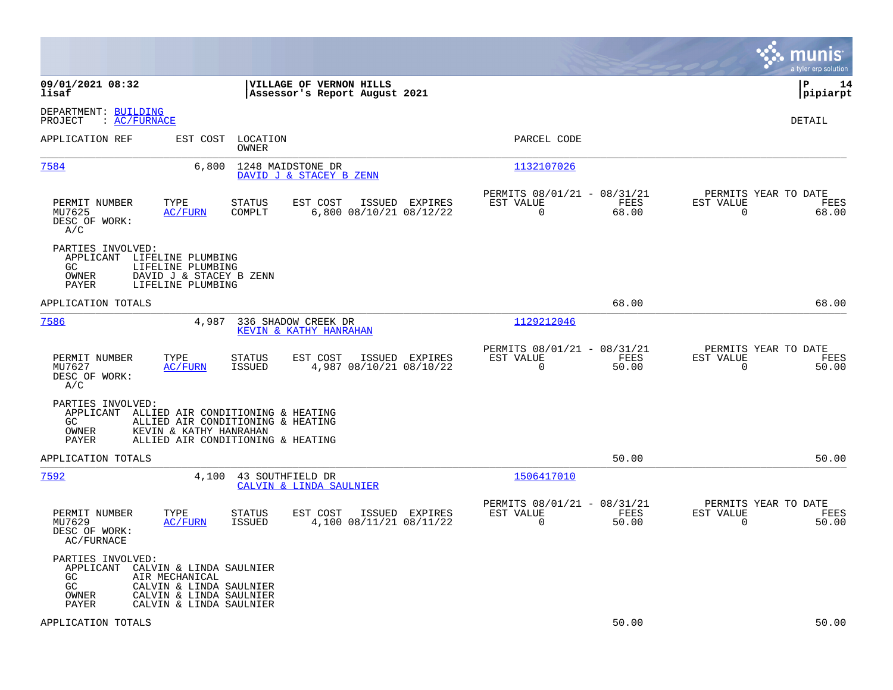**VILLAGE OF VERNON HILLS**
**Assessor's Report August 2021**

09/01/2021 08:32
lisaf

P 14
pipiarpt

DEPARTMENT: BUILDING
PROJECT : AC/FURNACE

DETAIL

| APPLICATION REF | EST COST | LOCATION / OWNER | PARCEL CODE |
|---|---|---|---|
| 7584 | 6,800 | 1248 MAIDSTONE DR / DAVID J & STACEY B ZENN | 1132107026 |

| PERMIT NUMBER | TYPE | STATUS | EST COST | ISSUED | EXPIRES | PERMITS 08/01/21 - 08/31/21 EST VALUE | FEES | PERMITS YEAR TO DATE EST VALUE | FEES |
|---|---|---|---|---|---|---|---|---|---|
| MU7625 | AC/FURN | COMPLT | 6,800 | 08/10/21 | 08/12/22 | 0 | 68.00 | 0 | 68.00 |

DESC OF WORK:
A/C

PARTIES INVOLVED:
- APPLICANT LIFELINE PLUMBING
- GC LIFELINE PLUMBING
- OWNER DAVID J & STACEY B ZENN
- PAYER LIFELINE PLUMBING

APPLICATION TOTALS 68.00 68.00

| APPLICATION REF | EST COST | LOCATION / OWNER | PARCEL CODE |
|---|---|---|---|
| 7586 | 4,987 | 336 SHADOW CREEK DR / KEVIN & KATHY HANRAHAN | 1129212046 |

| PERMIT NUMBER | TYPE | STATUS | EST COST | ISSUED | EXPIRES | PERMITS 08/01/21 - 08/31/21 EST VALUE | FEES | PERMITS YEAR TO DATE EST VALUE | FEES |
|---|---|---|---|---|---|---|---|---|---|
| MU7627 | AC/FURN | ISSUED | 4,987 | 08/10/21 | 08/10/22 | 0 | 50.00 | 0 | 50.00 |

DESC OF WORK:
A/C

PARTIES INVOLVED:
- APPLICANT ALLIED AIR CONDITIONING & HEATING
- GC ALLIED AIR CONDITIONING & HEATING
- OWNER KEVIN & KATHY HANRAHAN
- PAYER ALLIED AIR CONDITIONING & HEATING

APPLICATION TOTALS 50.00 50.00

| APPLICATION REF | EST COST | LOCATION / OWNER | PARCEL CODE |
|---|---|---|---|
| 7592 | 4,100 | 43 SOUTHFIELD DR / CALVIN & LINDA SAULNIER | 1506417010 |

| PERMIT NUMBER | TYPE | STATUS | EST COST | ISSUED | EXPIRES | PERMITS 08/01/21 - 08/31/21 EST VALUE | FEES | PERMITS YEAR TO DATE EST VALUE | FEES |
|---|---|---|---|---|---|---|---|---|---|
| MU7629 | AC/FURN | ISSUED | 4,100 | 08/11/21 | 08/11/22 | 0 | 50.00 | 0 | 50.00 |

DESC OF WORK:
AC/FURNACE

PARTIES INVOLVED:
- APPLICANT CALVIN & LINDA SAULNIER
- GC AIR MECHANICAL
- GC CALVIN & LINDA SAULNIER
- OWNER CALVIN & LINDA SAULNIER
- PAYER CALVIN & LINDA SAULNIER

APPLICATION TOTALS 50.00 50.00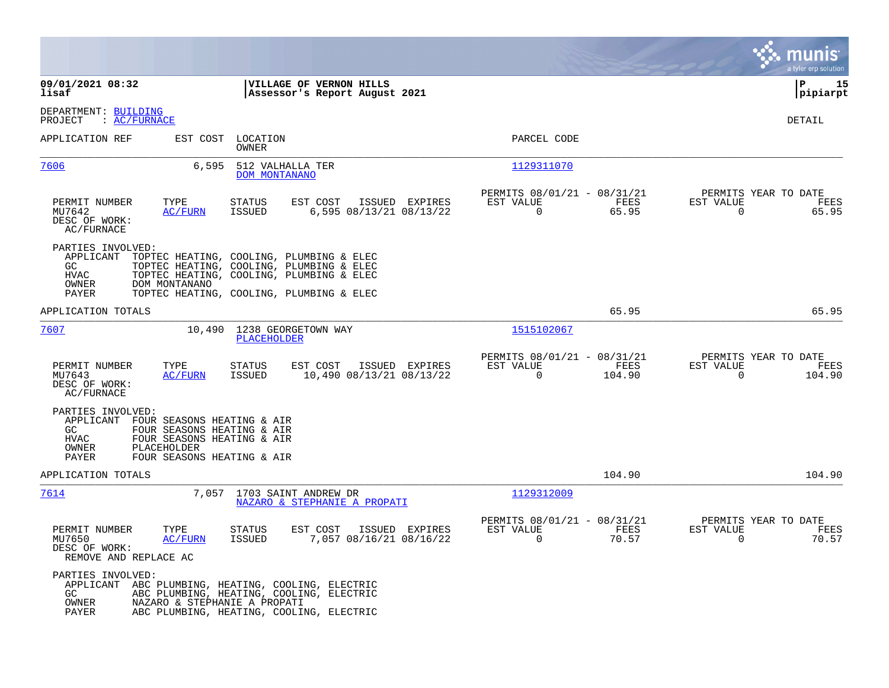**09/01/2021 08:32** | **VILLAGE OF VERNON HILLS** | **P 15**
**lisaf** | **Assessor's Report August 2021** | **pipiarpt**

DEPARTMENT: BUILDING
PROJECT : AC/FURNACE

DETAIL

| APPLICATION REF | EST COST | LOCATION / OWNER | PARCEL CODE |
|---|---|---|---|
| 7606 | 6,595 | 512 VALHALLA TER / DOM MONTANANO | 1129311070 |

| PERMIT NUMBER | TYPE | STATUS | EST COST | ISSUED | EXPIRES | PERMITS 08/01/21 - 08/31/21 EST VALUE | FEES | PERMITS YEAR TO DATE EST VALUE | FEES |
|---|---|---|---|---|---|---|---|---|---|
| MU7642 | AC/FURN | ISSUED | 6,595 | 08/13/21 | 08/13/22 | 0 | 65.95 | 0 | 65.95 |

DESC OF WORK:
AC/FURNACE

PARTIES INVOLVED:
- APPLICANT TOPTEC HEATING, COOLING, PLUMBING & ELEC
- GC TOPTEC HEATING, COOLING, PLUMBING & ELEC
- HVAC TOPTEC HEATING, COOLING, PLUMBING & ELEC
- OWNER DOM MONTANANO
- PAYER TOPTEC HEATING, COOLING, PLUMBING & ELEC

APPLICATION TOTALS 65.95 65.95

| APPLICATION REF | EST COST | LOCATION / OWNER | PARCEL CODE |
|---|---|---|---|
| 7607 | 10,490 | 1238 GEORGETOWN WAY / PLACEHOLDER | 1515102067 |

| PERMIT NUMBER | TYPE | STATUS | EST COST | ISSUED | EXPIRES | PERMITS 08/01/21 - 08/31/21 EST VALUE | FEES | PERMITS YEAR TO DATE EST VALUE | FEES |
|---|---|---|---|---|---|---|---|---|---|
| MU7643 | AC/FURN | ISSUED | 10,490 | 08/13/21 | 08/13/22 | 0 | 104.90 | 0 | 104.90 |

DESC OF WORK:
AC/FURNACE

PARTIES INVOLVED:
- APPLICANT FOUR SEASONS HEATING & AIR
- GC FOUR SEASONS HEATING & AIR
- HVAC FOUR SEASONS HEATING & AIR
- OWNER PLACEHOLDER
- PAYER FOUR SEASONS HEATING & AIR

APPLICATION TOTALS 104.90 104.90

| APPLICATION REF | EST COST | LOCATION / OWNER | PARCEL CODE |
|---|---|---|---|
| 7614 | 7,057 | 1703 SAINT ANDREW DR / NAZARO & STEPHANIE A PROPATI | 1129312009 |

| PERMIT NUMBER | TYPE | STATUS | EST COST | ISSUED | EXPIRES | PERMITS 08/01/21 - 08/31/21 EST VALUE | FEES | PERMITS YEAR TO DATE EST VALUE | FEES |
|---|---|---|---|---|---|---|---|---|---|
| MU7650 | AC/FURN | ISSUED | 7,057 | 08/16/21 | 08/16/22 | 0 | 70.57 | 0 | 70.57 |

DESC OF WORK:
REMOVE AND REPLACE AC

PARTIES INVOLVED:
- APPLICANT ABC PLUMBING, HEATING, COOLING, ELECTRIC
- GC ABC PLUMBING, HEATING, COOLING, ELECTRIC
- OWNER NAZARO & STEPHANIE A PROPATI
- PAYER ABC PLUMBING, HEATING, COOLING, ELECTRIC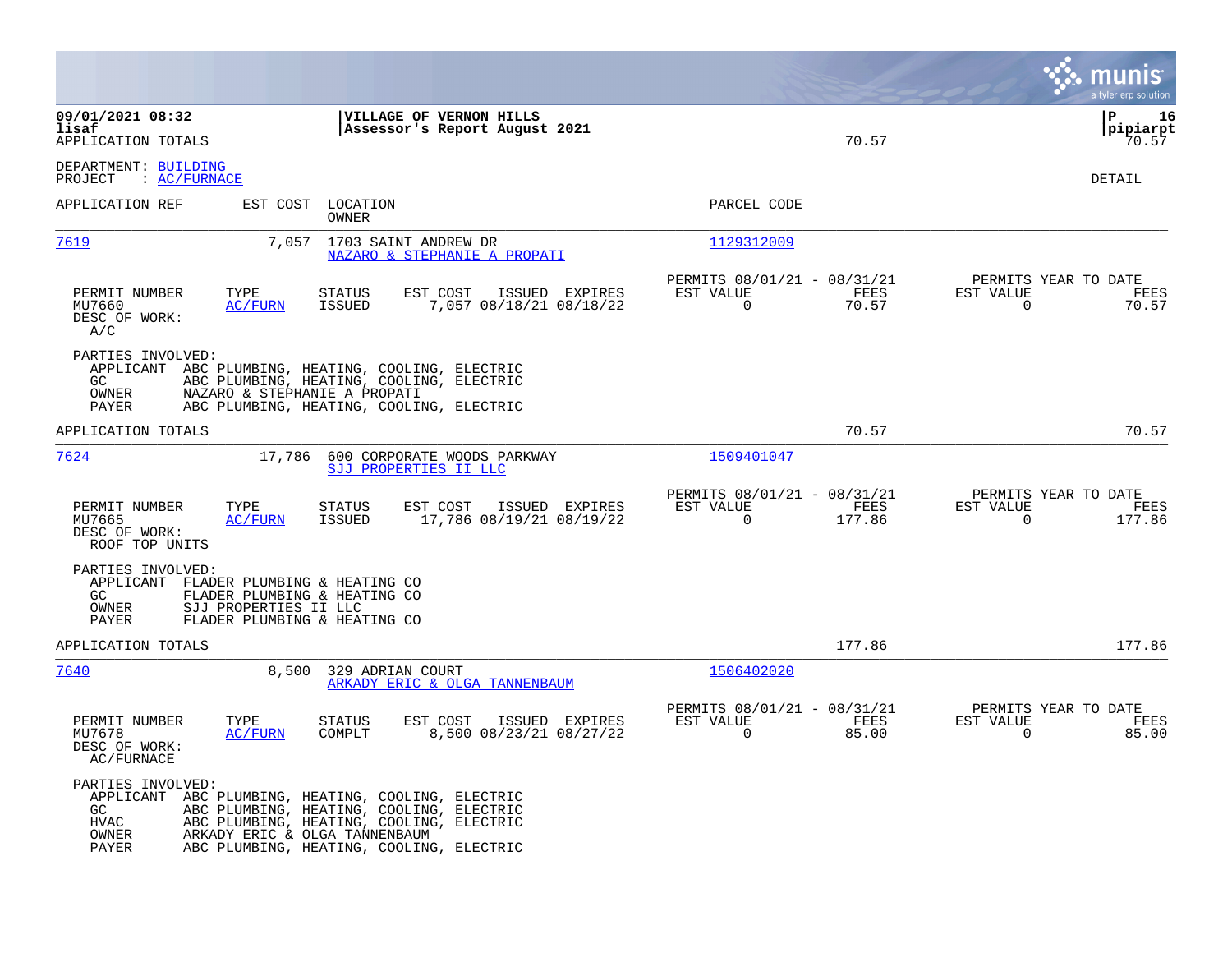**VILLAGE OF VERNON HILLS**
**Assessor's Report August 2021**

09/01/2021 08:32 | lisaf | APPLICATION TOTALS 70.57 | P 16 | pipiarpt 70.57

DEPARTMENT: BUILDING
PROJECT : AC/FURNACE

DETAIL

| APPLICATION REF | EST COST | LOCATION / OWNER | PARCEL CODE |
|---|---|---|---|
| 7619 | 7,057 | 1703 SAINT ANDREW DR / NAZARO & STEPHANIE A PROPATI | 1129312009 |

| PERMIT NUMBER | TYPE | STATUS | EST COST | ISSUED | EXPIRES | PERMITS 08/01/21 - 08/31/21 EST VALUE | FEES | PERMITS YEAR TO DATE EST VALUE | FEES |
|---|---|---|---|---|---|---|---|---|---|
| MU7660 | AC/FURN | ISSUED | 7,057 | 08/18/21 | 08/18/22 | 0 | 70.57 | 0 | 70.57 |

DESC OF WORK:
A/C

PARTIES INVOLVED:
- APPLICANT ABC PLUMBING, HEATING, COOLING, ELECTRIC
- GC ABC PLUMBING, HEATING, COOLING, ELECTRIC
- OWNER NAZARO & STEPHANIE A PROPATI
- PAYER ABC PLUMBING, HEATING, COOLING, ELECTRIC

APPLICATION TOTALS 70.57 70.57

| APPLICATION REF | EST COST | LOCATION / OWNER | PARCEL CODE |
|---|---|---|---|
| 7624 | 17,786 | 600 CORPORATE WOODS PARKWAY / SJJ PROPERTIES II LLC | 1509401047 |

| PERMIT NUMBER | TYPE | STATUS | EST COST | ISSUED | EXPIRES | PERMITS 08/01/21 - 08/31/21 EST VALUE | FEES | PERMITS YEAR TO DATE EST VALUE | FEES |
|---|---|---|---|---|---|---|---|---|---|
| MU7665 | AC/FURN | ISSUED | 17,786 | 08/19/21 | 08/19/22 | 0 | 177.86 | 0 | 177.86 |

DESC OF WORK:
ROOF TOP UNITS

PARTIES INVOLVED:
- APPLICANT FLADER PLUMBING & HEATING CO
- GC FLADER PLUMBING & HEATING CO
- OWNER SJJ PROPERTIES II LLC
- PAYER FLADER PLUMBING & HEATING CO

APPLICATION TOTALS 177.86 177.86

| APPLICATION REF | EST COST | LOCATION / OWNER | PARCEL CODE |
|---|---|---|---|
| 7640 | 8,500 | 329 ADRIAN COURT / ARKADY ERIC & OLGA TANNENBAUM | 1506402020 |

| PERMIT NUMBER | TYPE | STATUS | EST COST | ISSUED | EXPIRES | PERMITS 08/01/21 - 08/31/21 EST VALUE | FEES | PERMITS YEAR TO DATE EST VALUE | FEES |
|---|---|---|---|---|---|---|---|---|---|
| MU7678 | AC/FURN | COMPLT | 8,500 | 08/23/21 | 08/27/22 | 0 | 85.00 | 0 | 85.00 |

DESC OF WORK:
AC/FURNACE

PARTIES INVOLVED:
- APPLICANT ABC PLUMBING, HEATING, COOLING, ELECTRIC
- GC ABC PLUMBING, HEATING, COOLING, ELECTRIC
- HVAC ABC PLUMBING, HEATING, COOLING, ELECTRIC
- OWNER ARKADY ERIC & OLGA TANNENBAUM
- PAYER ABC PLUMBING, HEATING, COOLING, ELECTRIC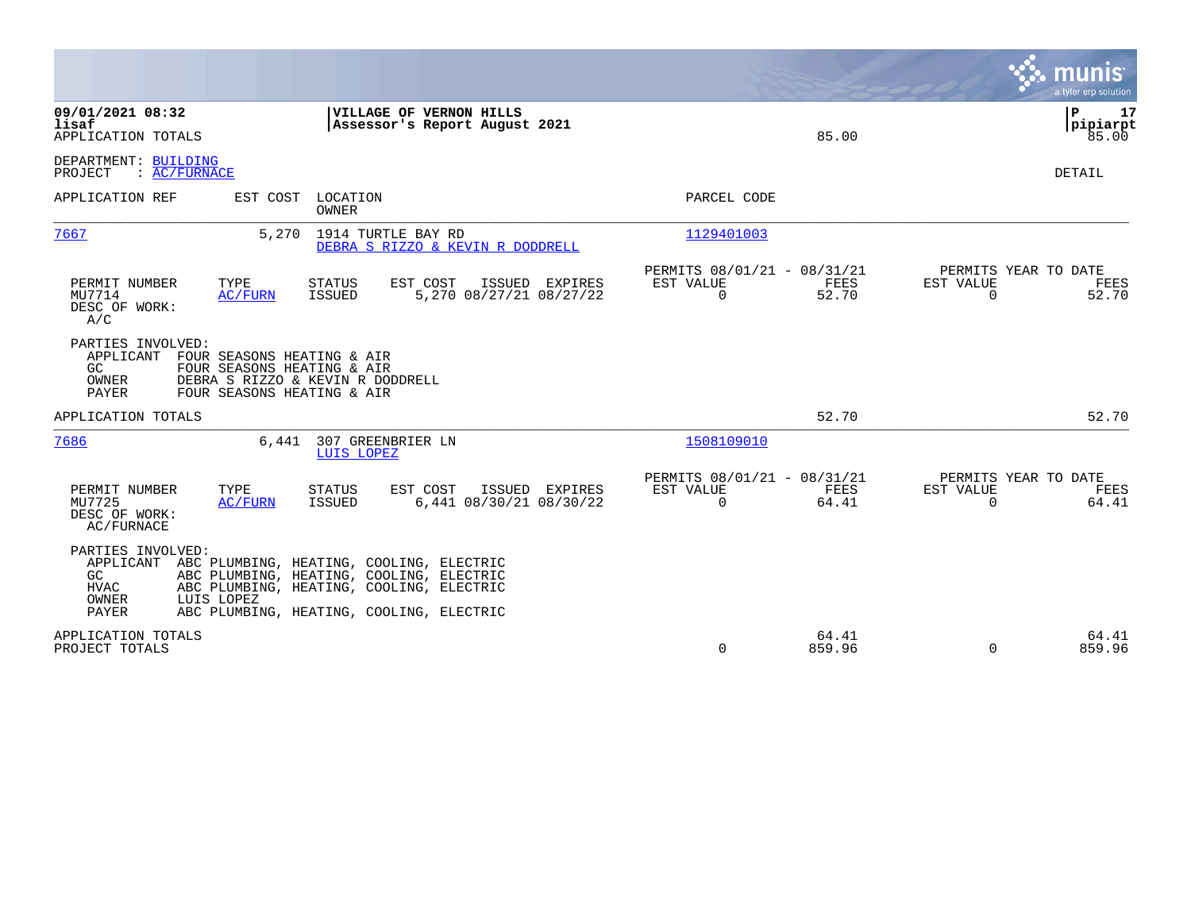**09/01/2021 08:32** | **VILLAGE OF VERNON HILLS**
**lisaf** | **Assessor's Report August 2021** | **pipiarpt**

APPLICATION TOTALS 85.00 85.00

DEPARTMENT: BUILDING
PROJECT : AC/FURNACE

DETAIL

| APPLICATION REF | EST COST | LOCATION / OWNER | PARCEL CODE |
|---|---|---|---|
| 7667 | 5,270 | 1914 TURTLE BAY RD / DEBRA S RIZZO & KEVIN R DODDRELL | 1129401003 |

| PERMIT NUMBER | TYPE | STATUS | EST COST | ISSUED | EXPIRES | PERMITS 08/01/21 - 08/31/21 EST VALUE | FEES | PERMITS YEAR TO DATE EST VALUE | FEES |
|---|---|---|---|---|---|---|---|---|---|
| MU7714 | AC/FURN | ISSUED | 5,270 | 08/27/21 | 08/27/22 | 0 | 52.70 | 0 | 52.70 |

DESC OF WORK:
A/C

PARTIES INVOLVED:
APPLICANT FOUR SEASONS HEATING & AIR
GC FOUR SEASONS HEATING & AIR
OWNER DEBRA S RIZZO & KEVIN R DODDRELL
PAYER FOUR SEASONS HEATING & AIR

APPLICATION TOTALS 52.70 52.70

| APPLICATION REF | EST COST | LOCATION / OWNER | PARCEL CODE |
|---|---|---|---|
| 7686 | 6,441 | 307 GREENBRIER LN / LUIS LOPEZ | 1508109010 |

| PERMIT NUMBER | TYPE | STATUS | EST COST | ISSUED | EXPIRES | PERMITS 08/01/21 - 08/31/21 EST VALUE | FEES | PERMITS YEAR TO DATE EST VALUE | FEES |
|---|---|---|---|---|---|---|---|---|---|
| MU7725 | AC/FURN | ISSUED | 6,441 | 08/30/21 | 08/30/22 | 0 | 64.41 | 0 | 64.41 |

DESC OF WORK:
AC/FURNACE

PARTIES INVOLVED:
APPLICANT ABC PLUMBING, HEATING, COOLING, ELECTRIC
GC ABC PLUMBING, HEATING, COOLING, ELECTRIC
HVAC ABC PLUMBING, HEATING, COOLING, ELECTRIC
OWNER LUIS LOPEZ
PAYER ABC PLUMBING, HEATING, COOLING, ELECTRIC

| | EST VALUE | FEES | EST VALUE | FEES |
|---|---|---|---|---|
| APPLICATION TOTALS | | 64.41 | | 64.41 |
| PROJECT TOTALS | 0 | 859.96 | 0 | 859.96 |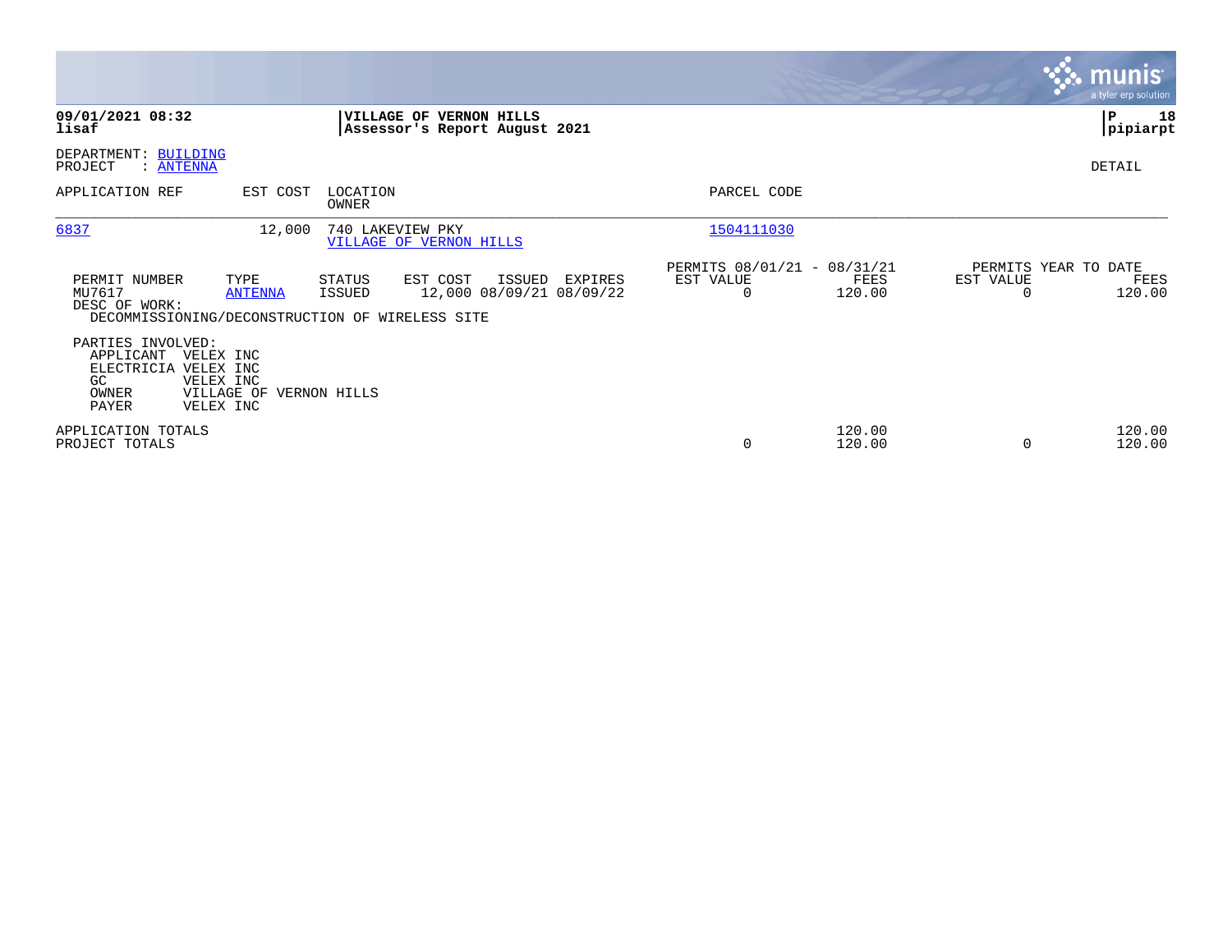**09/01/2021 08:32**
**lisaf**

**VILLAGE OF VERNON HILLS**
**Assessor's Report August 2021**

**P 18**
**pipiarpt**

DEPARTMENT: BUILDING
PROJECT : ANTENNA

DETAIL

| APPLICATION REF | EST COST | LOCATION / OWNER | PARCEL CODE |
|---|---|---|---|
| 6837 | 12,000 | 740 LAKEVIEW PKY / VILLAGE OF VERNON HILLS | 1504111030 |

| PERMIT NUMBER | TYPE | STATUS | EST COST | ISSUED | EXPIRES | PERMITS 08/01/21 - 08/31/21 EST VALUE | FEES | PERMITS YEAR TO DATE EST VALUE | FEES |
|---|---|---|---|---|---|---|---|---|---|
| MU7617 | ANTENNA | ISSUED | 12,000 | 08/09/21 | 08/09/22 | 0 | 120.00 | 0 | 120.00 |

DESC OF WORK:
DECOMMISSIONING/DECONSTRUCTION OF WIRELESS SITE

PARTIES INVOLVED:

| Role | Name |
|---|---|
| APPLICANT | VELEX INC |
| ELECTRICIA | VELEX INC |
| GC | VELEX INC |
| OWNER | VILLAGE OF VERNON HILLS |
| PAYER | VELEX INC |

| | EST VALUE | FEES | YTD EST VALUE | YTD FEES |
|---|---|---|---|---|
| APPLICATION TOTALS | | 120.00 | | 120.00 |
| PROJECT TOTALS | 0 | 120.00 | 0 | 120.00 |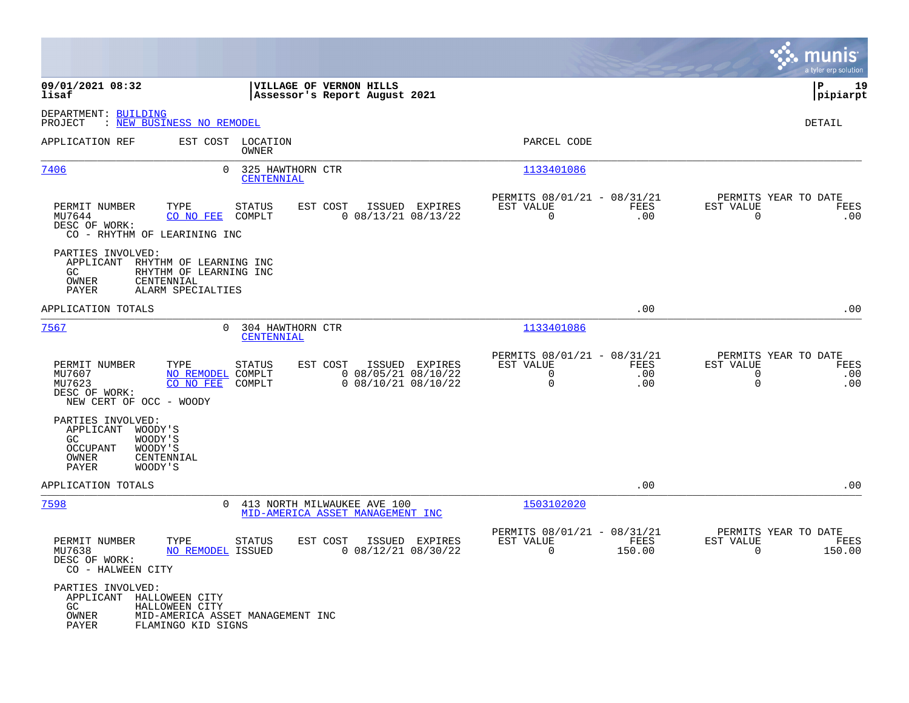**VILLAGE OF VERNON HILLS**
**Assessor's Report August 2021**

09/01/2021 08:32
lisaf

DEPARTMENT: BUILDING
PROJECT : NEW BUSINESS NO REMODEL

DETAIL

| APPLICATION REF | EST COST | LOCATION / OWNER | PARCEL CODE |
|---|---|---|---|
| 7406 | 0 | 325 HAWTHORN CTR / CENTENNIAL | 1133401086 |

| PERMIT NUMBER | TYPE | STATUS | EST COST | ISSUED | EXPIRES | PERMITS 08/01/21 - 08/31/21 EST VALUE | FEES | PERMITS YEAR TO DATE EST VALUE | FEES |
|---|---|---|---|---|---|---|---|---|---|
| MU7644 | CO NO FEE | COMPLT | 0 | 08/13/21 | 08/13/22 | 0 | .00 | 0 | .00 |

DESC OF WORK:
CO - RHYTHM OF LEARINING INC

PARTIES INVOLVED:
- APPLICANT RHYTHM OF LEARNING INC
- GC RHYTHM OF LEARNING INC
- OWNER CENTENNIAL
- PAYER ALARM SPECIALTIES

APPLICATION TOTALS .00 .00

| APPLICATION REF | EST COST | LOCATION / OWNER | PARCEL CODE |
|---|---|---|---|
| 7567 | 0 | 304 HAWTHORN CTR / CENTENNIAL | 1133401086 |

| PERMIT NUMBER | TYPE | STATUS | EST COST | ISSUED | EXPIRES | PERMITS 08/01/21 - 08/31/21 EST VALUE | FEES | PERMITS YEAR TO DATE EST VALUE | FEES |
|---|---|---|---|---|---|---|---|---|---|
| MU7607 | NO REMODEL | COMPLT | 0 | 08/05/21 | 08/10/22 | 0 | .00 | 0 | .00 |
| MU7623 | CO NO FEE | COMPLT | 0 | 08/10/21 | 08/10/22 | 0 | .00 | 0 | .00 |

DESC OF WORK:
NEW CERT OF OCC - WOODY

PARTIES INVOLVED:
- APPLICANT WOODY'S
- GC WOODY'S
- OCCUPANT WOODY'S
- OWNER CENTENNIAL
- PAYER WOODY'S

APPLICATION TOTALS .00 .00

| APPLICATION REF | EST COST | LOCATION / OWNER | PARCEL CODE |
|---|---|---|---|
| 7598 | 0 | 413 NORTH MILWAUKEE AVE 100 / MID-AMERICA ASSET MANAGEMENT INC | 1503102020 |

| PERMIT NUMBER | TYPE | STATUS | EST COST | ISSUED | EXPIRES | PERMITS 08/01/21 - 08/31/21 EST VALUE | FEES | PERMITS YEAR TO DATE EST VALUE | FEES |
|---|---|---|---|---|---|---|---|---|---|
| MU7638 | NO REMODEL | ISSUED | 0 | 08/12/21 | 08/30/22 | 0 | 150.00 | 0 | 150.00 |

DESC OF WORK:
CO - HALWEEN CITY

PARTIES INVOLVED:
- APPLICANT HALLOWEEN CITY
- GC HALLOWEEN CITY
- OWNER MID-AMERICA ASSET MANAGEMENT INC
- PAYER FLAMINGO KID SIGNS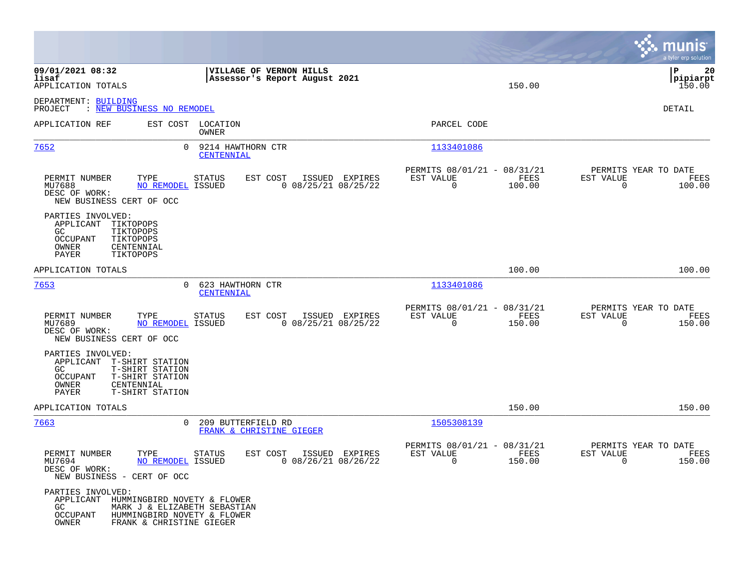APPLICATION TOTALS 150.00 150.00

DEPARTMENT: BUILDING
PROJECT : NEW BUSINESS NO REMODEL

DETAIL

| APPLICATION REF | EST COST | LOCATION / OWNER | PARCEL CODE |
|---|---|---|---|
| 7652 | 0 | 9214 HAWTHORN CTR / CENTENNIAL | 1133401086 |

| PERMIT NUMBER | TYPE | STATUS | EST COST | ISSUED | EXPIRES | PERMITS 08/01/21 - 08/31/21 EST VALUE | FEES | PERMITS YEAR TO DATE EST VALUE | FEES |
|---|---|---|---|---|---|---|---|---|---|
| MU7688 | NO REMODEL | ISSUED | 0 | 08/25/21 | 08/25/22 | 0 | 100.00 | 0 | 100.00 |

DESC OF WORK:
NEW BUSINESS CERT OF OCC

PARTIES INVOLVED:
- APPLICANT TIKTOPOPS
- GC TIKTOPOPS
- OCCUPANT TIKTOPOPS
- OWNER CENTENNIAL
- PAYER TIKTOPOPS

APPLICATION TOTALS 100.00 100.00

| APPLICATION REF | EST COST | LOCATION / OWNER | PARCEL CODE |
|---|---|---|---|
| 7653 | 0 | 623 HAWTHORN CTR / CENTENNIAL | 1133401086 |

| PERMIT NUMBER | TYPE | STATUS | EST COST | ISSUED | EXPIRES | PERMITS 08/01/21 - 08/31/21 EST VALUE | FEES | PERMITS YEAR TO DATE EST VALUE | FEES |
|---|---|---|---|---|---|---|---|---|---|
| MU7689 | NO REMODEL | ISSUED | 0 | 08/25/21 | 08/25/22 | 0 | 150.00 | 0 | 150.00 |

DESC OF WORK:
NEW BUSINESS CERT OF OCC

PARTIES INVOLVED:
- APPLICANT T-SHIRT STATION
- GC T-SHIRT STATION
- OCCUPANT T-SHIRT STATION
- OWNER CENTENNIAL
- PAYER T-SHIRT STATION

APPLICATION TOTALS 150.00 150.00

| APPLICATION REF | EST COST | LOCATION / OWNER | PARCEL CODE |
|---|---|---|---|
| 7663 | 0 | 209 BUTTERFIELD RD / FRANK & CHRISTINE GIEGER | 1505308139 |

| PERMIT NUMBER | TYPE | STATUS | EST COST | ISSUED | EXPIRES | PERMITS 08/01/21 - 08/31/21 EST VALUE | FEES | PERMITS YEAR TO DATE EST VALUE | FEES |
|---|---|---|---|---|---|---|---|---|---|
| MU7694 | NO REMODEL | ISSUED | 0 | 08/26/21 | 08/26/22 | 0 | 150.00 | 0 | 150.00 |

DESC OF WORK:
NEW BUSINESS - CERT OF OCC

PARTIES INVOLVED:
- APPLICANT HUMMINGBIRD NOVETY & FLOWER
- GC MARK J & ELIZABETH SEBASTIAN
- OCCUPANT HUMMINGBIRD NOVETY & FLOWER
- OWNER FRANK & CHRISTINE GIEGER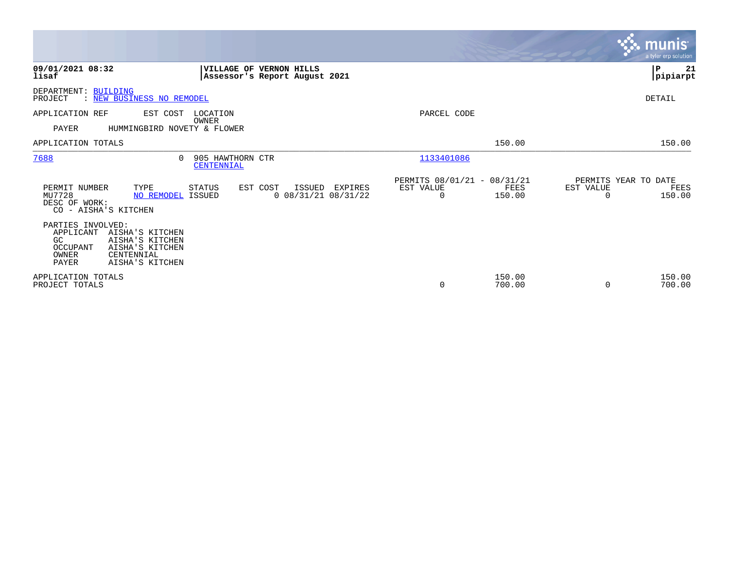**09/01/2021 08:32**
**lisaf**

**VILLAGE OF VERNON HILLS**
**Assessor's Report August 2021**

**P 21**
**pipiarpt**

DEPARTMENT: BUILDING
PROJECT : NEW BUSINESS NO REMODEL

DETAIL

| APPLICATION REF | EST COST | LOCATION / OWNER | PARCEL CODE | | |
|---|---|---|---|---|---|
| PAYER | HUMMINGBIRD NOVETY & FLOWER | | | | |
| APPLICATION TOTALS | | | | 150.00 | 150.00 |

| APPLICATION REF | EST COST | LOCATION / OWNER | PARCEL CODE |
|---|---|---|---|
| 7688 | 0 | 905 HAWTHORN CTR / CENTENNIAL | 1133401086 |

| PERMIT NUMBER | TYPE | STATUS | EST COST | ISSUED | EXPIRES | PERMITS 08/01/21 - 08/31/21 EST VALUE | FEES | PERMITS YEAR TO DATE EST VALUE | FEES |
|---|---|---|---|---|---|---|---|---|---|
| MU7728 | NO REMODEL | ISSUED | 0 | 08/31/21 | 08/31/22 | 0 | 150.00 | 0 | 150.00 |

DESC OF WORK:
CO - AISHA'S KITCHEN

PARTIES INVOLVED:

| | |
|---|---|
| APPLICANT | AISHA'S KITCHEN |
| GC | AISHA'S KITCHEN |
| OCCUPANT | AISHA'S KITCHEN |
| OWNER | CENTENNIAL |
| PAYER | AISHA'S KITCHEN |

| | EST VALUE | FEES | EST VALUE | FEES |
|---|---|---|---|---|
| APPLICATION TOTALS | | 150.00 | | 150.00 |
| PROJECT TOTALS | 0 | 700.00 | 0 | 700.00 |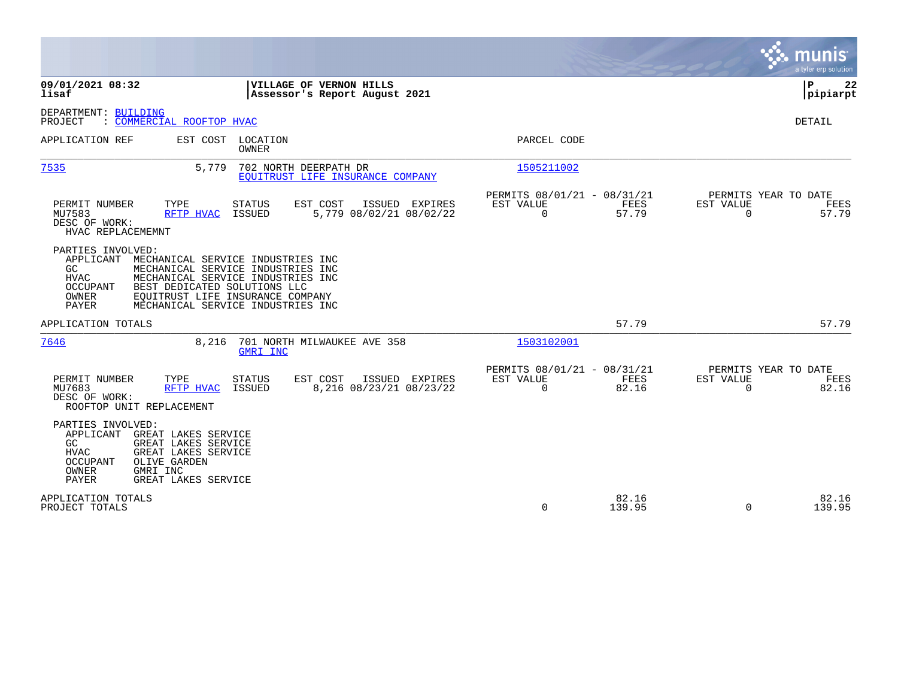**VILLAGE OF VERNON HILLS**
**Assessor's Report August 2021**

09/01/2021 08:32
lisaf

pipiarpt

DEPARTMENT: BUILDING
PROJECT : COMMERCIAL ROOFTOP HVAC

DETAIL

| APPLICATION REF | EST COST | LOCATION / OWNER | PARCEL CODE |
|---|---|---|---|
| 7535 | 5,779 | 702 NORTH DEERPATH DR / EQUITRUST LIFE INSURANCE COMPANY | 1505211002 |

| PERMIT NUMBER | TYPE | STATUS | EST COST | ISSUED | EXPIRES | PERMITS 08/01/21 - 08/31/21 EST VALUE | FEES | PERMITS YEAR TO DATE EST VALUE | FEES |
|---|---|---|---|---|---|---|---|---|---|
| MU7583 | RFTP HVAC | ISSUED | 5,779 | 08/02/21 | 08/02/22 | 0 | 57.79 | 0 | 57.79 |

DESC OF WORK:
HVAC REPLACEMEMNT

PARTIES INVOLVED:
- APPLICANT MECHANICAL SERVICE INDUSTRIES INC
- GC MECHANICAL SERVICE INDUSTRIES INC
- HVAC MECHANICAL SERVICE INDUSTRIES INC
- OCCUPANT BEST DEDICATED SOLUTIONS LLC
- OWNER EQUITRUST LIFE INSURANCE COMPANY
- PAYER MECHANICAL SERVICE INDUSTRIES INC

APPLICATION TOTALS: 57.79 | 57.79

| APPLICATION REF | EST COST | LOCATION / OWNER | PARCEL CODE |
|---|---|---|---|
| 7646 | 8,216 | 701 NORTH MILWAUKEE AVE 358 / GMRI INC | 1503102001 |

| PERMIT NUMBER | TYPE | STATUS | EST COST | ISSUED | EXPIRES | PERMITS 08/01/21 - 08/31/21 EST VALUE | FEES | PERMITS YEAR TO DATE EST VALUE | FEES |
|---|---|---|---|---|---|---|---|---|---|
| MU7683 | RFTP HVAC | ISSUED | 8,216 | 08/23/21 | 08/23/22 | 0 | 82.16 | 0 | 82.16 |

DESC OF WORK:
ROOFTOP UNIT REPLACEMENT

PARTIES INVOLVED:
- APPLICANT GREAT LAKES SERVICE
- GC GREAT LAKES SERVICE
- HVAC GREAT LAKES SERVICE
- OCCUPANT OLIVE GARDEN
- OWNER GMRI INC
- PAYER GREAT LAKES SERVICE

| | EST VALUE | FEES | YTD EST VALUE | YTD FEES |
|---|---|---|---|---|
| APPLICATION TOTALS | | 82.16 | | 82.16 |
| PROJECT TOTALS | 0 | 139.95 | 0 | 139.95 |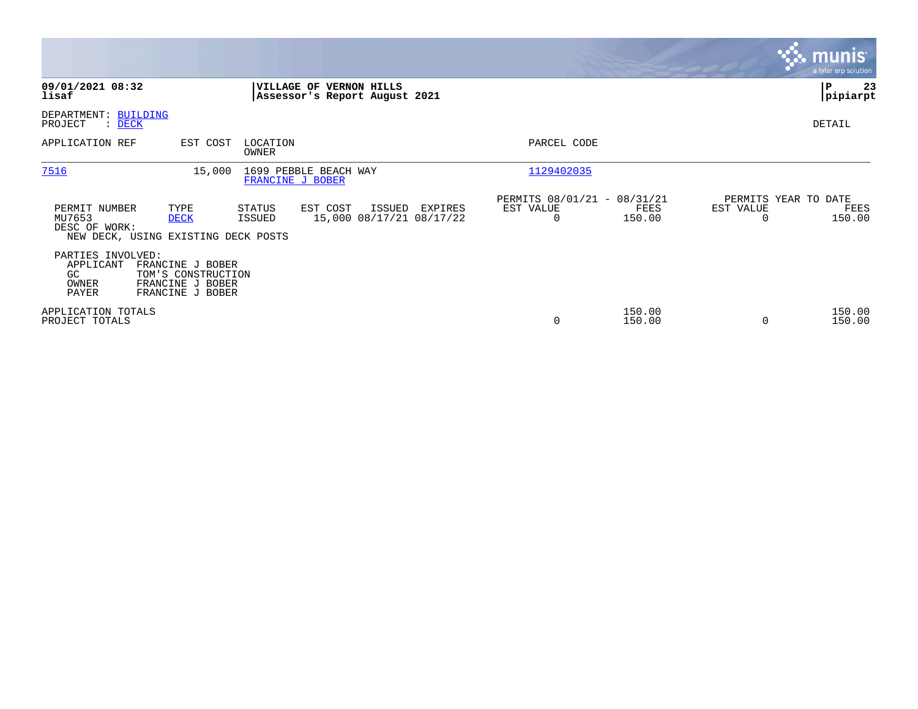**09/01/2021 08:32**
**lisaf**

**VILLAGE OF VERNON HILLS**
**Assessor's Report August 2021**

**P 23**
**pipiarpt**

DEPARTMENT: BUILDING
PROJECT : DECK

DETAIL

| APPLICATION REF | EST COST | LOCATION / OWNER | PARCEL CODE |
|---|---|---|---|
| 7516 | 15,000 | 1699 PEBBLE BEACH WAY / FRANCINE J BOBER | 1129402035 |

| PERMIT NUMBER | TYPE | STATUS | EST COST | ISSUED | EXPIRES | PERMITS 08/01/21 - 08/31/21 EST VALUE | FEES | PERMITS YEAR TO DATE EST VALUE | FEES |
|---|---|---|---|---|---|---|---|---|---|
| MU7653 | DECK | ISSUED | 15,000 | 08/17/21 | 08/17/22 | 0 | 150.00 | 0 | 150.00 |

DESC OF WORK:
NEW DECK, USING EXISTING DECK POSTS

PARTIES INVOLVED:

| | |
|---|---|
| APPLICANT | FRANCINE J BOBER |
| GC | TOM'S CONSTRUCTION |
| OWNER | FRANCINE J BOBER |
| PAYER | FRANCINE J BOBER |

| | EST VALUE | FEES | YTD EST VALUE | YTD FEES |
|---|---|---|---|---|
| APPLICATION TOTALS | | 150.00 | | 150.00 |
| PROJECT TOTALS | 0 | 150.00 | 0 | 150.00 |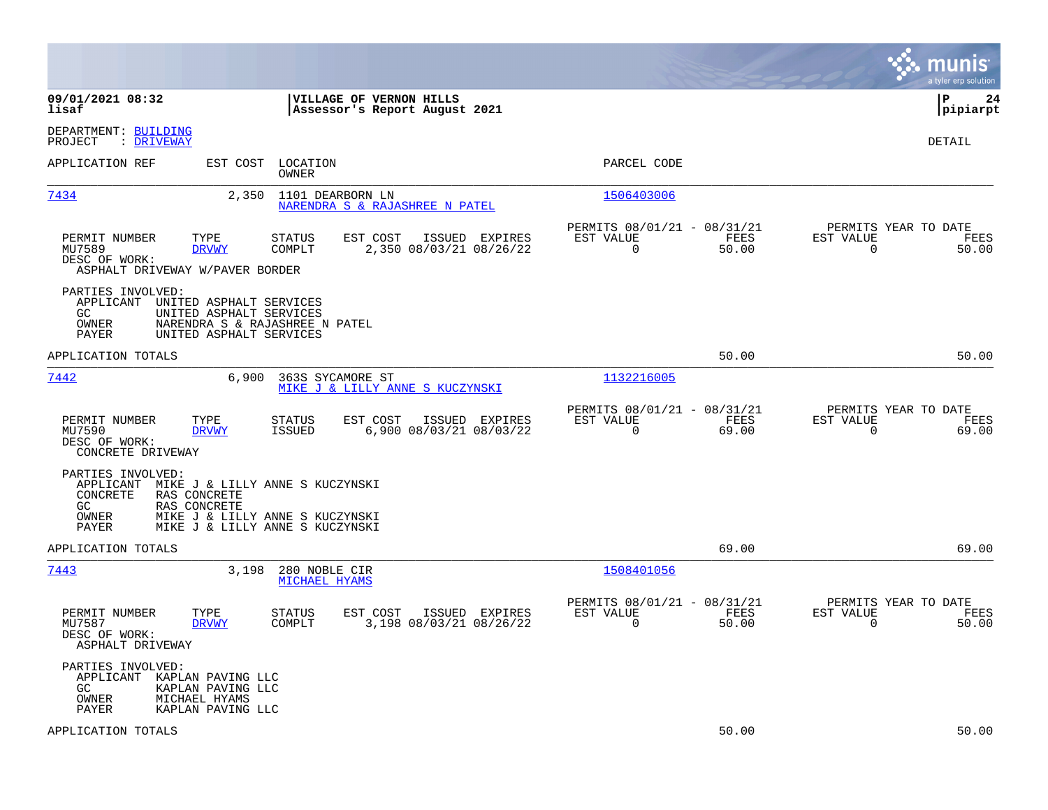09/01/2021 08:32 | VILLAGE OF VERNON HILLS | P 24
lisaf | Assessor's Report August 2021 | pipiarpt

DEPARTMENT: BUILDING
PROJECT : DRIVEWAY

DETAIL

| APPLICATION REF | EST COST | LOCATION / OWNER | PARCEL CODE |
|---|---|---|---|
| 7434 | 2,350 | 1101 DEARBORN LN / NARENDRA S & RAJASHREE N PATEL | 1506403006 |

| PERMIT NUMBER | TYPE | STATUS | EST COST | ISSUED | EXPIRES | PERMITS 08/01/21 - 08/31/21 EST VALUE | FEES | PERMITS YEAR TO DATE EST VALUE | FEES |
|---|---|---|---|---|---|---|---|---|---|
| MU7589 | DRVWY | COMPLT | 2,350 | 08/03/21 | 08/26/22 | 0 | 50.00 | 0 | 50.00 |

DESC OF WORK:
ASPHALT DRIVEWAY W/PAVER BORDER

PARTIES INVOLVED:
- APPLICANT UNITED ASPHALT SERVICES
- GC UNITED ASPHALT SERVICES
- OWNER NARENDRA S & RAJASHREE N PATEL
- PAYER UNITED ASPHALT SERVICES

APPLICATION TOTALS 50.00 50.00

| APPLICATION REF | EST COST | LOCATION / OWNER | PARCEL CODE |
|---|---|---|---|
| 7442 | 6,900 | 363S SYCAMORE ST / MIKE J & LILLY ANNE S KUCZYNSKI | 1132216005 |

| PERMIT NUMBER | TYPE | STATUS | EST COST | ISSUED | EXPIRES | PERMITS 08/01/21 - 08/31/21 EST VALUE | FEES | PERMITS YEAR TO DATE EST VALUE | FEES |
|---|---|---|---|---|---|---|---|---|---|
| MU7590 | DRVWY | ISSUED | 6,900 | 08/03/21 | 08/03/22 | 0 | 69.00 | 0 | 69.00 |

DESC OF WORK:
CONCRETE DRIVEWAY

PARTIES INVOLVED:
- APPLICANT MIKE J & LILLY ANNE S KUCZYNSKI
- CONCRETE RAS CONCRETE
- GC RAS CONCRETE
- OWNER MIKE J & LILLY ANNE S KUCZYNSKI
- PAYER MIKE J & LILLY ANNE S KUCZYNSKI

APPLICATION TOTALS 69.00 69.00

| APPLICATION REF | EST COST | LOCATION / OWNER | PARCEL CODE |
|---|---|---|---|
| 7443 | 3,198 | 280 NOBLE CIR / MICHAEL HYAMS | 1508401056 |

| PERMIT NUMBER | TYPE | STATUS | EST COST | ISSUED | EXPIRES | PERMITS 08/01/21 - 08/31/21 EST VALUE | FEES | PERMITS YEAR TO DATE EST VALUE | FEES |
|---|---|---|---|---|---|---|---|---|---|
| MU7587 | DRVWY | COMPLT | 3,198 | 08/03/21 | 08/26/22 | 0 | 50.00 | 0 | 50.00 |

DESC OF WORK:
ASPHALT DRIVEWAY

PARTIES INVOLVED:
- APPLICANT KAPLAN PAVING LLC
- GC KAPLAN PAVING LLC
- OWNER MICHAEL HYAMS
- PAYER KAPLAN PAVING LLC

APPLICATION TOTALS 50.00 50.00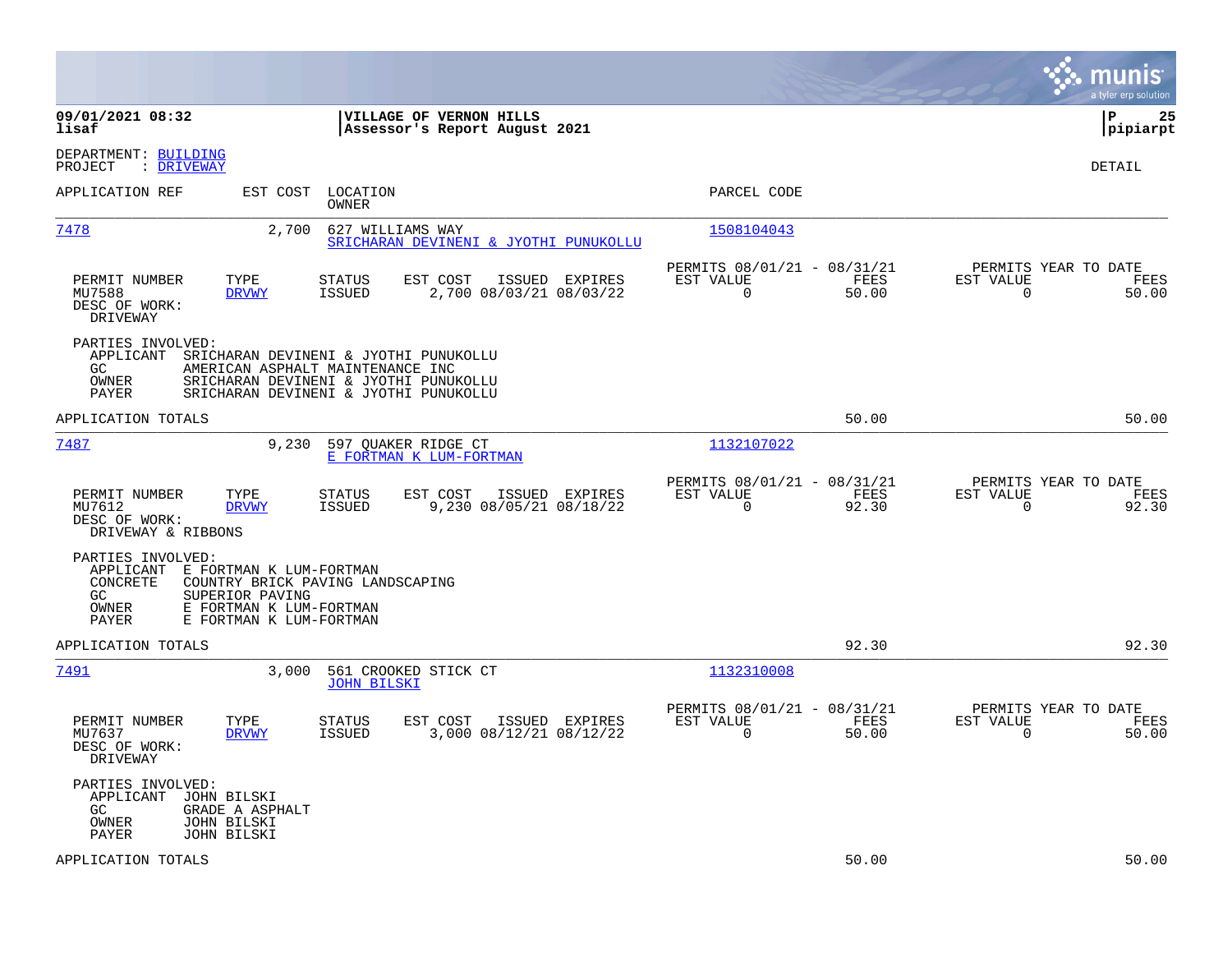**09/01/2021 08:32** | **VILLAGE OF VERNON HILLS** | **P 25**
**lisaf** | **Assessor's Report August 2021** | **pipiarpt**

DEPARTMENT: BUILDING
PROJECT : DRIVEWAY

DETAIL

| APPLICATION REF | EST COST | LOCATION / OWNER | PARCEL CODE |
|---|---|---|---|
| 7478 | 2,700 | 627 WILLIAMS WAY / SRICHARAN DEVINENI & JYOTHI PUNUKOLLU | 1508104043 |

| PERMIT NUMBER | TYPE | STATUS | EST COST | ISSUED | EXPIRES | PERMITS 08/01/21 - 08/31/21 EST VALUE | FEES | PERMITS YEAR TO DATE EST VALUE | FEES |
|---|---|---|---|---|---|---|---|---|---|
| MU7588 | DRVWY | ISSUED | 2,700 | 08/03/21 | 08/03/22 | 0 | 50.00 | 0 | 50.00 |

DESC OF WORK:
DRIVEWAY

PARTIES INVOLVED:
- APPLICANT SRICHARAN DEVINENI & JYOTHI PUNUKOLLU
- GC AMERICAN ASPHALT MAINTENANCE INC
- OWNER SRICHARAN DEVINENI & JYOTHI PUNUKOLLU
- PAYER SRICHARAN DEVINENI & JYOTHI PUNUKOLLU

APPLICATION TOTALS 50.00 50.00

| APPLICATION REF | EST COST | LOCATION / OWNER | PARCEL CODE |
|---|---|---|---|
| 7487 | 9,230 | 597 QUAKER RIDGE CT / E FORTMAN K LUM-FORTMAN | 1132107022 |

| PERMIT NUMBER | TYPE | STATUS | EST COST | ISSUED | EXPIRES | PERMITS 08/01/21 - 08/31/21 EST VALUE | FEES | PERMITS YEAR TO DATE EST VALUE | FEES |
|---|---|---|---|---|---|---|---|---|---|
| MU7612 | DRVWY | ISSUED | 9,230 | 08/05/21 | 08/18/22 | 0 | 92.30 | 0 | 92.30 |

DESC OF WORK:
DRIVEWAY & RIBBONS

PARTIES INVOLVED:
- APPLICANT E FORTMAN K LUM-FORTMAN
- CONCRETE COUNTRY BRICK PAVING LANDSCAPING
- GC SUPERIOR PAVING
- OWNER E FORTMAN K LUM-FORTMAN
- PAYER E FORTMAN K LUM-FORTMAN

APPLICATION TOTALS 92.30 92.30

| APPLICATION REF | EST COST | LOCATION / OWNER | PARCEL CODE |
|---|---|---|---|
| 7491 | 3,000 | 561 CROOKED STICK CT / JOHN BILSKI | 1132310008 |

| PERMIT NUMBER | TYPE | STATUS | EST COST | ISSUED | EXPIRES | PERMITS 08/01/21 - 08/31/21 EST VALUE | FEES | PERMITS YEAR TO DATE EST VALUE | FEES |
|---|---|---|---|---|---|---|---|---|---|
| MU7637 | DRVWY | ISSUED | 3,000 | 08/12/21 | 08/12/22 | 0 | 50.00 | 0 | 50.00 |

DESC OF WORK:
DRIVEWAY

PARTIES INVOLVED:
- APPLICANT JOHN BILSKI
- GC GRADE A ASPHALT
- OWNER JOHN BILSKI
- PAYER JOHN BILSKI

APPLICATION TOTALS 50.00 50.00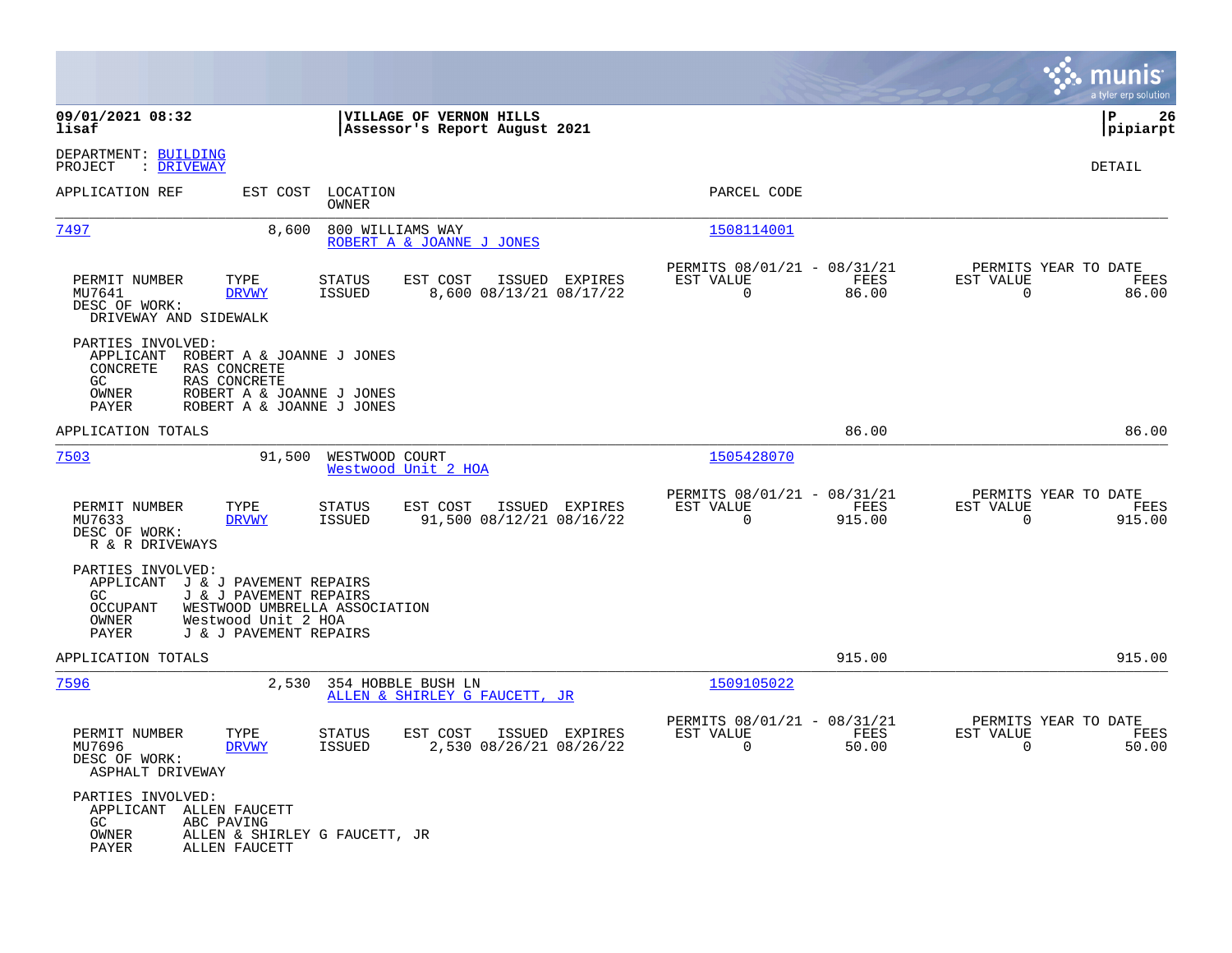**VILLAGE OF VERNON HILLS**
**Assessor's Report August 2021**

DEPARTMENT: BUILDING
PROJECT : DRIVEWAY

DETAIL

| APPLICATION REF | EST COST | LOCATION / OWNER | PARCEL CODE |
|---|---|---|---|
| 7497 | 8,600 | 800 WILLIAMS WAY / ROBERT A & JOANNE J JONES | 1508114001 |

| PERMIT NUMBER | TYPE | STATUS | EST COST | ISSUED | EXPIRES | PERMITS 08/01/21 - 08/31/21 EST VALUE | FEES | PERMITS YEAR TO DATE EST VALUE | FEES |
|---|---|---|---|---|---|---|---|---|---|
| MU7641 | DRVWY | ISSUED | 8,600 | 08/13/21 | 08/17/22 | 0 | 86.00 | 0 | 86.00 |

DESC OF WORK:
DRIVEWAY AND SIDEWALK

PARTIES INVOLVED:
- APPLICANT ROBERT A & JOANNE J JONES
- CONCRETE RAS CONCRETE
- GC RAS CONCRETE
- OWNER ROBERT A & JOANNE J JONES
- PAYER ROBERT A & JOANNE J JONES

APPLICATION TOTALS: 86.00 | 86.00

| APPLICATION REF | EST COST | LOCATION / OWNER | PARCEL CODE |
|---|---|---|---|
| 7503 | 91,500 | WESTWOOD COURT / Westwood Unit 2 HOA | 1505428070 |

| PERMIT NUMBER | TYPE | STATUS | EST COST | ISSUED | EXPIRES | PERMITS 08/01/21 - 08/31/21 EST VALUE | FEES | PERMITS YEAR TO DATE EST VALUE | FEES |
|---|---|---|---|---|---|---|---|---|---|
| MU7633 | DRVWY | ISSUED | 91,500 | 08/12/21 | 08/16/22 | 0 | 915.00 | 0 | 915.00 |

DESC OF WORK:
R & R DRIVEWAYS

PARTIES INVOLVED:
- APPLICANT J & J PAVEMENT REPAIRS
- GC J & J PAVEMENT REPAIRS
- OCCUPANT WESTWOOD UMBRELLA ASSOCIATION
- OWNER Westwood Unit 2 HOA
- PAYER J & J PAVEMENT REPAIRS

APPLICATION TOTALS: 915.00 | 915.00

| APPLICATION REF | EST COST | LOCATION / OWNER | PARCEL CODE |
|---|---|---|---|
| 7596 | 2,530 | 354 HOBBLE BUSH LN / ALLEN & SHIRLEY G FAUCETT, JR | 1509105022 |

| PERMIT NUMBER | TYPE | STATUS | EST COST | ISSUED | EXPIRES | PERMITS 08/01/21 - 08/31/21 EST VALUE | FEES | PERMITS YEAR TO DATE EST VALUE | FEES |
|---|---|---|---|---|---|---|---|---|---|
| MU7696 | DRVWY | ISSUED | 2,530 | 08/26/21 | 08/26/22 | 0 | 50.00 | 0 | 50.00 |

DESC OF WORK:
ASPHALT DRIVEWAY

PARTIES INVOLVED:
- APPLICANT ALLEN FAUCETT
- GC ABC PAVING
- OWNER ALLEN & SHIRLEY G FAUCETT, JR
- PAYER ALLEN FAUCETT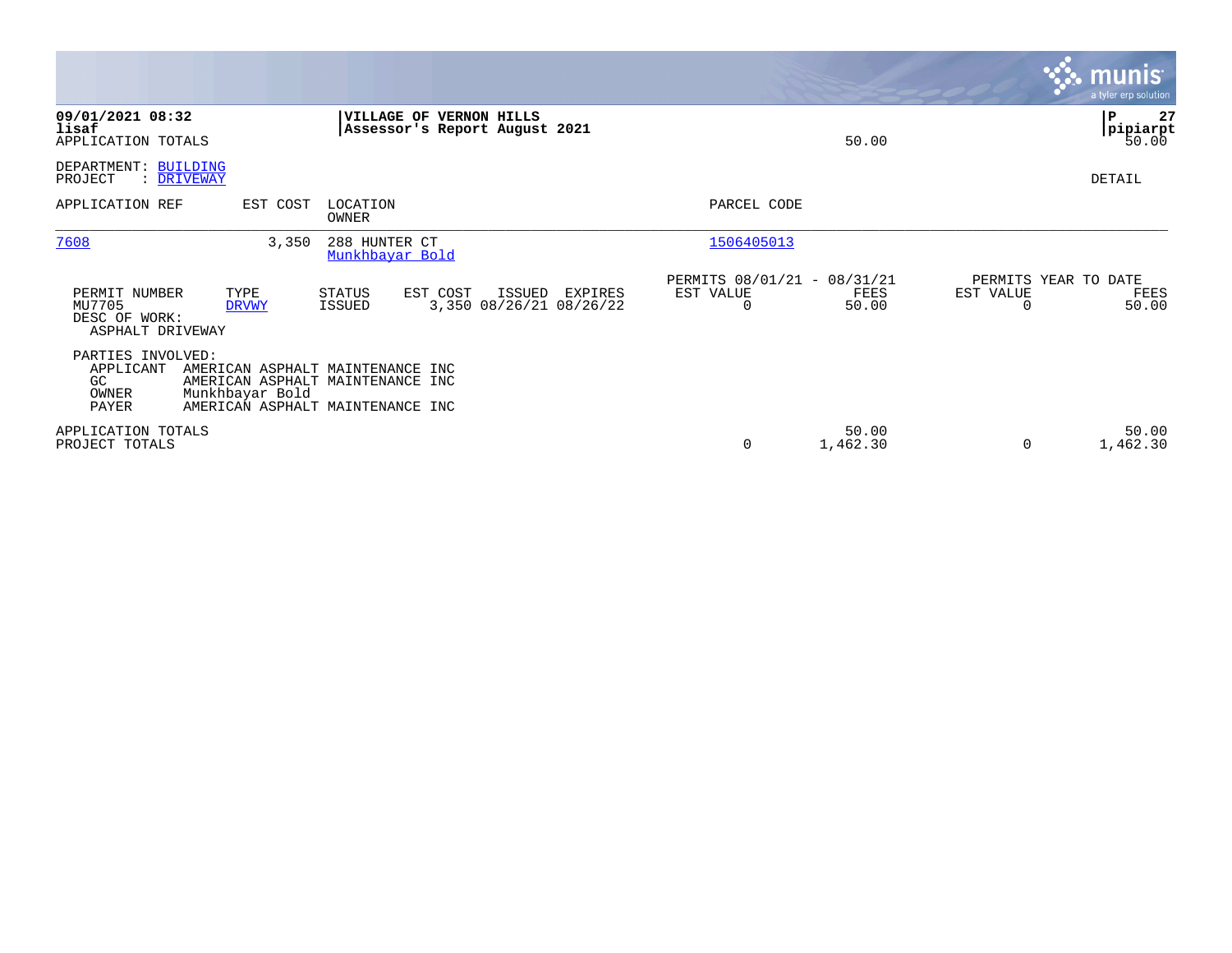09/01/2021 08:32
lisaf
APPLICATION TOTALS

**VILLAGE OF VERNON HILLS**
**Assessor's Report August 2021**

50.00

pipiarpt
50.00

DEPARTMENT: BUILDING
PROJECT : DRIVEWAY

DETAIL

| APPLICATION REF | EST COST | LOCATION / OWNER | PARCEL CODE |
|---|---|---|---|
| 7608 | 3,350 | 288 HUNTER CT / Munkhbayar Bold | 1506405013 |

| PERMIT NUMBER | TYPE | STATUS | EST COST | ISSUED | EXPIRES | PERMITS 08/01/21 - 08/31/21 EST VALUE | PERMITS 08/01/21 - 08/31/21 FEES | PERMITS YEAR TO DATE EST VALUE | PERMITS YEAR TO DATE FEES |
|---|---|---|---|---|---|---|---|---|---|
| MU7705 | DRVWY | ISSUED | 3,350 | 08/26/21 | 08/26/22 | 0 | 50.00 | 0 | 50.00 |

DESC OF WORK:
ASPHALT DRIVEWAY

PARTIES INVOLVED:

| | |
|---|---|
| APPLICANT | AMERICAN ASPHALT MAINTENANCE INC |
| GC | AMERICAN ASPHALT MAINTENANCE INC |
| OWNER | Munkhbayar Bold |
| PAYER | AMERICAN ASPHALT MAINTENANCE INC |

| | EST VALUE | FEES | YTD EST VALUE | YTD FEES |
|---|---|---|---|---|
| APPLICATION TOTALS | | 50.00 | | 50.00 |
| PROJECT TOTALS | 0 | 1,462.30 | 0 | 1,462.30 |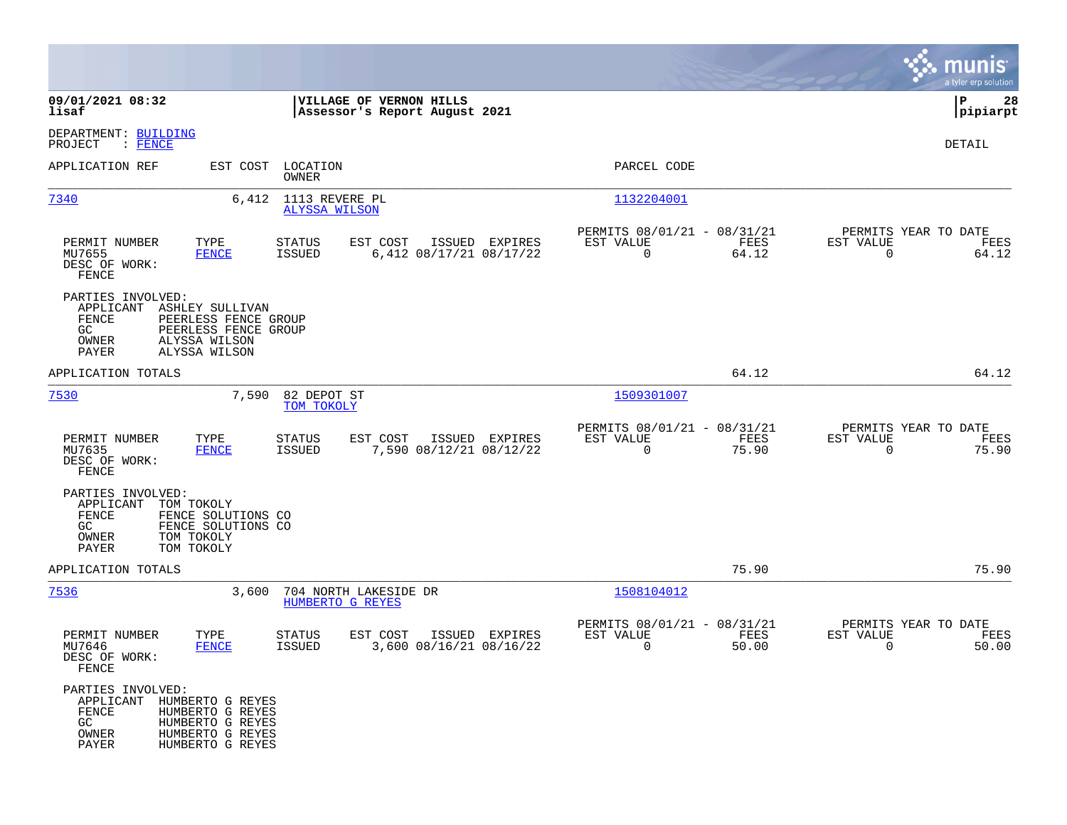**09/01/2021 08:32**
**lisaf**

**VILLAGE OF VERNON HILLS**
**Assessor's Report August 2021**

**P 28**
**pipiarpt**

DEPARTMENT: BUILDING
PROJECT : FENCE

DETAIL

| APPLICATION REF | EST COST | LOCATION / OWNER | PARCEL CODE |
|---|---|---|---|
| 7340 | 6,412 | 1113 REVERE PL / ALYSSA WILSON | 1132204001 |

| PERMIT NUMBER | TYPE | STATUS | EST COST | ISSUED | EXPIRES | PERMITS 08/01/21 - 08/31/21 EST VALUE | FEES | PERMITS YEAR TO DATE EST VALUE | FEES |
|---|---|---|---|---|---|---|---|---|---|
| MU7655 | FENCE | ISSUED | 6,412 | 08/17/21 | 08/17/22 | 0 | 64.12 | 0 | 64.12 |

DESC OF WORK:
FENCE

PARTIES INVOLVED:
- APPLICANT ASHLEY SULLIVAN
- FENCE PEERLESS FENCE GROUP
- GC PEERLESS FENCE GROUP
- OWNER ALYSSA WILSON
- PAYER ALYSSA WILSON

APPLICATION TOTALS 64.12 64.12

| APPLICATION REF | EST COST | LOCATION / OWNER | PARCEL CODE |
|---|---|---|---|
| 7530 | 7,590 | 82 DEPOT ST / TOM TOKOLY | 1509301007 |

| PERMIT NUMBER | TYPE | STATUS | EST COST | ISSUED | EXPIRES | PERMITS 08/01/21 - 08/31/21 EST VALUE | FEES | PERMITS YEAR TO DATE EST VALUE | FEES |
|---|---|---|---|---|---|---|---|---|---|
| MU7635 | FENCE | ISSUED | 7,590 | 08/12/21 | 08/12/22 | 0 | 75.90 | 0 | 75.90 |

DESC OF WORK:
FENCE

PARTIES INVOLVED:
- APPLICANT TOM TOKOLY
- FENCE FENCE SOLUTIONS CO
- GC FENCE SOLUTIONS CO
- OWNER TOM TOKOLY
- PAYER TOM TOKOLY

APPLICATION TOTALS 75.90 75.90

| APPLICATION REF | EST COST | LOCATION / OWNER | PARCEL CODE |
|---|---|---|---|
| 7536 | 3,600 | 704 NORTH LAKESIDE DR / HUMBERTO G REYES | 1508104012 |

| PERMIT NUMBER | TYPE | STATUS | EST COST | ISSUED | EXPIRES | PERMITS 08/01/21 - 08/31/21 EST VALUE | FEES | PERMITS YEAR TO DATE EST VALUE | FEES |
|---|---|---|---|---|---|---|---|---|---|
| MU7646 | FENCE | ISSUED | 3,600 | 08/16/21 | 08/16/22 | 0 | 50.00 | 0 | 50.00 |

DESC OF WORK:
FENCE

PARTIES INVOLVED:
- APPLICANT HUMBERTO G REYES
- FENCE HUMBERTO G REYES
- GC HUMBERTO G REYES
- OWNER HUMBERTO G REYES
- PAYER HUMBERTO G REYES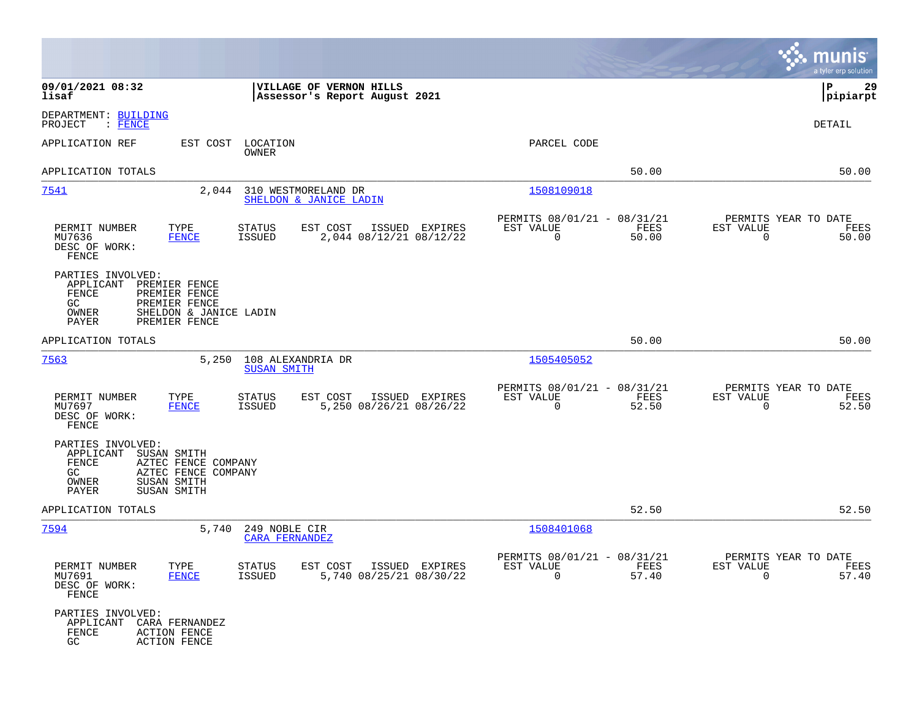**VILLAGE OF VERNON HILLS**
**Assessor's Report August 2021**

09/01/2021 08:32
lisaf

pipiarpt

DEPARTMENT: BUILDING
PROJECT : FENCE

DETAIL

| APPLICATION REF | EST COST | LOCATION / OWNER | PARCEL CODE | | |
|---|---|---|---|---|---|
| APPLICATION TOTALS | | | | 50.00 | 50.00 |

---

**7541** — EST COST: 2,044 — 310 WESTMORELAND DR — SHELDON & JANICE LADIN — PARCEL CODE: 1508109018

| PERMIT NUMBER | TYPE | STATUS | EST COST | ISSUED | EXPIRES | PERMITS 08/01/21 - 08/31/21 EST VALUE | FEES | PERMITS YEAR TO DATE EST VALUE | FEES |
|---|---|---|---|---|---|---|---|---|---|
| MU7636 | FENCE | ISSUED | 2,044 | 08/12/21 | 08/12/22 | 0 | 50.00 | 0 | 50.00 |

DESC OF WORK:
FENCE

PARTIES INVOLVED:
- APPLICANT PREMIER FENCE
- FENCE PREMIER FENCE
- GC PREMIER FENCE
- OWNER SHELDON & JANICE LADIN
- PAYER PREMIER FENCE

APPLICATION TOTALS — 50.00 — 50.00

---

**7563** — EST COST: 5,250 — 108 ALEXANDRIA DR — SUSAN SMITH — PARCEL CODE: 1505405052

| PERMIT NUMBER | TYPE | STATUS | EST COST | ISSUED | EXPIRES | PERMITS 08/01/21 - 08/31/21 EST VALUE | FEES | PERMITS YEAR TO DATE EST VALUE | FEES |
|---|---|---|---|---|---|---|---|---|---|
| MU7697 | FENCE | ISSUED | 5,250 | 08/26/21 | 08/26/22 | 0 | 52.50 | 0 | 52.50 |

DESC OF WORK:
FENCE

PARTIES INVOLVED:
- APPLICANT SUSAN SMITH
- FENCE AZTEC FENCE COMPANY
- GC AZTEC FENCE COMPANY
- OWNER SUSAN SMITH
- PAYER SUSAN SMITH

APPLICATION TOTALS — 52.50 — 52.50

---

**7594** — EST COST: 5,740 — 249 NOBLE CIR — CARA FERNANDEZ — PARCEL CODE: 1508401068

| PERMIT NUMBER | TYPE | STATUS | EST COST | ISSUED | EXPIRES | PERMITS 08/01/21 - 08/31/21 EST VALUE | FEES | PERMITS YEAR TO DATE EST VALUE | FEES |
|---|---|---|---|---|---|---|---|---|---|
| MU7691 | FENCE | ISSUED | 5,740 | 08/25/21 | 08/30/22 | 0 | 57.40 | 0 | 57.40 |

DESC OF WORK:
FENCE

PARTIES INVOLVED:
- APPLICANT CARA FERNANDEZ
- FENCE ACTION FENCE
- GC ACTION FENCE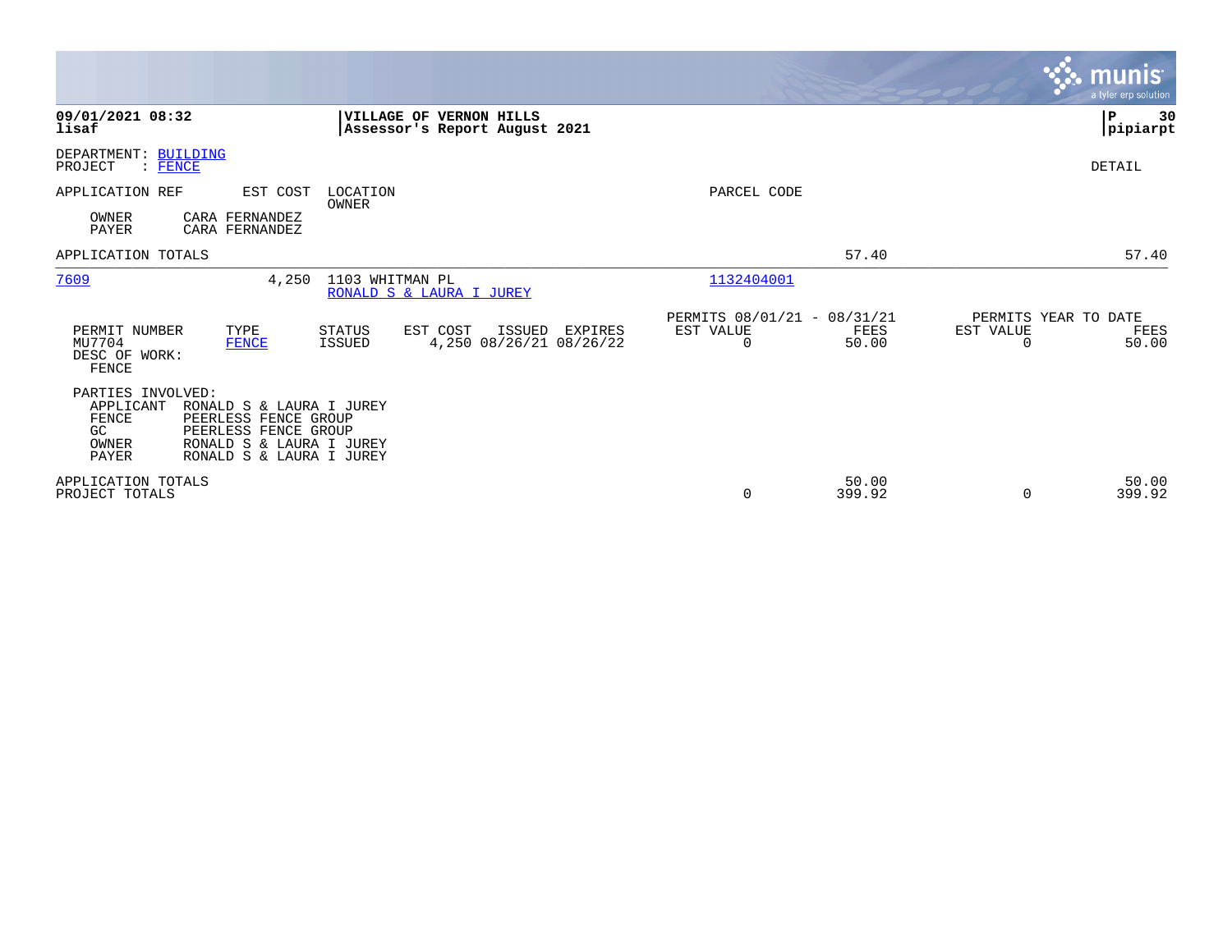**09/01/2021 08:32**
**lisaf**

**VILLAGE OF VERNON HILLS**
**Assessor's Report August 2021**

**pipiarpt**

DEPARTMENT: BUILDING
PROJECT : FENCE

DETAIL

| APPLICATION REF | EST COST | LOCATION / OWNER | PARCEL CODE | | |
|---|---|---|---|---|---|
| OWNER | CARA FERNANDEZ | | | | |
| PAYER | CARA FERNANDEZ | | | | |
| APPLICATION TOTALS | | | | 57.40 | 57.40 |
| 7609 | 4,250 | 1103 WHITMAN PL / RONALD S & LAURA I JUREY | 1132404001 | | |

| PERMIT NUMBER | TYPE | STATUS | EST COST | ISSUED | EXPIRES | PERMITS 08/01/21 - 08/31/21 EST VALUE | FEES | PERMITS YEAR TO DATE EST VALUE | FEES |
|---|---|---|---|---|---|---|---|---|---|
| MU7704 | FENCE | ISSUED | 4,250 | 08/26/21 | 08/26/22 | 0 | 50.00 | 0 | 50.00 |

DESC OF WORK:
FENCE

PARTIES INVOLVED:

| | |
|---|---|
| APPLICANT | RONALD S & LAURA I JUREY |
| FENCE | PEERLESS FENCE GROUP |
| GC | PEERLESS FENCE GROUP |
| OWNER | RONALD S & LAURA I JUREY |
| PAYER | RONALD S & LAURA I JUREY |

| | EST VALUE | FEES | EST VALUE | FEES |
|---|---|---|---|---|
| APPLICATION TOTALS | | 50.00 | | 50.00 |
| PROJECT TOTALS | 0 | 399.92 | 0 | 399.92 |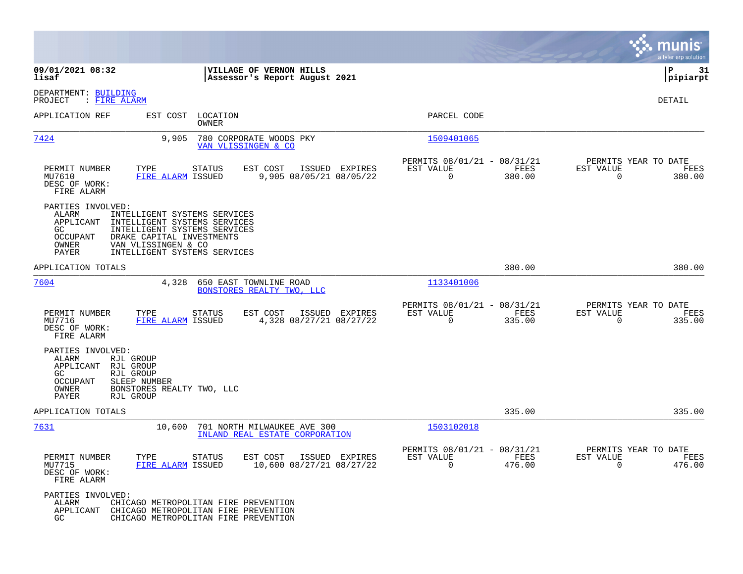**09/01/2021 08:32**
**lisaf**

**VILLAGE OF VERNON HILLS**
**Assessor's Report August 2021**

**P 31**
**pipiarpt**

DEPARTMENT: BUILDING
PROJECT : FIRE ALARM

DETAIL

| APPLICATION REF | EST COST | LOCATION / OWNER | PARCEL CODE |
|---|---|---|---|
| 7424 | 9,905 | 780 CORPORATE WOODS PKY / VAN VLISSINGEN & CO | 1509401065 |

| PERMIT NUMBER | TYPE | STATUS | EST COST | ISSUED | EXPIRES | PERMITS 08/01/21 - 08/31/21 EST VALUE | FEES | PERMITS YEAR TO DATE EST VALUE | FEES |
|---|---|---|---|---|---|---|---|---|---|
| MU7610 | FIRE ALARM | ISSUED | 9,905 | 08/05/21 | 08/05/22 | 0 | 380.00 | 0 | 380.00 |

DESC OF WORK:
FIRE ALARM

PARTIES INVOLVED:
- ALARM: INTELLIGENT SYSTEMS SERVICES
- APPLICANT: INTELLIGENT SYSTEMS SERVICES
- GC: INTELLIGENT SYSTEMS SERVICES
- OCCUPANT: DRAKE CAPITAL INVESTMENTS
- OWNER: VAN VLISSINGEN & CO
- PAYER: INTELLIGENT SYSTEMS SERVICES

APPLICATION TOTALS: 380.00 | 380.00

| APPLICATION REF | EST COST | LOCATION / OWNER | PARCEL CODE |
|---|---|---|---|
| 7604 | 4,328 | 650 EAST TOWNLINE ROAD / BONSTORES REALTY TWO, LLC | 1133401006 |

| PERMIT NUMBER | TYPE | STATUS | EST COST | ISSUED | EXPIRES | PERMITS 08/01/21 - 08/31/21 EST VALUE | FEES | PERMITS YEAR TO DATE EST VALUE | FEES |
|---|---|---|---|---|---|---|---|---|---|
| MU7716 | FIRE ALARM | ISSUED | 4,328 | 08/27/21 | 08/27/22 | 0 | 335.00 | 0 | 335.00 |

DESC OF WORK:
FIRE ALARM

PARTIES INVOLVED:
- ALARM: RJL GROUP
- APPLICANT: RJL GROUP
- GC: RJL GROUP
- OCCUPANT: SLEEP NUMBER
- OWNER: BONSTORES REALTY TWO, LLC
- PAYER: RJL GROUP

APPLICATION TOTALS: 335.00 | 335.00

| APPLICATION REF | EST COST | LOCATION / OWNER | PARCEL CODE |
|---|---|---|---|
| 7631 | 10,600 | 701 NORTH MILWAUKEE AVE 300 / INLAND REAL ESTATE CORPORATION | 1503102018 |

| PERMIT NUMBER | TYPE | STATUS | EST COST | ISSUED | EXPIRES | PERMITS 08/01/21 - 08/31/21 EST VALUE | FEES | PERMITS YEAR TO DATE EST VALUE | FEES |
|---|---|---|---|---|---|---|---|---|---|
| MU7715 | FIRE ALARM | ISSUED | 10,600 | 08/27/21 | 08/27/22 | 0 | 476.00 | 0 | 476.00 |

DESC OF WORK:
FIRE ALARM

PARTIES INVOLVED:
- ALARM: CHICAGO METROPOLITAN FIRE PREVENTION
- APPLICANT: CHICAGO METROPOLITAN FIRE PREVENTION
- GC: CHICAGO METROPOLITAN FIRE PREVENTION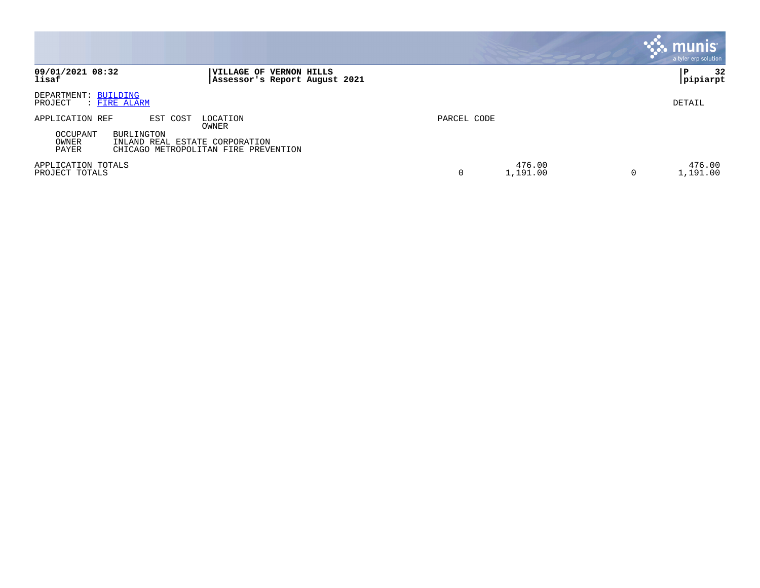DEPARTMENT: BUILDING
PROJECT : FIRE ALARM

DETAIL

| APPLICATION REF | EST COST | LOCATION / OWNER | PARCEL CODE | | | |
|---|---|---|---|---|---|---|
| OCCUPANT | BURLINGTON | | | | | |
| OWNER | INLAND REAL ESTATE CORPORATION | | | | | |
| PAYER | CHICAGO METROPOLITAN FIRE PREVENTION | | | | | |
| APPLICATION TOTALS | | | | 476.00 | | 476.00 |
| PROJECT TOTALS | | | 0 | 1,191.00 | 0 | 1,191.00 |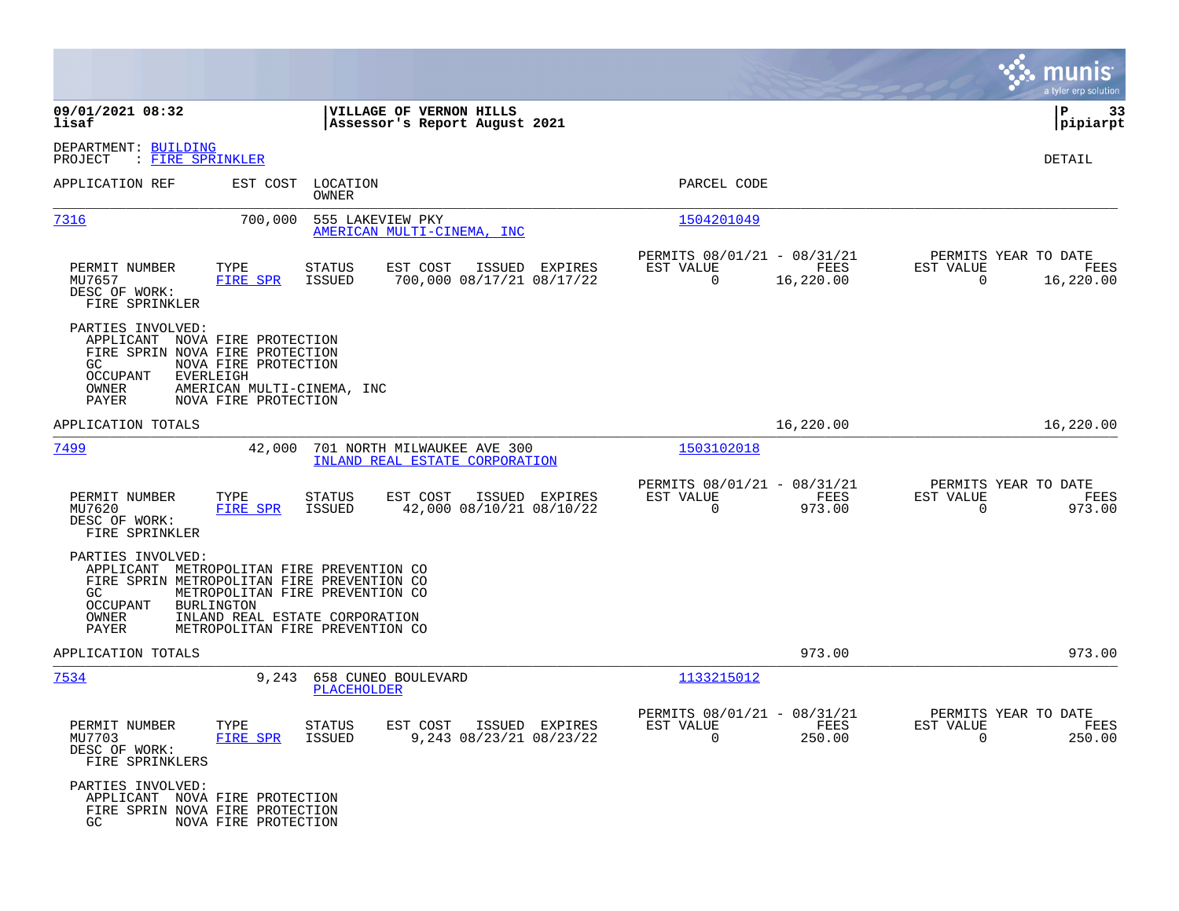**09/01/2021 08:32** | **VILLAGE OF VERNON HILLS** | **P 33**
**lisaf** | **Assessor's Report August 2021** | **pipiarpt**

DEPARTMENT: BUILDING
PROJECT : FIRE SPRINKLER

DETAIL

| APPLICATION REF | EST COST | LOCATION / OWNER | PARCEL CODE |
|---|---|---|---|
| 7316 | 700,000 | 555 LAKEVIEW PKY / AMERICAN MULTI-CINEMA, INC | 1504201049 |

| PERMIT NUMBER | TYPE | STATUS | EST COST | ISSUED | EXPIRES | PERMITS 08/01/21 - 08/31/21 EST VALUE | FEES | PERMITS YEAR TO DATE EST VALUE | FEES |
|---|---|---|---|---|---|---|---|---|---|
| MU7657 | FIRE SPR | ISSUED | 700,000 | 08/17/21 | 08/17/22 | 0 | 16,220.00 | 0 | 16,220.00 |

DESC OF WORK:
FIRE SPRINKLER

PARTIES INVOLVED:
- APPLICANT NOVA FIRE PROTECTION
- FIRE SPRIN NOVA FIRE PROTECTION
- GC NOVA FIRE PROTECTION
- OCCUPANT EVERLEIGH
- OWNER AMERICAN MULTI-CINEMA, INC
- PAYER NOVA FIRE PROTECTION

APPLICATION TOTALS: 16,220.00 | 16,220.00

| APPLICATION REF | EST COST | LOCATION / OWNER | PARCEL CODE |
|---|---|---|---|
| 7499 | 42,000 | 701 NORTH MILWAUKEE AVE 300 / INLAND REAL ESTATE CORPORATION | 1503102018 |

| PERMIT NUMBER | TYPE | STATUS | EST COST | ISSUED | EXPIRES | PERMITS 08/01/21 - 08/31/21 EST VALUE | FEES | PERMITS YEAR TO DATE EST VALUE | FEES |
|---|---|---|---|---|---|---|---|---|---|
| MU7620 | FIRE SPR | ISSUED | 42,000 | 08/10/21 | 08/10/22 | 0 | 973.00 | 0 | 973.00 |

DESC OF WORK:
FIRE SPRINKLER

PARTIES INVOLVED:
- APPLICANT METROPOLITAN FIRE PREVENTION CO
- FIRE SPRIN METROPOLITAN FIRE PREVENTION CO
- GC METROPOLITAN FIRE PREVENTION CO
- OCCUPANT BURLINGTON
- OWNER INLAND REAL ESTATE CORPORATION
- PAYER METROPOLITAN FIRE PREVENTION CO

APPLICATION TOTALS: 973.00 | 973.00

| APPLICATION REF | EST COST | LOCATION / OWNER | PARCEL CODE |
|---|---|---|---|
| 7534 | 9,243 | 658 CUNEO BOULEVARD / PLACEHOLDER | 1133215012 |

| PERMIT NUMBER | TYPE | STATUS | EST COST | ISSUED | EXPIRES | PERMITS 08/01/21 - 08/31/21 EST VALUE | FEES | PERMITS YEAR TO DATE EST VALUE | FEES |
|---|---|---|---|---|---|---|---|---|---|
| MU7703 | FIRE SPR | ISSUED | 9,243 | 08/23/21 | 08/23/22 | 0 | 250.00 | 0 | 250.00 |

DESC OF WORK:
FIRE SPRINKLERS

PARTIES INVOLVED:
- APPLICANT NOVA FIRE PROTECTION
- FIRE SPRIN NOVA FIRE PROTECTION
- GC NOVA FIRE PROTECTION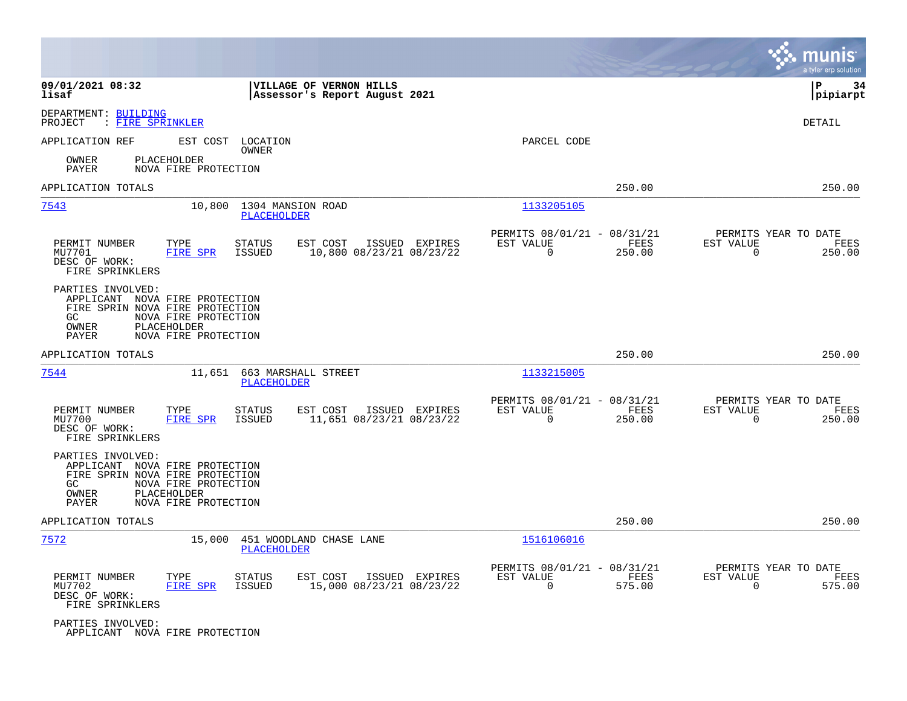**VILLAGE OF VERNON HILLS**
**Assessor's Report August 2021**

09/01/2021 08:32
lisaf

P 34
pipiarpt

DEPARTMENT: BUILDING
PROJECT : FIRE SPRINKLER

DETAIL

| APPLICATION REF | EST COST | LOCATION / OWNER | PARCEL CODE |
|---|---|---|---|

OWNER PLACEHOLDER
PAYER NOVA FIRE PROTECTION

APPLICATION TOTALS 250.00 250.00

---

**7543** 10,800 1304 MANSION ROAD — PLACEHOLDER — Parcel 1133205105

| PERMIT NUMBER | TYPE | STATUS | EST COST | ISSUED | EXPIRES | PERMITS 08/01/21 - 08/31/21 EST VALUE | FEES | PERMITS YEAR TO DATE EST VALUE | FEES |
|---|---|---|---|---|---|---|---|---|---|
| MU7701 | FIRE SPR | ISSUED | 10,800 | 08/23/21 | 08/23/22 | 0 | 250.00 | 0 | 250.00 |

DESC OF WORK:
FIRE SPRINKLERS

PARTIES INVOLVED:
APPLICANT NOVA FIRE PROTECTION
FIRE SPRIN NOVA FIRE PROTECTION
GC NOVA FIRE PROTECTION
OWNER PLACEHOLDER
PAYER NOVA FIRE PROTECTION

APPLICATION TOTALS 250.00 250.00

---

**7544** 11,651 663 MARSHALL STREET — PLACEHOLDER — Parcel 1133215005

| PERMIT NUMBER | TYPE | STATUS | EST COST | ISSUED | EXPIRES | PERMITS 08/01/21 - 08/31/21 EST VALUE | FEES | PERMITS YEAR TO DATE EST VALUE | FEES |
|---|---|---|---|---|---|---|---|---|---|
| MU7700 | FIRE SPR | ISSUED | 11,651 | 08/23/21 | 08/23/22 | 0 | 250.00 | 0 | 250.00 |

DESC OF WORK:
FIRE SPRINKLERS

PARTIES INVOLVED:
APPLICANT NOVA FIRE PROTECTION
FIRE SPRIN NOVA FIRE PROTECTION
GC NOVA FIRE PROTECTION
OWNER PLACEHOLDER
PAYER NOVA FIRE PROTECTION

APPLICATION TOTALS 250.00 250.00

---

**7572** 15,000 451 WOODLAND CHASE LANE — PLACEHOLDER — Parcel 1516106016

| PERMIT NUMBER | TYPE | STATUS | EST COST | ISSUED | EXPIRES | PERMITS 08/01/21 - 08/31/21 EST VALUE | FEES | PERMITS YEAR TO DATE EST VALUE | FEES |
|---|---|---|---|---|---|---|---|---|---|
| MU7702 | FIRE SPR | ISSUED | 15,000 | 08/23/21 | 08/23/22 | 0 | 575.00 | 0 | 575.00 |

DESC OF WORK:
FIRE SPRINKLERS

PARTIES INVOLVED:
APPLICANT NOVA FIRE PROTECTION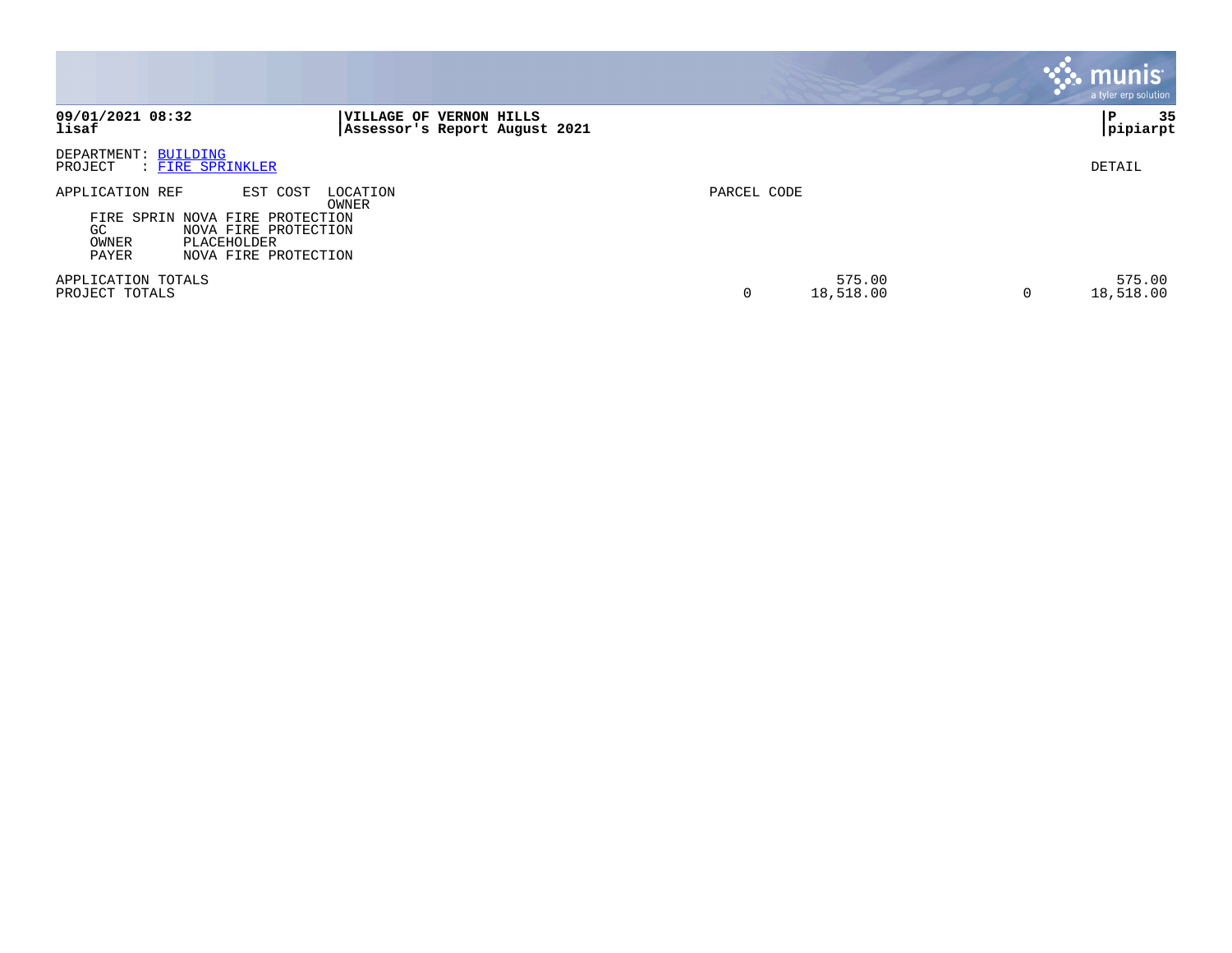**VILLAGE OF VERNON HILLS**
**Assessor's Report August 2021**

**09/01/2021 08:32**
**lisaf**

**pipiarpt**

DEPARTMENT: BUILDING
PROJECT : FIRE SPRINKLER

DETAIL

| APPLICATION REF | EST COST | LOCATION / OWNER | PARCEL CODE | | | |
|---|---|---|---|---|---|---|
| FIRE SPRIN | NOVA FIRE PROTECTION | | | | | |
| GC | NOVA FIRE PROTECTION | | | | | |
| OWNER | PLACEHOLDER | | | | | |
| PAYER | NOVA FIRE PROTECTION | | | | | |
| APPLICATION TOTALS | | | | 575.00 | | 575.00 |
| PROJECT TOTALS | | | 0 | 18,518.00 | 0 | 18,518.00 |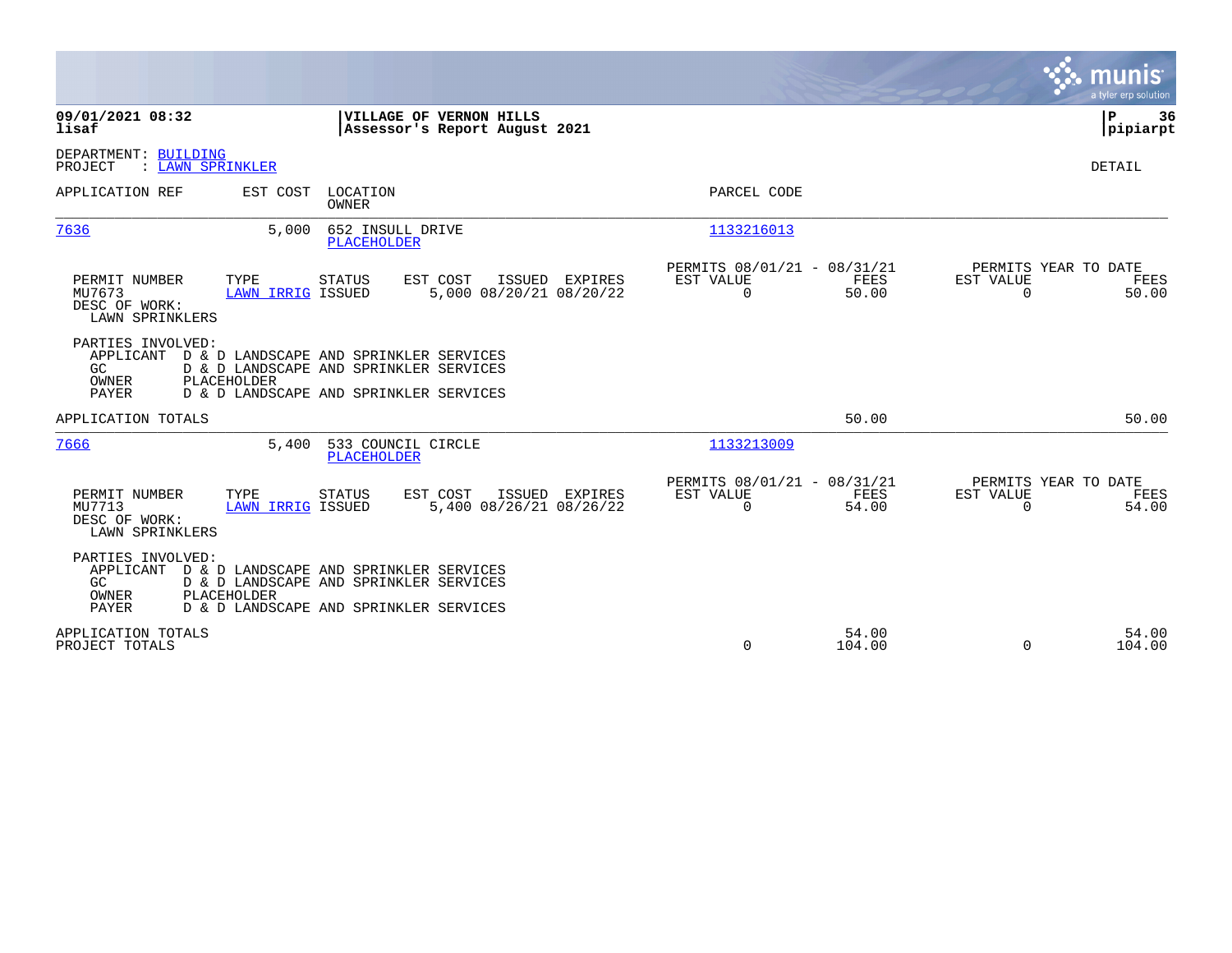**09/01/2021 08:32**
**lisaf**

**VILLAGE OF VERNON HILLS**
**Assessor's Report August 2021**

**pipiarpt**

DEPARTMENT: BUILDING
PROJECT : LAWN SPRINKLER

DETAIL

| APPLICATION REF | EST COST | LOCATION / OWNER | PARCEL CODE |
|---|---|---|---|
| 7636 | 5,000 | 652 INSULL DRIVE / PLACEHOLDER | 1133216013 |

| PERMIT NUMBER | TYPE | STATUS | EST COST | ISSUED | EXPIRES | PERMITS 08/01/21 - 08/31/21 EST VALUE | FEES | PERMITS YEAR TO DATE EST VALUE | FEES |
|---|---|---|---|---|---|---|---|---|---|
| MU7673 | LAWN IRRIG | ISSUED | 5,000 | 08/20/21 | 08/20/22 | 0 | 50.00 | 0 | 50.00 |

DESC OF WORK:
LAWN SPRINKLERS

PARTIES INVOLVED:
- APPLICANT D & D LANDSCAPE AND SPRINKLER SERVICES
- GC D & D LANDSCAPE AND SPRINKLER SERVICES
- OWNER PLACEHOLDER
- PAYER D & D LANDSCAPE AND SPRINKLER SERVICES

APPLICATION TOTALS 50.00 50.00

| APPLICATION REF | EST COST | LOCATION / OWNER | PARCEL CODE |
|---|---|---|---|
| 7666 | 5,400 | 533 COUNCIL CIRCLE / PLACEHOLDER | 1133213009 |

| PERMIT NUMBER | TYPE | STATUS | EST COST | ISSUED | EXPIRES | PERMITS 08/01/21 - 08/31/21 EST VALUE | FEES | PERMITS YEAR TO DATE EST VALUE | FEES |
|---|---|---|---|---|---|---|---|---|---|
| MU7713 | LAWN IRRIG | ISSUED | 5,400 | 08/26/21 | 08/26/22 | 0 | 54.00 | 0 | 54.00 |

DESC OF WORK:
LAWN SPRINKLERS

PARTIES INVOLVED:
- APPLICANT D & D LANDSCAPE AND SPRINKLER SERVICES
- GC D & D LANDSCAPE AND SPRINKLER SERVICES
- OWNER PLACEHOLDER
- PAYER D & D LANDSCAPE AND SPRINKLER SERVICES

| | EST VALUE | FEES | EST VALUE | FEES |
|---|---|---|---|---|
| APPLICATION TOTALS | | 54.00 | | 54.00 |
| PROJECT TOTALS | 0 | 104.00 | 0 | 104.00 |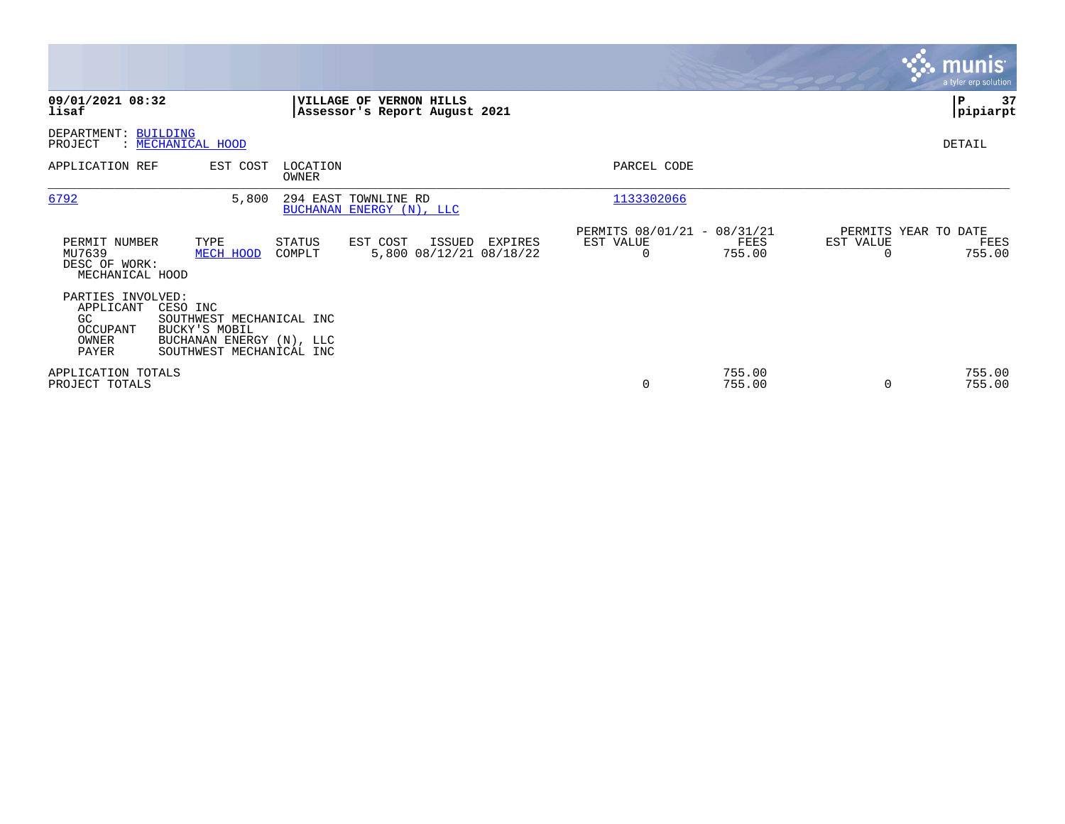**VILLAGE OF VERNON HILLS**
**Assessor's Report August 2021**

**09/01/2021 08:32**
**lisaf**

**P 37**
**pipiarpt**

DEPARTMENT: BUILDING
PROJECT : MECHANICAL HOOD

DETAIL

| APPLICATION REF | EST COST | LOCATION / OWNER | PARCEL CODE |
|---|---|---|---|
| 6792 | 5,800 | 294 EAST TOWNLINE RD / BUCHANAN ENERGY (N), LLC | 1133302066 |

| PERMIT NUMBER | TYPE | STATUS | EST COST | ISSUED | EXPIRES | PERMITS 08/01/21 - 08/31/21 EST VALUE | FEES | PERMITS YEAR TO DATE EST VALUE | FEES |
|---|---|---|---|---|---|---|---|---|---|
| MU7639 | MECH HOOD | COMPLT | 5,800 | 08/12/21 | 08/18/22 | 0 | 755.00 | 0 | 755.00 |

DESC OF WORK:
MECHANICAL HOOD

PARTIES INVOLVED:

| | |
|---|---|
| APPLICANT | CESO INC |
| GC | SOUTHWEST MECHANICAL INC |
| OCCUPANT | BUCKY'S MOBIL |
| OWNER | BUCHANAN ENERGY (N), LLC |
| PAYER | SOUTHWEST MECHANICAL INC |

| | EST VALUE | FEES | EST VALUE | FEES |
|---|---|---|---|---|
| APPLICATION TOTALS | | 755.00 | | 755.00 |
| PROJECT TOTALS | 0 | 755.00 | 0 | 755.00 |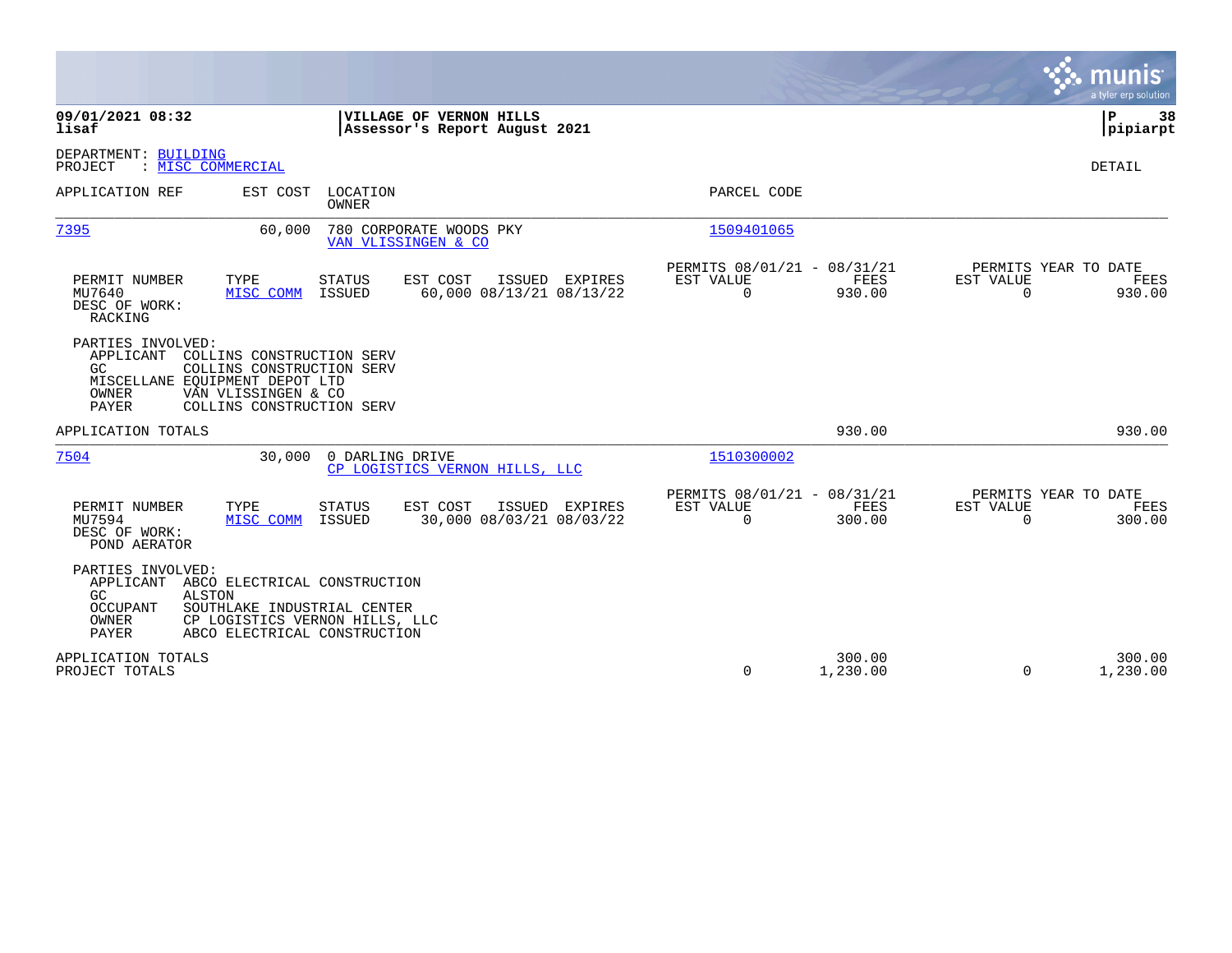**09/01/2021 08:32**
**lisaf**

**VILLAGE OF VERNON HILLS**
**Assessor's Report August 2021**

**P 38**
**pipiarpt**

DEPARTMENT: BUILDING
PROJECT : MISC COMMERCIAL

DETAIL

| APPLICATION REF | EST COST | LOCATION / OWNER | PARCEL CODE |
|---|---|---|---|
| 7395 | 60,000 | 780 CORPORATE WOODS PKY / VAN VLISSINGEN & CO | 1509401065 |

| PERMIT NUMBER | TYPE | STATUS | EST COST | ISSUED | EXPIRES | PERMITS 08/01/21 - 08/31/21 EST VALUE | FEES | PERMITS YEAR TO DATE EST VALUE | FEES |
|---|---|---|---|---|---|---|---|---|---|
| MU7640 | MISC COMM | ISSUED | 60,000 | 08/13/21 | 08/13/22 | 0 | 930.00 | 0 | 930.00 |

DESC OF WORK:
RACKING

PARTIES INVOLVED:
APPLICANT COLLINS CONSTRUCTION SERV
GC COLLINS CONSTRUCTION SERV
MISCELLANE EQUIPMENT DEPOT LTD
OWNER VAN VLISSINGEN & CO
PAYER COLLINS CONSTRUCTION SERV

| APPLICATION TOTALS | | | 930.00 | | 930.00 |
|---|---|---|---|---|---|

| APPLICATION REF | EST COST | LOCATION / OWNER | PARCEL CODE |
|---|---|---|---|
| 7504 | 30,000 | 0 DARLING DRIVE / CP LOGISTICS VERNON HILLS, LLC | 1510300002 |

| PERMIT NUMBER | TYPE | STATUS | EST COST | ISSUED | EXPIRES | PERMITS 08/01/21 - 08/31/21 EST VALUE | FEES | PERMITS YEAR TO DATE EST VALUE | FEES |
|---|---|---|---|---|---|---|---|---|---|
| MU7594 | MISC COMM | ISSUED | 30,000 | 08/03/21 | 08/03/22 | 0 | 300.00 | 0 | 300.00 |

DESC OF WORK:
POND AERATOR

PARTIES INVOLVED:
APPLICANT ABCO ELECTRICAL CONSTRUCTION
GC ALSTON
OCCUPANT SOUTHLAKE INDUSTRIAL CENTER
OWNER CP LOGISTICS VERNON HILLS, LLC
PAYER ABCO ELECTRICAL CONSTRUCTION

| | EST VALUE | FEES | EST VALUE | FEES |
|---|---|---|---|---|
| APPLICATION TOTALS | | 300.00 | | 300.00 |
| PROJECT TOTALS | 0 | 1,230.00 | 0 | 1,230.00 |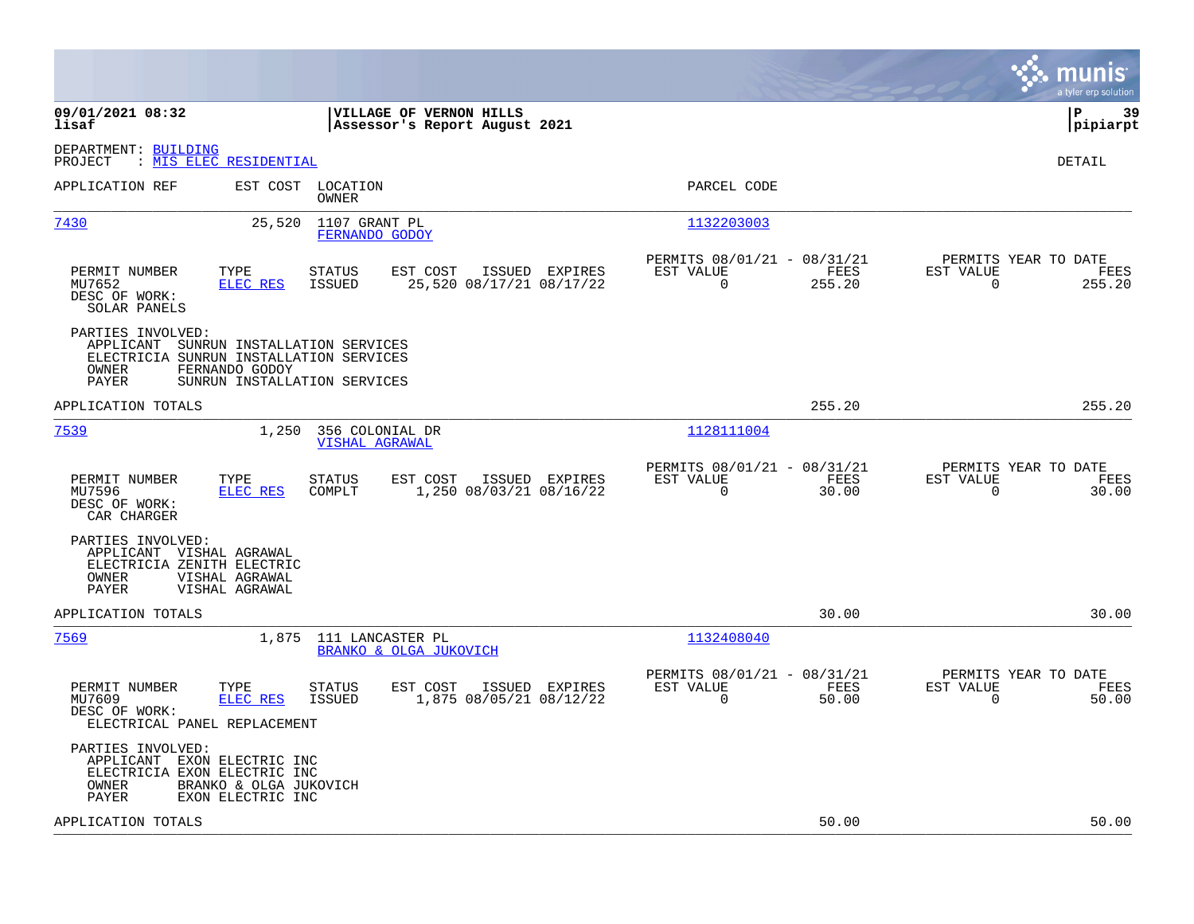**09/01/2021 08:32**
**lisaf**

**VILLAGE OF VERNON HILLS**
**Assessor's Report August 2021**

**P 39**
**pipiarpt**

DEPARTMENT: BUILDING
PROJECT : MIS ELEC RESIDENTIAL

DETAIL

| APPLICATION REF | EST COST | LOCATION / OWNER | PARCEL CODE |
|---|---|---|---|
| 7430 | 25,520 | 1107 GRANT PL / FERNANDO GODOY | 1132203003 |

| PERMIT NUMBER | TYPE | STATUS | EST COST | ISSUED | EXPIRES | PERMITS 08/01/21 - 08/31/21 EST VALUE | FEES | PERMITS YEAR TO DATE EST VALUE | FEES |
|---|---|---|---|---|---|---|---|---|---|
| MU7652 | ELEC RES | ISSUED | 25,520 | 08/17/21 | 08/17/22 | 0 | 255.20 | 0 | 255.20 |

DESC OF WORK:
SOLAR PANELS

PARTIES INVOLVED:
- APPLICANT SUNRUN INSTALLATION SERVICES
- ELECTRICIA SUNRUN INSTALLATION SERVICES
- OWNER FERNANDO GODOY
- PAYER SUNRUN INSTALLATION SERVICES

APPLICATION TOTALS 255.20 255.20

| APPLICATION REF | EST COST | LOCATION / OWNER | PARCEL CODE |
|---|---|---|---|
| 7539 | 1,250 | 356 COLONIAL DR / VISHAL AGRAWAL | 1128111004 |

| PERMIT NUMBER | TYPE | STATUS | EST COST | ISSUED | EXPIRES | PERMITS 08/01/21 - 08/31/21 EST VALUE | FEES | PERMITS YEAR TO DATE EST VALUE | FEES |
|---|---|---|---|---|---|---|---|---|---|
| MU7596 | ELEC RES | COMPLT | 1,250 | 08/03/21 | 08/16/22 | 0 | 30.00 | 0 | 30.00 |

DESC OF WORK:
CAR CHARGER

PARTIES INVOLVED:
- APPLICANT VISHAL AGRAWAL
- ELECTRICIA ZENITH ELECTRIC
- OWNER VISHAL AGRAWAL
- PAYER VISHAL AGRAWAL

APPLICATION TOTALS 30.00 30.00

| APPLICATION REF | EST COST | LOCATION / OWNER | PARCEL CODE |
|---|---|---|---|
| 7569 | 1,875 | 111 LANCASTER PL / BRANKO & OLGA JUKOVICH | 1132408040 |

| PERMIT NUMBER | TYPE | STATUS | EST COST | ISSUED | EXPIRES | PERMITS 08/01/21 - 08/31/21 EST VALUE | FEES | PERMITS YEAR TO DATE EST VALUE | FEES |
|---|---|---|---|---|---|---|---|---|---|
| MU7609 | ELEC RES | ISSUED | 1,875 | 08/05/21 | 08/12/22 | 0 | 50.00 | 0 | 50.00 |

DESC OF WORK:
ELECTRICAL PANEL REPLACEMENT

PARTIES INVOLVED:
- APPLICANT EXON ELECTRIC INC
- ELECTRICIA EXON ELECTRIC INC
- OWNER BRANKO & OLGA JUKOVICH
- PAYER EXON ELECTRIC INC

APPLICATION TOTALS 50.00 50.00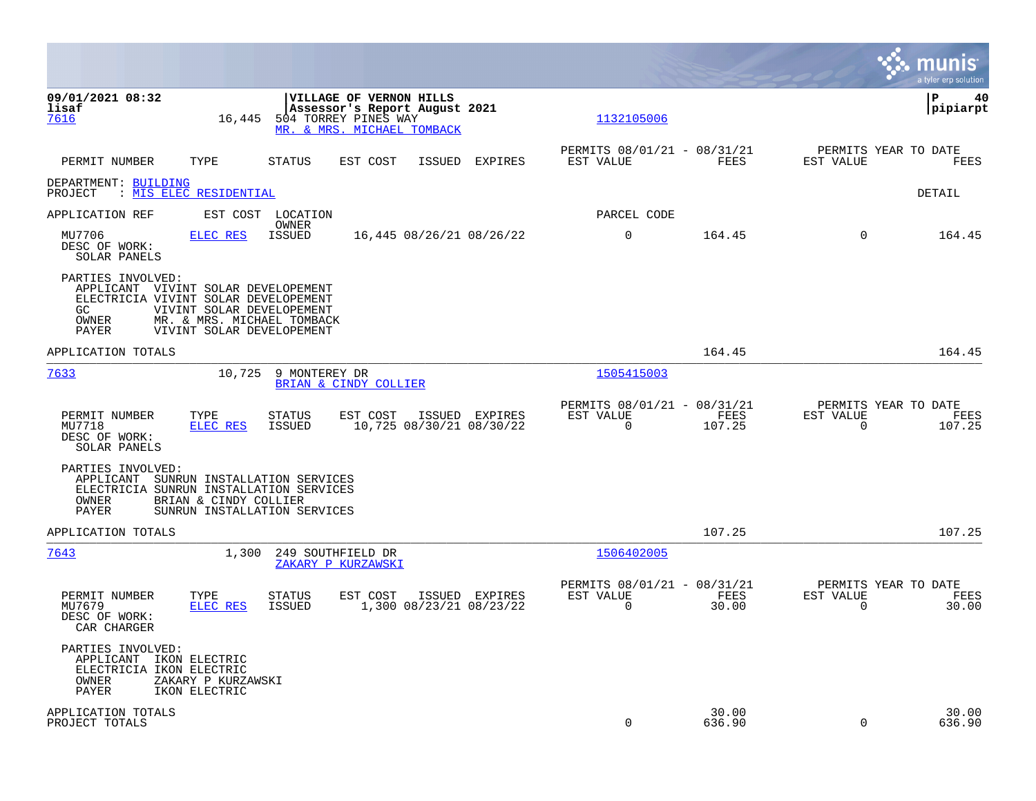09/01/2021 08:32 | VILLAGE OF VERNON HILLS | P 40
lisaf | Assessor's Report August 2021 | pipiarpt

7616 | 16,445 | 504 TORREY PINES WAY | 1132105006
MR. & MRS. MICHAEL TOMBACK

| PERMIT NUMBER | TYPE | STATUS | EST COST | ISSUED | EXPIRES | PERMITS 08/01/21 - 08/31/21 EST VALUE | FEES | PERMITS YEAR TO DATE EST VALUE | FEES |
|---|---|---|---|---|---|---|---|---|---|

DEPARTMENT: BUILDING
PROJECT : MIS ELEC RESIDENTIAL — DETAIL

APPLICATION REF | EST COST | LOCATION / OWNER | PARCEL CODE

| PERMIT NUMBER | TYPE | STATUS | EST COST | ISSUED | EXPIRES | EST VALUE | FEES | YTD EST VALUE | YTD FEES |
|---|---|---|---|---|---|---|---|---|---|
| MU7706 | ELEC RES | ISSUED | 16,445 | 08/26/21 | 08/26/22 | 0 | 164.45 | 0 | 164.45 |

DESC OF WORK:
SOLAR PANELS

PARTIES INVOLVED:
- APPLICANT VIVINT SOLAR DEVELOPEMENT
- ELECTRICIA VIVINT SOLAR DEVELOPEMENT
- GC VIVINT SOLAR DEVELOPEMENT
- OWNER MR. & MRS. MICHAEL TOMBACK
- PAYER VIVINT SOLAR DEVELOPEMENT

APPLICATION TOTALS: 164.45 | 164.45

---

7633 | 10,725 | 9 MONTEREY DR | 1505415003
BRIAN & CINDY COLLIER

| PERMIT NUMBER | TYPE | STATUS | EST COST | ISSUED | EXPIRES | PERMITS 08/01/21 - 08/31/21 EST VALUE | FEES | PERMITS YEAR TO DATE EST VALUE | FEES |
|---|---|---|---|---|---|---|---|---|---|
| MU7718 | ELEC RES | ISSUED | 10,725 | 08/30/21 | 08/30/22 | 0 | 107.25 | 0 | 107.25 |

DESC OF WORK:
SOLAR PANELS

PARTIES INVOLVED:
- APPLICANT SUNRUN INSTALLATION SERVICES
- ELECTRICIA SUNRUN INSTALLATION SERVICES
- OWNER BRIAN & CINDY COLLIER
- PAYER SUNRUN INSTALLATION SERVICES

APPLICATION TOTALS: 107.25 | 107.25

---

7643 | 1,300 | 249 SOUTHFIELD DR | 1506402005
ZAKARY P KURZAWSKI

| PERMIT NUMBER | TYPE | STATUS | EST COST | ISSUED | EXPIRES | PERMITS 08/01/21 - 08/31/21 EST VALUE | FEES | PERMITS YEAR TO DATE EST VALUE | FEES |
|---|---|---|---|---|---|---|---|---|---|
| MU7679 | ELEC RES | ISSUED | 1,300 | 08/23/21 | 08/23/22 | 0 | 30.00 | 0 | 30.00 |

DESC OF WORK:
CAR CHARGER

PARTIES INVOLVED:
- APPLICANT IKON ELECTRIC
- ELECTRICIA IKON ELECTRIC
- OWNER ZAKARY P KURZAWSKI
- PAYER IKON ELECTRIC

| | EST VALUE | FEES | YTD EST VALUE | YTD FEES |
|---|---|---|---|---|
| APPLICATION TOTALS | | 30.00 | | 30.00 |
| PROJECT TOTALS | 0 | 636.90 | 0 | 636.90 |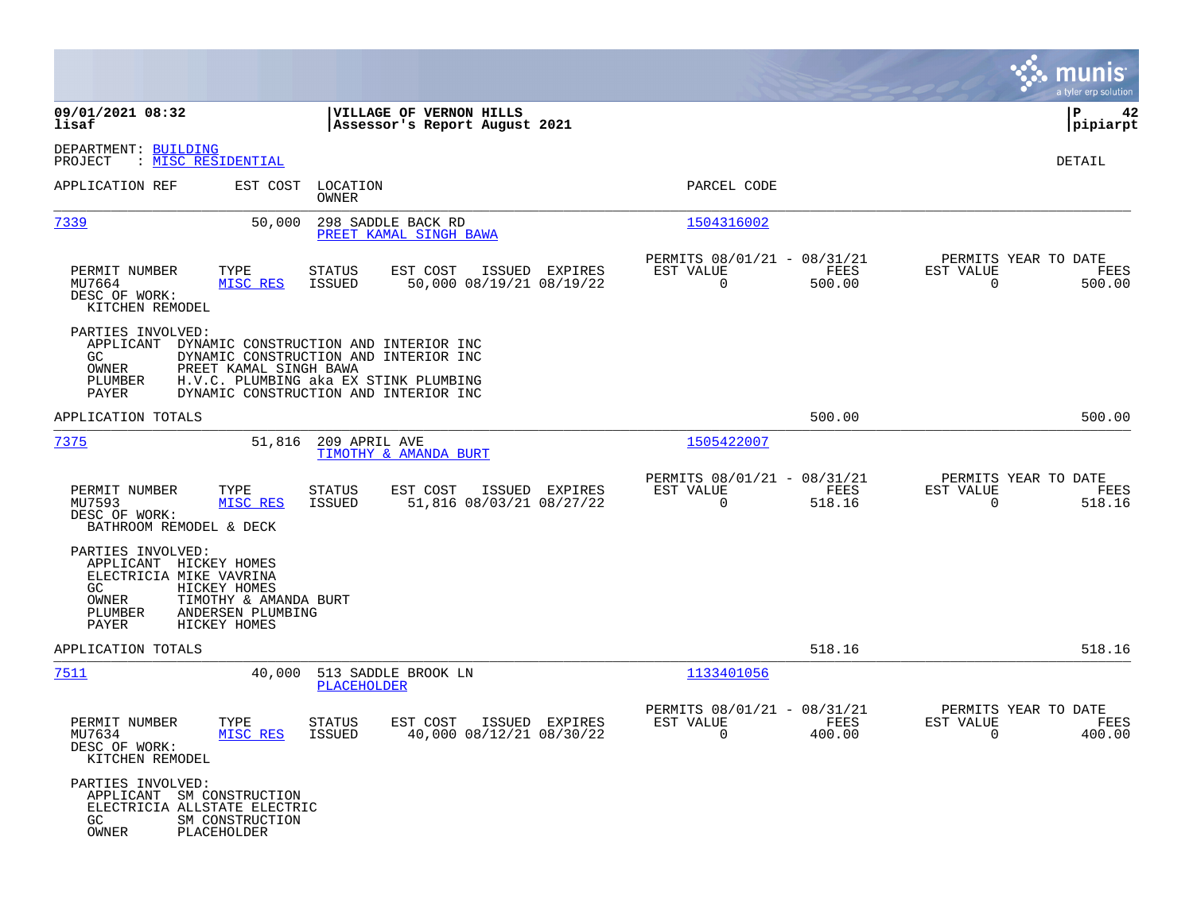09/01/2021 08:32 | VILLAGE OF VERNON HILLS | P 42
lisaf | Assessor's Report August 2021 | pipiarpt

DEPARTMENT: BUILDING
PROJECT : MISC RESIDENTIAL

DETAIL

| APPLICATION REF | EST COST | LOCATION / OWNER | PARCEL CODE |
|---|---|---|---|
| 7339 | 50,000 | 298 SADDLE BACK RD / PREET KAMAL SINGH BAWA | 1504316002 |

| PERMIT NUMBER | TYPE | STATUS | EST COST | ISSUED | EXPIRES | PERMITS 08/01/21 - 08/31/21 EST VALUE | FEES | PERMITS YEAR TO DATE EST VALUE | FEES |
|---|---|---|---|---|---|---|---|---|---|
| MU7664 | MISC RES | ISSUED | 50,000 | 08/19/21 | 08/19/22 | 0 | 500.00 | 0 | 500.00 |

DESC OF WORK:
KITCHEN REMODEL

PARTIES INVOLVED:
- APPLICANT DYNAMIC CONSTRUCTION AND INTERIOR INC
- GC DYNAMIC CONSTRUCTION AND INTERIOR INC
- OWNER PREET KAMAL SINGH BAWA
- PLUMBER H.V.C. PLUMBING aka EX STINK PLUMBING
- PAYER DYNAMIC CONSTRUCTION AND INTERIOR INC

APPLICATION TOTALS 500.00 500.00

| APPLICATION REF | EST COST | LOCATION / OWNER | PARCEL CODE |
|---|---|---|---|
| 7375 | 51,816 | 209 APRIL AVE / TIMOTHY & AMANDA BURT | 1505422007 |

| PERMIT NUMBER | TYPE | STATUS | EST COST | ISSUED | EXPIRES | PERMITS 08/01/21 - 08/31/21 EST VALUE | FEES | PERMITS YEAR TO DATE EST VALUE | FEES |
|---|---|---|---|---|---|---|---|---|---|
| MU7593 | MISC RES | ISSUED | 51,816 | 08/03/21 | 08/27/22 | 0 | 518.16 | 0 | 518.16 |

DESC OF WORK:
BATHROOM REMODEL & DECK

PARTIES INVOLVED:
- APPLICANT HICKEY HOMES
- ELECTRICIA MIKE VAVRINA
- GC HICKEY HOMES
- OWNER TIMOTHY & AMANDA BURT
- PLUMBER ANDERSEN PLUMBING
- PAYER HICKEY HOMES

APPLICATION TOTALS 518.16 518.16

| APPLICATION REF | EST COST | LOCATION / OWNER | PARCEL CODE |
|---|---|---|---|
| 7511 | 40,000 | 513 SADDLE BROOK LN / PLACEHOLDER | 1133401056 |

| PERMIT NUMBER | TYPE | STATUS | EST COST | ISSUED | EXPIRES | PERMITS 08/01/21 - 08/31/21 EST VALUE | FEES | PERMITS YEAR TO DATE EST VALUE | FEES |
|---|---|---|---|---|---|---|---|---|---|
| MU7634 | MISC RES | ISSUED | 40,000 | 08/12/21 | 08/30/22 | 0 | 400.00 | 0 | 400.00 |

DESC OF WORK:
KITCHEN REMODEL

PARTIES INVOLVED:
- APPLICANT SM CONSTRUCTION
- ELECTRICIA ALLSTATE ELECTRIC
- GC SM CONSTRUCTION
- OWNER PLACEHOLDER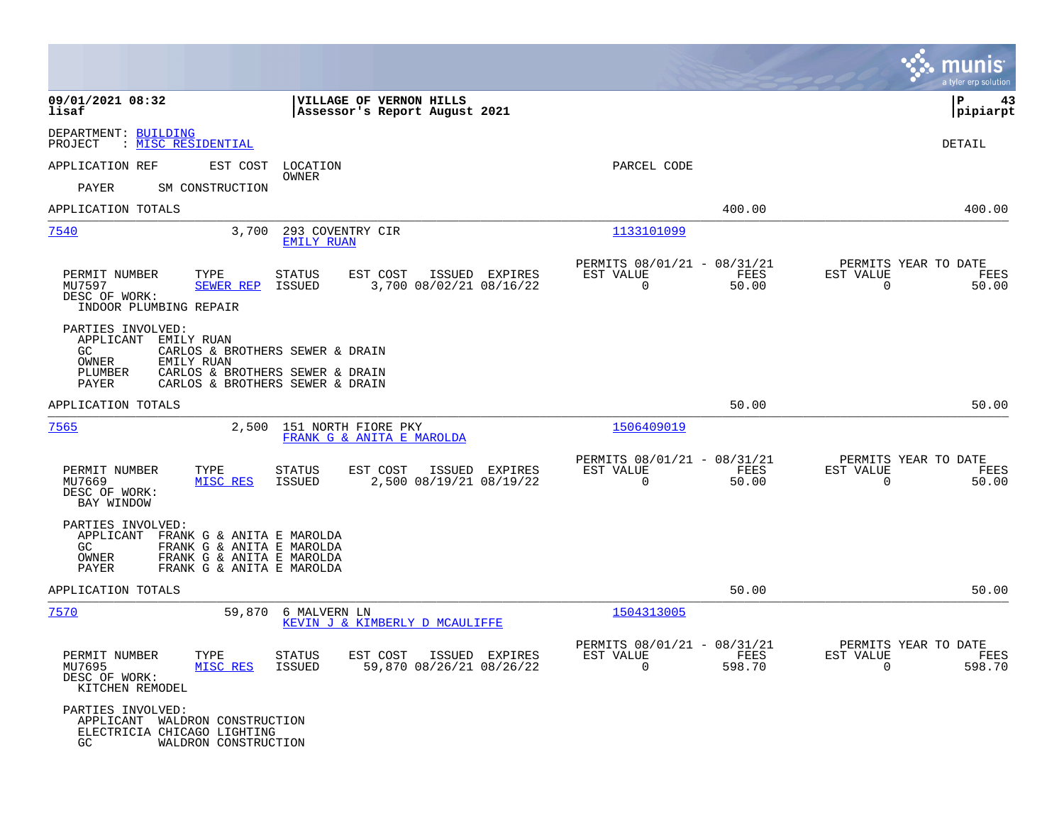**VILLAGE OF VERNON HILLS**
**Assessor's Report August 2021**

09/01/2021 08:32 lisaf | P 43 pipiarpt

DEPARTMENT: BUILDING
PROJECT : MISC RESIDENTIAL

DETAIL

APPLICATION REF | EST COST | LOCATION / OWNER | PARCEL CODE

PAYER SM CONSTRUCTION

APPLICATION TOTALS 400.00 400.00

---

**7540** 3,700 293 COVENTRY CIR — EMILY RUAN — 1133101099

| PERMIT NUMBER | TYPE | STATUS | EST COST | ISSUED | EXPIRES | PERMITS 08/01/21 - 08/31/21 EST VALUE | FEES | PERMITS YEAR TO DATE EST VALUE | FEES |
|---|---|---|---|---|---|---|---|---|---|
| MU7597 | SEWER REP | ISSUED | 3,700 | 08/02/21 | 08/16/22 | 0 | 50.00 | 0 | 50.00 |

DESC OF WORK:
INDOOR PLUMBING REPAIR

PARTIES INVOLVED:
- APPLICANT EMILY RUAN
- GC CARLOS & BROTHERS SEWER & DRAIN
- OWNER EMILY RUAN
- PLUMBER CARLOS & BROTHERS SEWER & DRAIN
- PAYER CARLOS & BROTHERS SEWER & DRAIN

APPLICATION TOTALS 50.00 50.00

---

**7565** 2,500 151 NORTH FIORE PKY — FRANK G & ANITA E MAROLDA — 1506409019

| PERMIT NUMBER | TYPE | STATUS | EST COST | ISSUED | EXPIRES | PERMITS 08/01/21 - 08/31/21 EST VALUE | FEES | PERMITS YEAR TO DATE EST VALUE | FEES |
|---|---|---|---|---|---|---|---|---|---|
| MU7669 | MISC RES | ISSUED | 2,500 | 08/19/21 | 08/19/22 | 0 | 50.00 | 0 | 50.00 |

DESC OF WORK:
BAY WINDOW

PARTIES INVOLVED:
- APPLICANT FRANK G & ANITA E MAROLDA
- GC FRANK G & ANITA E MAROLDA
- OWNER FRANK G & ANITA E MAROLDA
- PAYER FRANK G & ANITA E MAROLDA

APPLICATION TOTALS 50.00 50.00

---

**7570** 59,870 6 MALVERN LN — KEVIN J & KIMBERLY D MCAULIFFE — 1504313005

| PERMIT NUMBER | TYPE | STATUS | EST COST | ISSUED | EXPIRES | PERMITS 08/01/21 - 08/31/21 EST VALUE | FEES | PERMITS YEAR TO DATE EST VALUE | FEES |
|---|---|---|---|---|---|---|---|---|---|
| MU7695 | MISC RES | ISSUED | 59,870 | 08/26/21 | 08/26/22 | 0 | 598.70 | 0 | 598.70 |

DESC OF WORK:
KITCHEN REMODEL

PARTIES INVOLVED:
- APPLICANT WALDRON CONSTRUCTION
- ELECTRICIA CHICAGO LIGHTING
- GC WALDRON CONSTRUCTION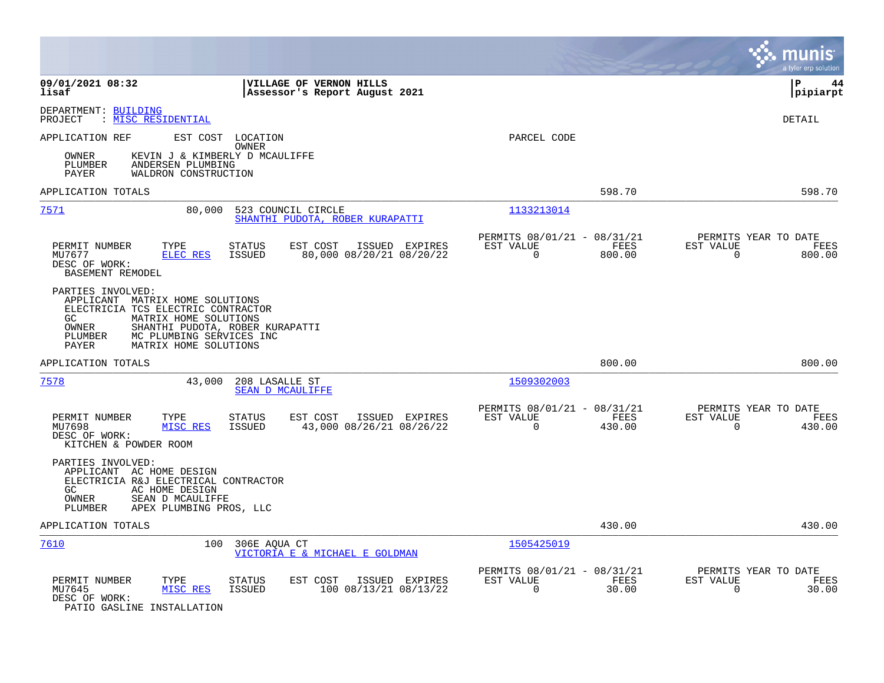VILLAGE OF VERNON HILLS
Assessor's Report August 2021

DEPARTMENT: BUILDING
PROJECT : MISC RESIDENTIAL

DETAIL

| APPLICATION REF | EST COST | LOCATION / OWNER | PARCEL CODE | | |
|---|---|---|---|---|---|

OWNER KEVIN J & KIMBERLY D MCAULIFFE
PLUMBER ANDERSEN PLUMBING
PAYER WALDRON CONSTRUCTION

APPLICATION TOTALS 598.70 598.70

---

**7571** — 80,000 — 523 COUNCIL CIRCLE — SHANTHI PUDOTA, ROBER KURAPATTI — Parcel 1133213014

| PERMIT NUMBER | TYPE | STATUS | EST COST | ISSUED | EXPIRES | PERMITS 08/01/21 - 08/31/21 EST VALUE | FEES | PERMITS YEAR TO DATE EST VALUE | FEES |
|---|---|---|---|---|---|---|---|---|---|
| MU7677 | ELEC RES | ISSUED | 80,000 | 08/20/21 | 08/20/22 | 0 | 800.00 | 0 | 800.00 |

DESC OF WORK:
BASEMENT REMODEL

PARTIES INVOLVED:
APPLICANT MATRIX HOME SOLUTIONS
ELECTRICIA TCS ELECTRIC CONTRACTOR
GC MATRIX HOME SOLUTIONS
OWNER SHANTHI PUDOTA, ROBER KURAPATTI
PLUMBER MC PLUMBING SERVICES INC
PAYER MATRIX HOME SOLUTIONS

APPLICATION TOTALS 800.00 800.00

---

**7578** — 43,000 — 208 LASALLE ST — SEAN D MCAULIFFE — Parcel 1509302003

| PERMIT NUMBER | TYPE | STATUS | EST COST | ISSUED | EXPIRES | PERMITS 08/01/21 - 08/31/21 EST VALUE | FEES | PERMITS YEAR TO DATE EST VALUE | FEES |
|---|---|---|---|---|---|---|---|---|---|
| MU7698 | MISC RES | ISSUED | 43,000 | 08/26/21 | 08/26/22 | 0 | 430.00 | 0 | 430.00 |

DESC OF WORK:
KITCHEN & POWDER ROOM

PARTIES INVOLVED:
APPLICANT AC HOME DESIGN
ELECTRICIA R&J ELECTRICAL CONTRACTOR
GC AC HOME DESIGN
OWNER SEAN D MCAULIFFE
PLUMBER APEX PLUMBING PROS, LLC

APPLICATION TOTALS 430.00 430.00

---

**7610** — 100 — 306E AQUA CT — VICTORIA E & MICHAEL E GOLDMAN — Parcel 1505425019

| PERMIT NUMBER | TYPE | STATUS | EST COST | ISSUED | EXPIRES | PERMITS 08/01/21 - 08/31/21 EST VALUE | FEES | PERMITS YEAR TO DATE EST VALUE | FEES |
|---|---|---|---|---|---|---|---|---|---|
| MU7645 | MISC RES | ISSUED | 100 | 08/13/21 | 08/13/22 | 0 | 30.00 | 0 | 30.00 |

DESC OF WORK:
PATIO GASLINE INSTALLATION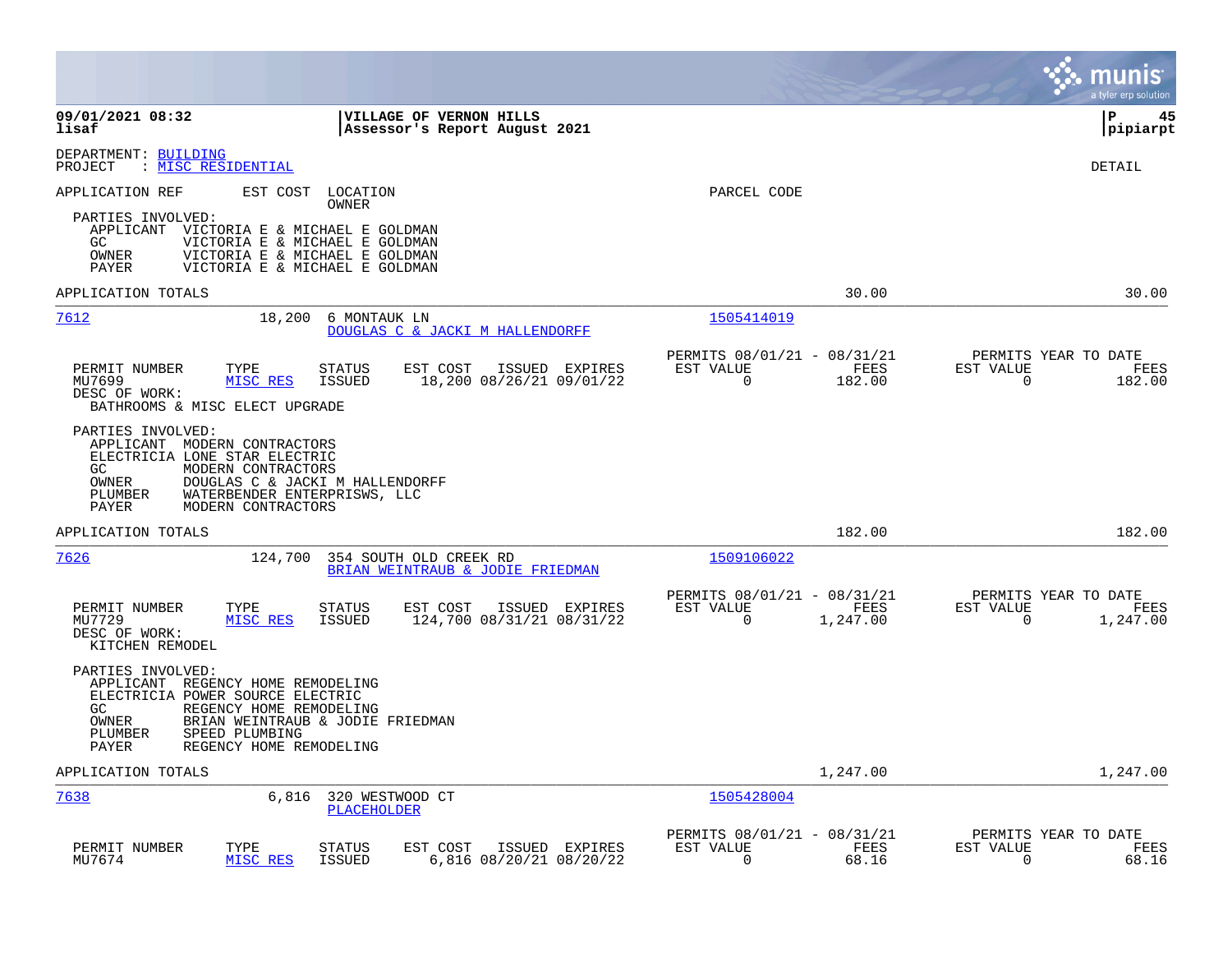**09/01/2021 08:32** | **VILLAGE OF VERNON HILLS** | **P 45**
**lisaf** | **Assessor's Report August 2021** | **pipiarpt**

DEPARTMENT: BUILDING
PROJECT : MISC RESIDENTIAL

DETAIL

APPLICATION REF    EST COST    LOCATION / OWNER    PARCEL CODE

PARTIES INVOLVED:
- APPLICANT VICTORIA E & MICHAEL E GOLDMAN
- GC VICTORIA E & MICHAEL E GOLDMAN
- OWNER VICTORIA E & MICHAEL E GOLDMAN
- PAYER VICTORIA E & MICHAEL E GOLDMAN

APPLICATION TOTALS 30.00 30.00

---

**7612** 18,200 6 MONTAUK LN — DOUGLAS C & JACKI M HALLENDORFF — Parcel 1505414019

| PERMIT NUMBER | TYPE | STATUS | EST COST | ISSUED | EXPIRES | PERMITS 08/01/21 - 08/31/21 EST VALUE | FEES | PERMITS YEAR TO DATE EST VALUE | FEES |
|---|---|---|---|---|---|---|---|---|---|
| MU7699 | MISC RES | ISSUED | 18,200 | 08/26/21 | 09/01/22 | 0 | 182.00 | 0 | 182.00 |

DESC OF WORK:
BATHROOMS & MISC ELECT UPGRADE

PARTIES INVOLVED:
- APPLICANT MODERN CONTRACTORS
- ELECTRICIA LONE STAR ELECTRIC
- GC MODERN CONTRACTORS
- OWNER DOUGLAS C & JACKI M HALLENDORFF
- PLUMBER WATERBENDER ENTERPRISWS, LLC
- PAYER MODERN CONTRACTORS

APPLICATION TOTALS 182.00 182.00

---

**7626** 124,700 354 SOUTH OLD CREEK RD — BRIAN WEINTRAUB & JODIE FRIEDMAN — Parcel 1509106022

| PERMIT NUMBER | TYPE | STATUS | EST COST | ISSUED | EXPIRES | PERMITS 08/01/21 - 08/31/21 EST VALUE | FEES | PERMITS YEAR TO DATE EST VALUE | FEES |
|---|---|---|---|---|---|---|---|---|---|
| MU7729 | MISC RES | ISSUED | 124,700 | 08/31/21 | 08/31/22 | 0 | 1,247.00 | 0 | 1,247.00 |

DESC OF WORK:
KITCHEN REMODEL

PARTIES INVOLVED:
- APPLICANT REGENCY HOME REMODELING
- ELECTRICIA POWER SOURCE ELECTRIC
- GC REGENCY HOME REMODELING
- OWNER BRIAN WEINTRAUB & JODIE FRIEDMAN
- PLUMBER SPEED PLUMBING
- PAYER REGENCY HOME REMODELING

APPLICATION TOTALS 1,247.00 1,247.00

---

**7638** 6,816 320 WESTWOOD CT — PLACEHOLDER — Parcel 1505428004

| PERMIT NUMBER | TYPE | STATUS | EST COST | ISSUED | EXPIRES | PERMITS 08/01/21 - 08/31/21 EST VALUE | FEES | PERMITS YEAR TO DATE EST VALUE | FEES |
|---|---|---|---|---|---|---|---|---|---|
| MU7674 | MISC RES | ISSUED | 6,816 | 08/20/21 | 08/20/22 | 0 | 68.16 | 0 | 68.16 |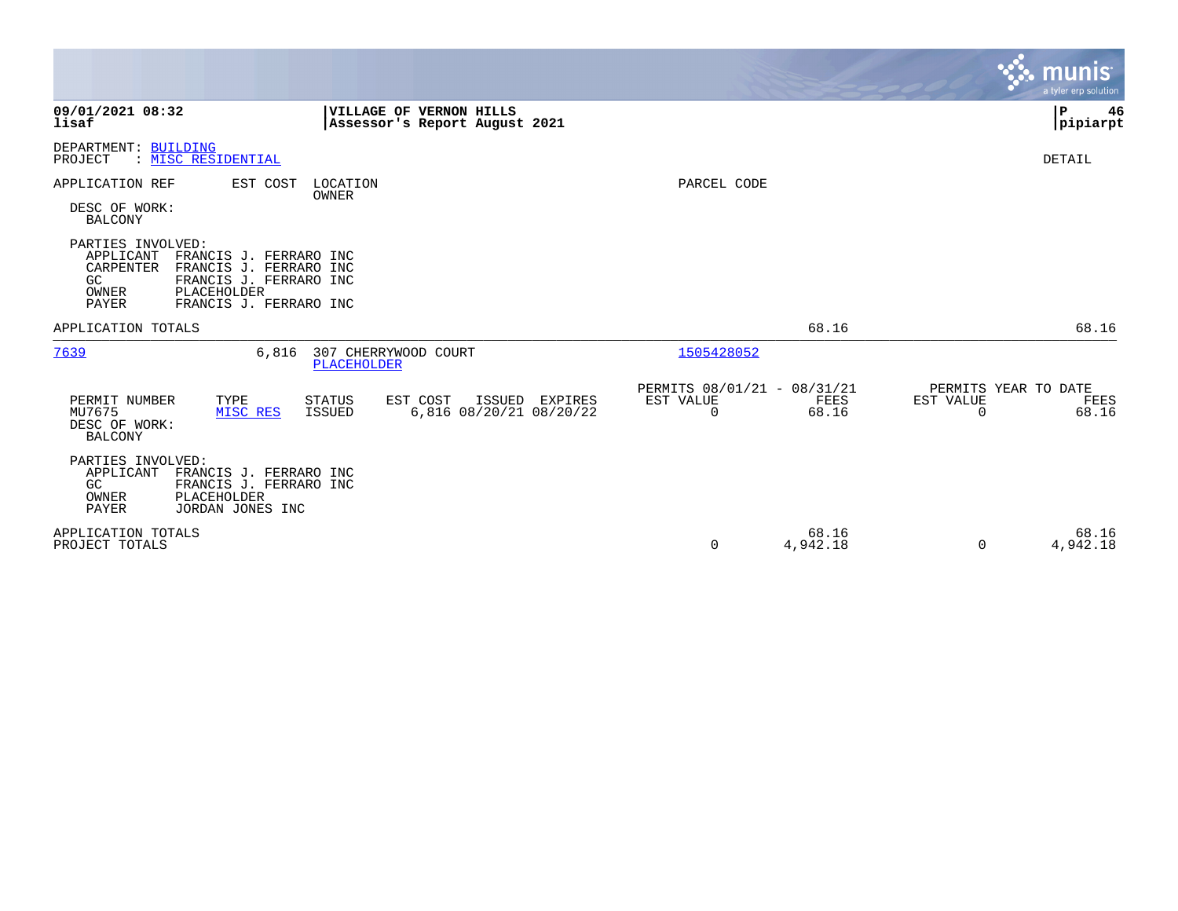DEPARTMENT: BUILDING
PROJECT : MISC RESIDENTIAL

DETAIL

| APPLICATION REF | EST COST | LOCATION / OWNER | PARCEL CODE |
|---|---|---|---|

DESC OF WORK:
BALCONY

PARTIES INVOLVED:

| Role | Name |
|---|---|
| APPLICANT | FRANCIS J. FERRARO INC |
| CARPENTER | FRANCIS J. FERRARO INC |
| GC | FRANCIS J. FERRARO INC |
| OWNER | PLACEHOLDER |
| PAYER | FRANCIS J. FERRARO INC |

APPLICATION TOTALS 68.16 68.16

---

| APPLICATION REF | EST COST | LOCATION / OWNER | PARCEL CODE |
|---|---|---|---|
| 7639 | 6,816 | 307 CHERRYWOOD COURT / PLACEHOLDER | 1505428052 |

| PERMIT NUMBER | TYPE | STATUS | EST COST | ISSUED | EXPIRES | PERMITS 08/01/21 - 08/31/21 EST VALUE | FEES | PERMITS YEAR TO DATE EST VALUE | FEES |
|---|---|---|---|---|---|---|---|---|---|
| MU7675 | MISC RES | ISSUED | 6,816 | 08/20/21 | 08/20/22 | 0 | 68.16 | 0 | 68.16 |

DESC OF WORK:
BALCONY

PARTIES INVOLVED:

| Role | Name |
|---|---|
| APPLICANT | FRANCIS J. FERRARO INC |
| GC | FRANCIS J. FERRARO INC |
| OWNER | PLACEHOLDER |
| PAYER | JORDAN JONES INC |

| | EST VALUE | FEES | YTD EST VALUE | YTD FEES |
|---|---|---|---|---|
| APPLICATION TOTALS | | 68.16 | | 68.16 |
| PROJECT TOTALS | 0 | 4,942.18 | 0 | 4,942.18 |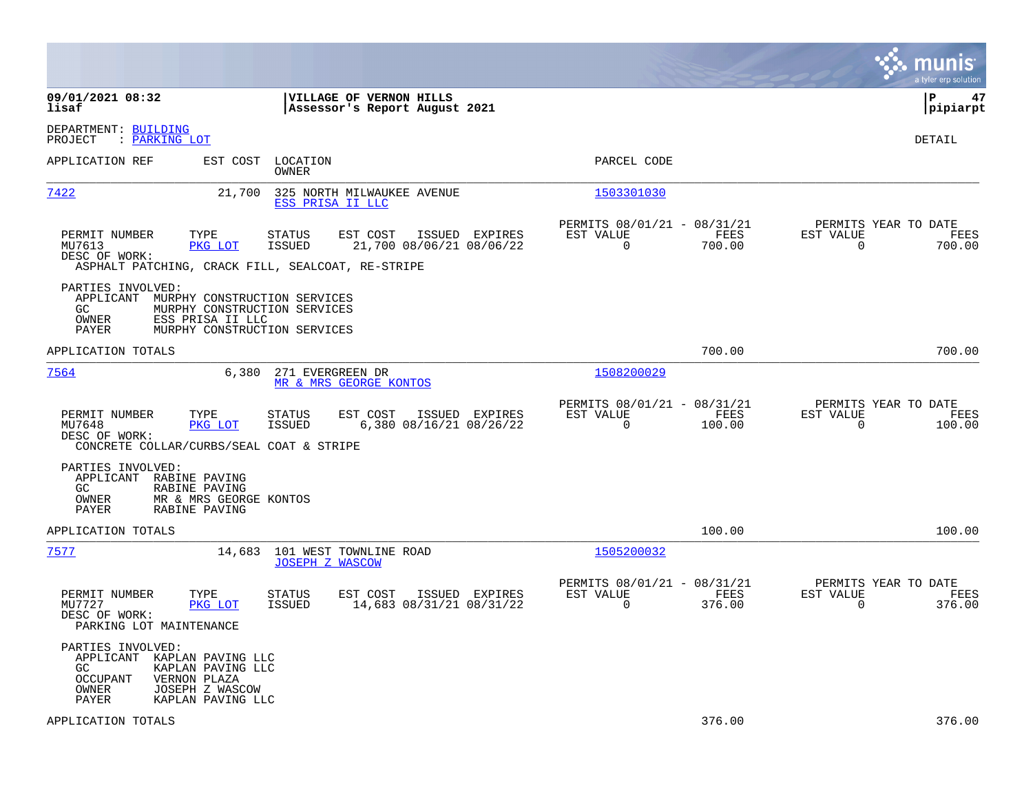09/01/2021 08:32
lisaf

**VILLAGE OF VERNON HILLS**
**Assessor's Report August 2021**

pipiarpt

DEPARTMENT: BUILDING
PROJECT : PARKING LOT

DETAIL

| APPLICATION REF | EST COST | LOCATION / OWNER | PARCEL CODE |
|---|---|---|---|
| 7422 | 21,700 | 325 NORTH MILWAUKEE AVENUE / ESS PRISA II LLC | 1503301030 |

| PERMIT NUMBER | TYPE | STATUS | EST COST | ISSUED | EXPIRES | PERMITS 08/01/21 - 08/31/21 EST VALUE | FEES | PERMITS YEAR TO DATE EST VALUE | FEES |
|---|---|---|---|---|---|---|---|---|---|
| MU7613 | PKG LOT | ISSUED | 21,700 | 08/06/21 | 08/06/22 | 0 | 700.00 | 0 | 700.00 |

DESC OF WORK:
ASPHALT PATCHING, CRACK FILL, SEALCOAT, RE-STRIPE

PARTIES INVOLVED:
- APPLICANT: MURPHY CONSTRUCTION SERVICES
- GC: MURPHY CONSTRUCTION SERVICES
- OWNER: ESS PRISA II LLC
- PAYER: MURPHY CONSTRUCTION SERVICES

APPLICATION TOTALS: 700.00 | 700.00

| APPLICATION REF | EST COST | LOCATION / OWNER | PARCEL CODE |
|---|---|---|---|
| 7564 | 6,380 | 271 EVERGREEN DR / MR & MRS GEORGE KONTOS | 1508200029 |

| PERMIT NUMBER | TYPE | STATUS | EST COST | ISSUED | EXPIRES | PERMITS 08/01/21 - 08/31/21 EST VALUE | FEES | PERMITS YEAR TO DATE EST VALUE | FEES |
|---|---|---|---|---|---|---|---|---|---|
| MU7648 | PKG LOT | ISSUED | 6,380 | 08/16/21 | 08/26/22 | 0 | 100.00 | 0 | 100.00 |

DESC OF WORK:
CONCRETE COLLAR/CURBS/SEAL COAT & STRIPE

PARTIES INVOLVED:
- APPLICANT: RABINE PAVING
- GC: RABINE PAVING
- OWNER: MR & MRS GEORGE KONTOS
- PAYER: RABINE PAVING

APPLICATION TOTALS: 100.00 | 100.00

| APPLICATION REF | EST COST | LOCATION / OWNER | PARCEL CODE |
|---|---|---|---|
| 7577 | 14,683 | 101 WEST TOWNLINE ROAD / JOSEPH Z WASCOW | 1505200032 |

| PERMIT NUMBER | TYPE | STATUS | EST COST | ISSUED | EXPIRES | PERMITS 08/01/21 - 08/31/21 EST VALUE | FEES | PERMITS YEAR TO DATE EST VALUE | FEES |
|---|---|---|---|---|---|---|---|---|---|
| MU7727 | PKG LOT | ISSUED | 14,683 | 08/31/21 | 08/31/22 | 0 | 376.00 | 0 | 376.00 |

DESC OF WORK:
PARKING LOT MAINTENANCE

PARTIES INVOLVED:
- APPLICANT: KAPLAN PAVING LLC
- GC: KAPLAN PAVING LLC
- OCCUPANT: VERNON PLAZA
- OWNER: JOSEPH Z WASCOW
- PAYER: KAPLAN PAVING LLC

APPLICATION TOTALS: 376.00 | 376.00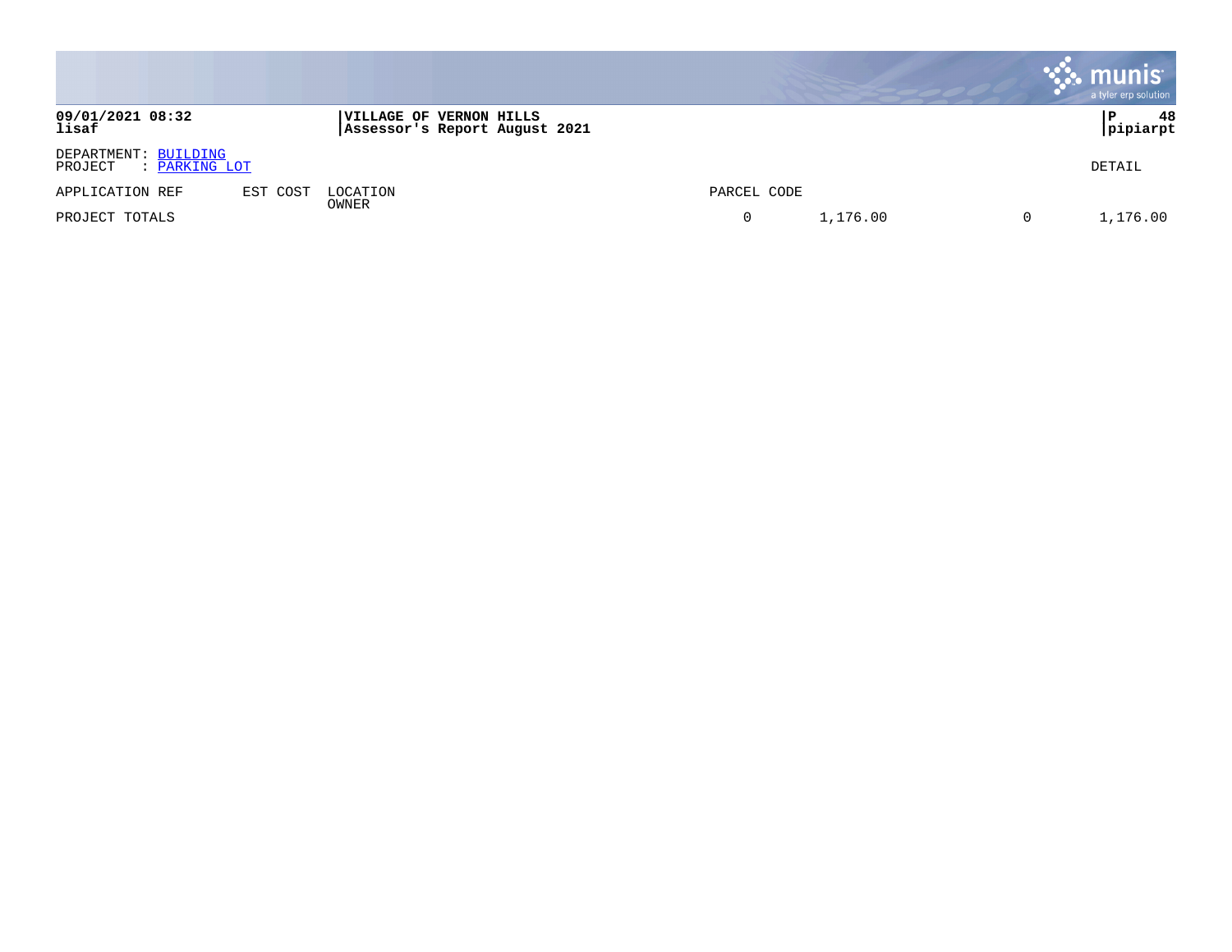DEPARTMENT: BUILDING
PROJECT : PARKING LOT

DETAIL

| APPLICATION REF | EST COST | LOCATION OWNER | PARCEL CODE | | | |
|---|---|---|---|---|---|---|
| PROJECT TOTALS | | | 0 | 1,176.00 | 0 | 1,176.00 |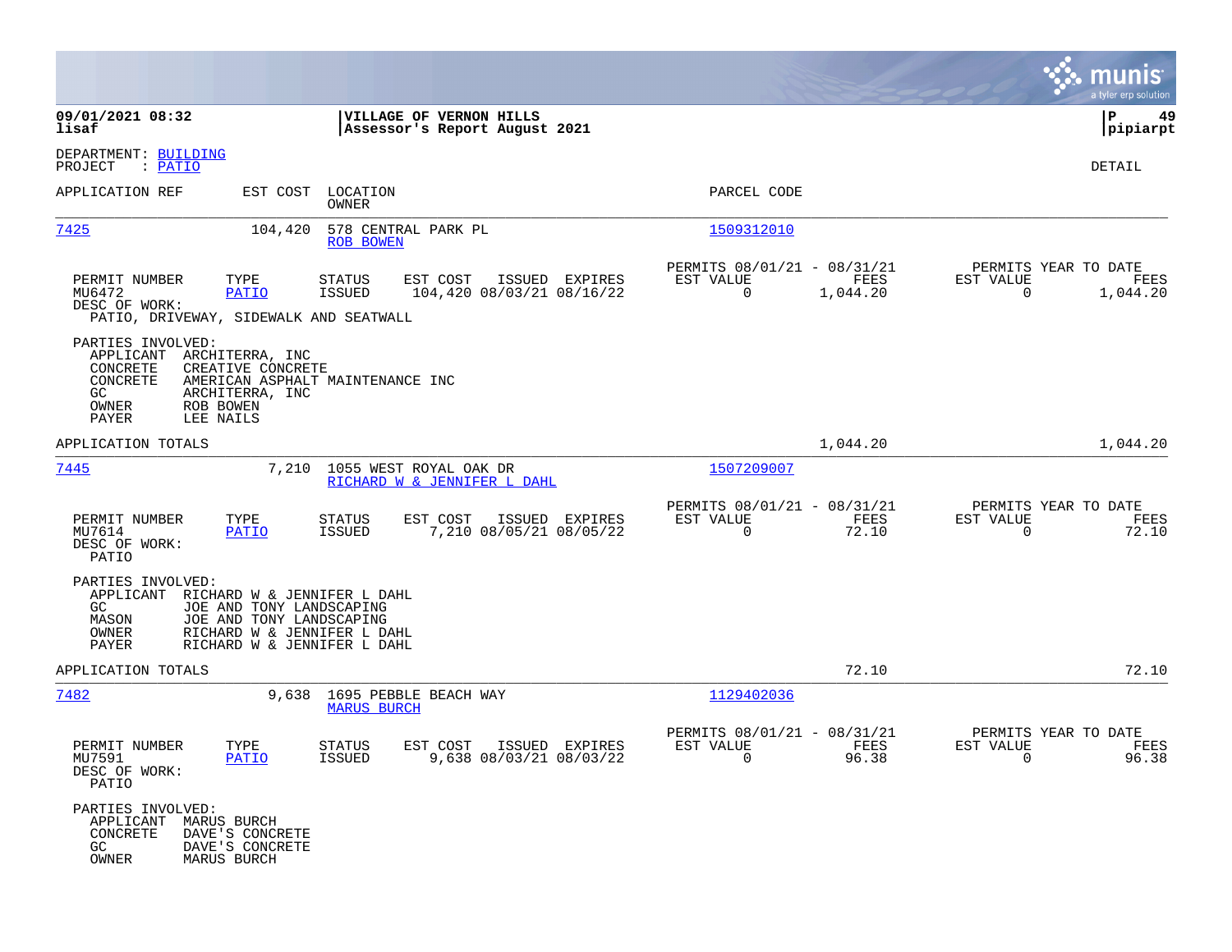**09/01/2021 08:32** | **VILLAGE OF VERNON HILLS** | **P 49**
**lisaf** | **Assessor's Report August 2021** | **pipiarpt**

DEPARTMENT: BUILDING
PROJECT : PATIO

DETAIL

| APPLICATION REF | EST COST | LOCATION / OWNER | PARCEL CODE |
|---|---|---|---|
| 7425 | 104,420 | 578 CENTRAL PARK PL / ROB BOWEN | 1509312010 |

| PERMIT NUMBER | TYPE | STATUS | EST COST | ISSUED | EXPIRES | PERMITS 08/01/21 - 08/31/21 EST VALUE | FEES | PERMITS YEAR TO DATE EST VALUE | FEES |
|---|---|---|---|---|---|---|---|---|---|
| MU6472 | PATIO | ISSUED | 104,420 | 08/03/21 | 08/16/22 | 0 | 1,044.20 | 0 | 1,044.20 |

DESC OF WORK:
PATIO, DRIVEWAY, SIDEWALK AND SEATWALL

PARTIES INVOLVED:

- APPLICANT ARCHITERRA, INC
- CONCRETE CREATIVE CONCRETE
- CONCRETE AMERICAN ASPHALT MAINTENANCE INC
- GC ARCHITERRA, INC
- OWNER ROB BOWEN
- PAYER LEE NAILS

APPLICATION TOTALS: 1,044.20 | 1,044.20

| APPLICATION REF | EST COST | LOCATION / OWNER | PARCEL CODE |
|---|---|---|---|
| 7445 | 7,210 | 1055 WEST ROYAL OAK DR / RICHARD W & JENNIFER L DAHL | 1507209007 |

| PERMIT NUMBER | TYPE | STATUS | EST COST | ISSUED | EXPIRES | PERMITS 08/01/21 - 08/31/21 EST VALUE | FEES | PERMITS YEAR TO DATE EST VALUE | FEES |
|---|---|---|---|---|---|---|---|---|---|
| MU7614 | PATIO | ISSUED | 7,210 | 08/05/21 | 08/05/22 | 0 | 72.10 | 0 | 72.10 |

DESC OF WORK:
PATIO

PARTIES INVOLVED:

- APPLICANT RICHARD W & JENNIFER L DAHL
- GC JOE AND TONY LANDSCAPING
- MASON JOE AND TONY LANDSCAPING
- OWNER RICHARD W & JENNIFER L DAHL
- PAYER RICHARD W & JENNIFER L DAHL

APPLICATION TOTALS: 72.10 | 72.10

| APPLICATION REF | EST COST | LOCATION / OWNER | PARCEL CODE |
|---|---|---|---|
| 7482 | 9,638 | 1695 PEBBLE BEACH WAY / MARUS BURCH | 1129402036 |

| PERMIT NUMBER | TYPE | STATUS | EST COST | ISSUED | EXPIRES | PERMITS 08/01/21 - 08/31/21 EST VALUE | FEES | PERMITS YEAR TO DATE EST VALUE | FEES |
|---|---|---|---|---|---|---|---|---|---|
| MU7591 | PATIO | ISSUED | 9,638 | 08/03/21 | 08/03/22 | 0 | 96.38 | 0 | 96.38 |

DESC OF WORK:
PATIO

PARTIES INVOLVED:

- APPLICANT MARUS BURCH
- CONCRETE DAVE'S CONCRETE
- GC DAVE'S CONCRETE
- OWNER MARUS BURCH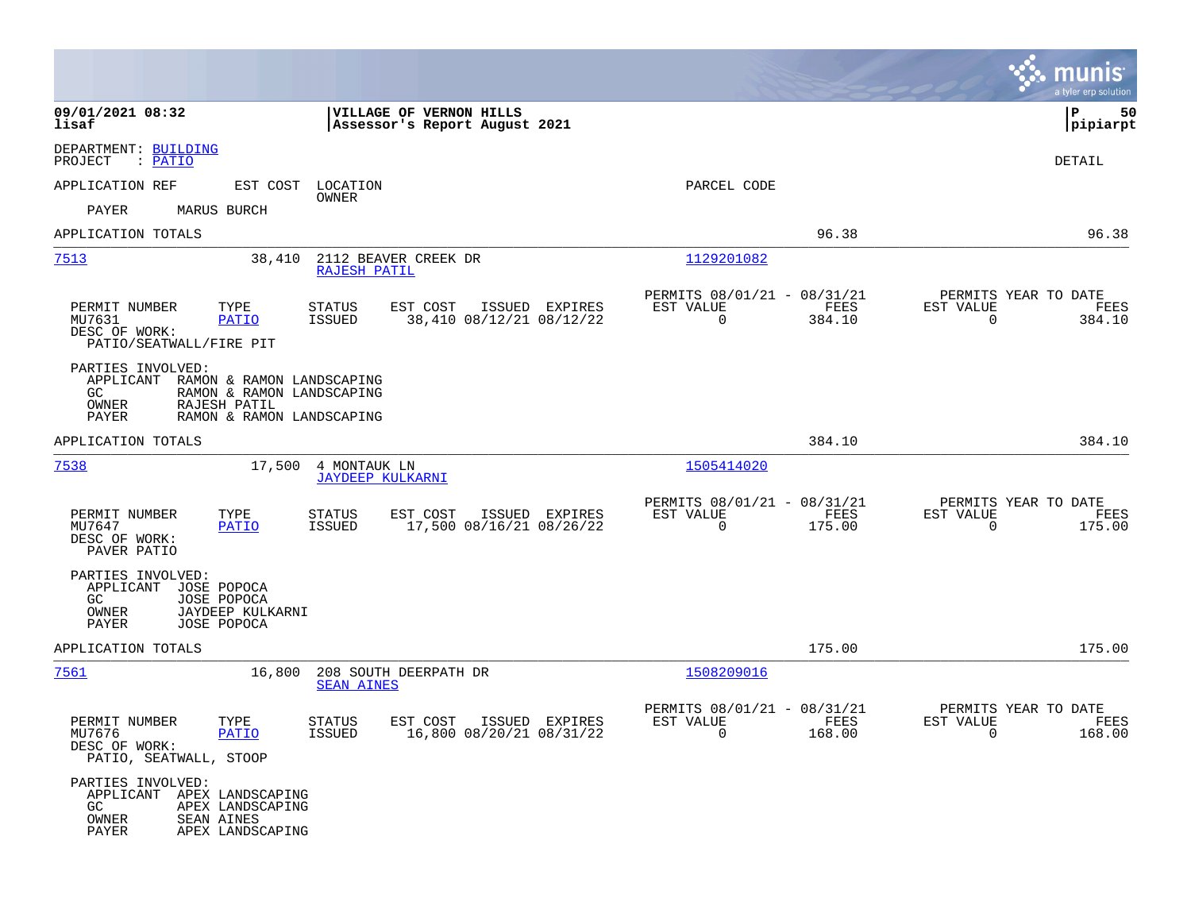**09/01/2021 08:32**
**lisaf**

**VILLAGE OF VERNON HILLS**
**Assessor's Report August 2021**

**P 50**
**pipiarpt**

DEPARTMENT: BUILDING
PROJECT : PATIO

DETAIL

APPLICATION REF | EST COST | LOCATION / OWNER | PARCEL CODE

PAYER MARUS BURCH

APPLICATION TOTALS 96.38 96.38

---

**7513** 38,410 2112 BEAVER CREEK DR — RAJESH PATIL — 1129201082

| PERMIT NUMBER | TYPE | STATUS | EST COST | ISSUED | EXPIRES | PERMITS 08/01/21 - 08/31/21 EST VALUE | FEES | PERMITS YEAR TO DATE EST VALUE | FEES |
|---|---|---|---|---|---|---|---|---|---|
| MU7631 | PATIO | ISSUED | 38,410 | 08/12/21 | 08/12/22 | 0 | 384.10 | 0 | 384.10 |

DESC OF WORK:
PATIO/SEATWALL/FIRE PIT

PARTIES INVOLVED:
- APPLICANT RAMON & RAMON LANDSCAPING
- GC RAMON & RAMON LANDSCAPING
- OWNER RAJESH PATIL
- PAYER RAMON & RAMON LANDSCAPING

APPLICATION TOTALS 384.10 384.10

---

**7538** 17,500 4 MONTAUK LN — JAYDEEP KULKARNI — 1505414020

| PERMIT NUMBER | TYPE | STATUS | EST COST | ISSUED | EXPIRES | PERMITS 08/01/21 - 08/31/21 EST VALUE | FEES | PERMITS YEAR TO DATE EST VALUE | FEES |
|---|---|---|---|---|---|---|---|---|---|
| MU7647 | PATIO | ISSUED | 17,500 | 08/16/21 | 08/26/22 | 0 | 175.00 | 0 | 175.00 |

DESC OF WORK:
PAVER PATIO

PARTIES INVOLVED:
- APPLICANT JOSE POPOCA
- GC JOSE POPOCA
- OWNER JAYDEEP KULKARNI
- PAYER JOSE POPOCA

APPLICATION TOTALS 175.00 175.00

---

**7561** 16,800 208 SOUTH DEERPATH DR — SEAN AINES — 1508209016

| PERMIT NUMBER | TYPE | STATUS | EST COST | ISSUED | EXPIRES | PERMITS 08/01/21 - 08/31/21 EST VALUE | FEES | PERMITS YEAR TO DATE EST VALUE | FEES |
|---|---|---|---|---|---|---|---|---|---|
| MU7676 | PATIO | ISSUED | 16,800 | 08/20/21 | 08/31/22 | 0 | 168.00 | 0 | 168.00 |

DESC OF WORK:
PATIO, SEATWALL, STOOP

PARTIES INVOLVED:
- APPLICANT APEX LANDSCAPING
- GC APEX LANDSCAPING
- OWNER SEAN AINES
- PAYER APEX LANDSCAPING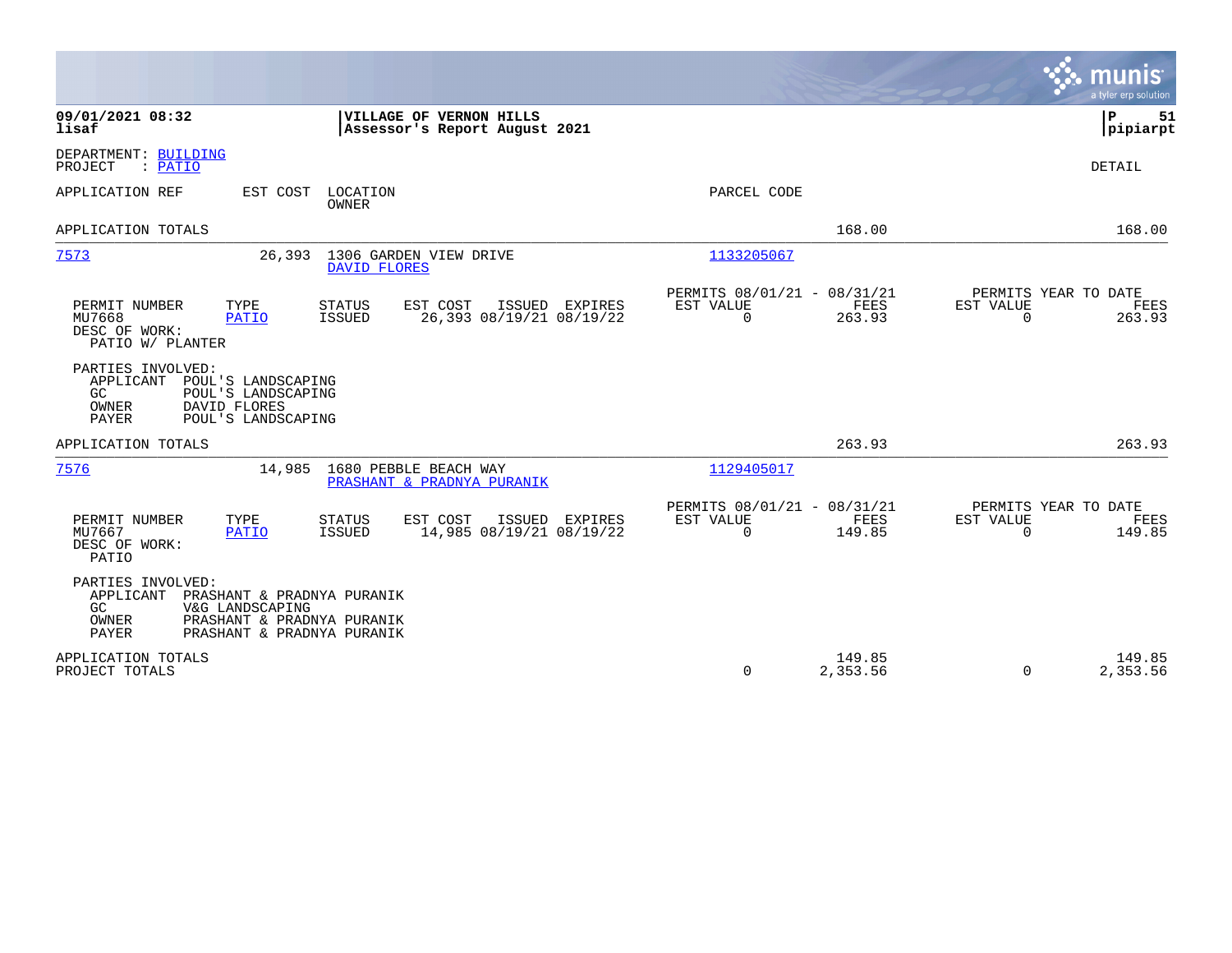**09/01/2021 08:32** | **VILLAGE OF VERNON HILLS** | **P 51**
**lisaf** | **Assessor's Report August 2021** | **pipiarpt**

DEPARTMENT: BUILDING
PROJECT : PATIO

DETAIL

| APPLICATION REF | EST COST | LOCATION / OWNER | PARCEL CODE | | |
|---|---|---|---|---|---|
| APPLICATION TOTALS | | | | 168.00 | 168.00 |
| 7573 | 26,393 | 1306 GARDEN VIEW DRIVE / DAVID FLORES | 1133205067 | | |

| PERMIT NUMBER | TYPE | STATUS | EST COST | ISSUED | EXPIRES | PERMITS 08/01/21 - 08/31/21 EST VALUE | FEES | PERMITS YEAR TO DATE EST VALUE | FEES |
|---|---|---|---|---|---|---|---|---|---|
| MU7668 | PATIO | ISSUED | 26,393 | 08/19/21 | 08/19/22 | 0 | 263.93 | 0 | 263.93 |

DESC OF WORK:
PATIO W/ PLANTER

PARTIES INVOLVED:
APPLICANT POUL'S LANDSCAPING
GC POUL'S LANDSCAPING
OWNER DAVID FLORES
PAYER POUL'S LANDSCAPING

| APPLICATION REF | EST COST | LOCATION / OWNER | PARCEL CODE | | |
|---|---|---|---|---|---|
| APPLICATION TOTALS | | | | 263.93 | 263.93 |
| 7576 | 14,985 | 1680 PEBBLE BEACH WAY / PRASHANT & PRADNYA PURANIK | 1129405017 | | |

| PERMIT NUMBER | TYPE | STATUS | EST COST | ISSUED | EXPIRES | PERMITS 08/01/21 - 08/31/21 EST VALUE | FEES | PERMITS YEAR TO DATE EST VALUE | FEES |
|---|---|---|---|---|---|---|---|---|---|
| MU7667 | PATIO | ISSUED | 14,985 | 08/19/21 | 08/19/22 | 0 | 149.85 | 0 | 149.85 |

DESC OF WORK:
PATIO

PARTIES INVOLVED:
APPLICANT PRASHANT & PRADNYA PURANIK
GC V&G LANDSCAPING
OWNER PRASHANT & PRADNYA PURANIK
PAYER PRASHANT & PRADNYA PURANIK

| | EST VALUE | FEES | EST VALUE | FEES |
|---|---|---|---|---|
| APPLICATION TOTALS | | 149.85 | | 149.85 |
| PROJECT TOTALS | 0 | 2,353.56 | 0 | 2,353.56 |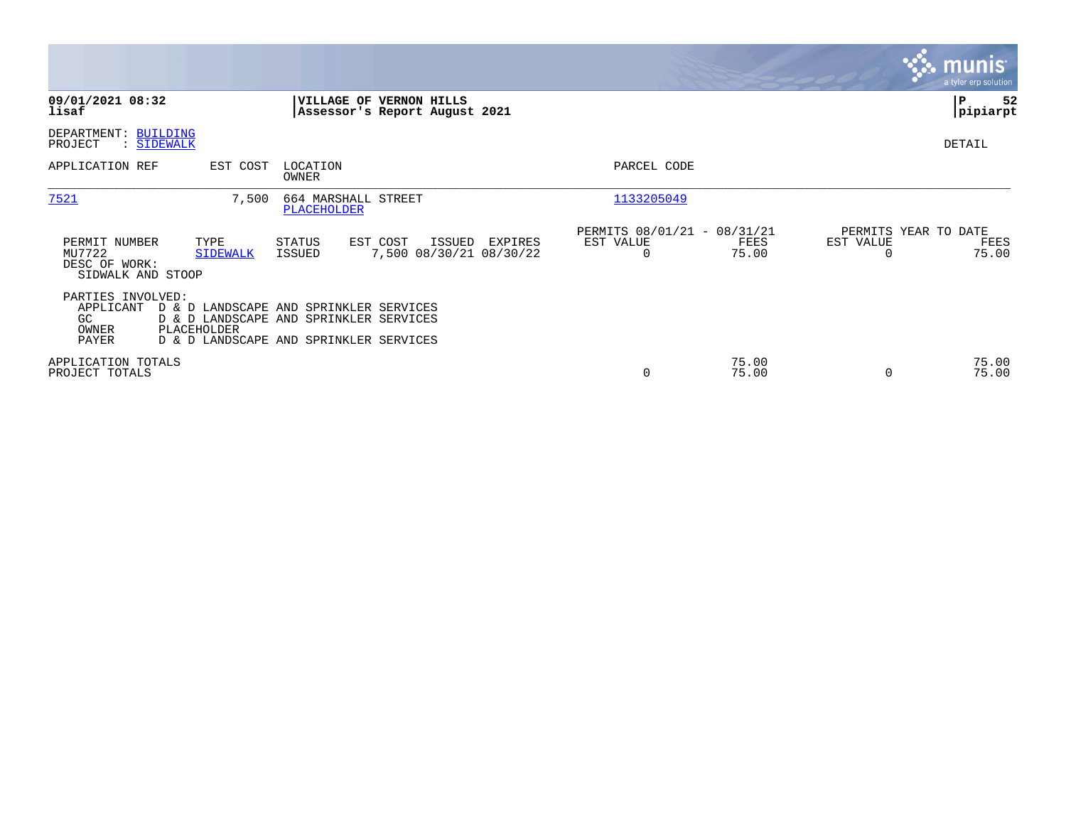**09/01/2021 08:32**
**lisaf**

**VILLAGE OF VERNON HILLS**
**Assessor's Report August 2021**

**P 52**
**pipiarpt**

DEPARTMENT: BUILDING
PROJECT : SIDEWALK

DETAIL

| APPLICATION REF | EST COST | LOCATION / OWNER | PARCEL CODE |
|---|---|---|---|
| 7521 | 7,500 | 664 MARSHALL STREET / PLACEHOLDER | 1133205049 |

| PERMIT NUMBER | TYPE | STATUS | EST COST | ISSUED | EXPIRES | PERMITS 08/01/21 - 08/31/21 EST VALUE | FEES | PERMITS YEAR TO DATE EST VALUE | FEES |
|---|---|---|---|---|---|---|---|---|---|
| MU7722 | SIDEWALK | ISSUED | 7,500 | 08/30/21 | 08/30/22 | 0 | 75.00 | 0 | 75.00 |

DESC OF WORK:
SIDWALK AND STOOP

PARTIES INVOLVED:

| | |
|---|---|
| APPLICANT | D & D LANDSCAPE AND SPRINKLER SERVICES |
| GC | D & D LANDSCAPE AND SPRINKLER SERVICES |
| OWNER | PLACEHOLDER |
| PAYER | D & D LANDSCAPE AND SPRINKLER SERVICES |

| | EST VALUE | FEES | YTD EST VALUE | YTD FEES |
|---|---|---|---|---|
| APPLICATION TOTALS | | 75.00 | | 75.00 |
| PROJECT TOTALS | 0 | 75.00 | 0 | 75.00 |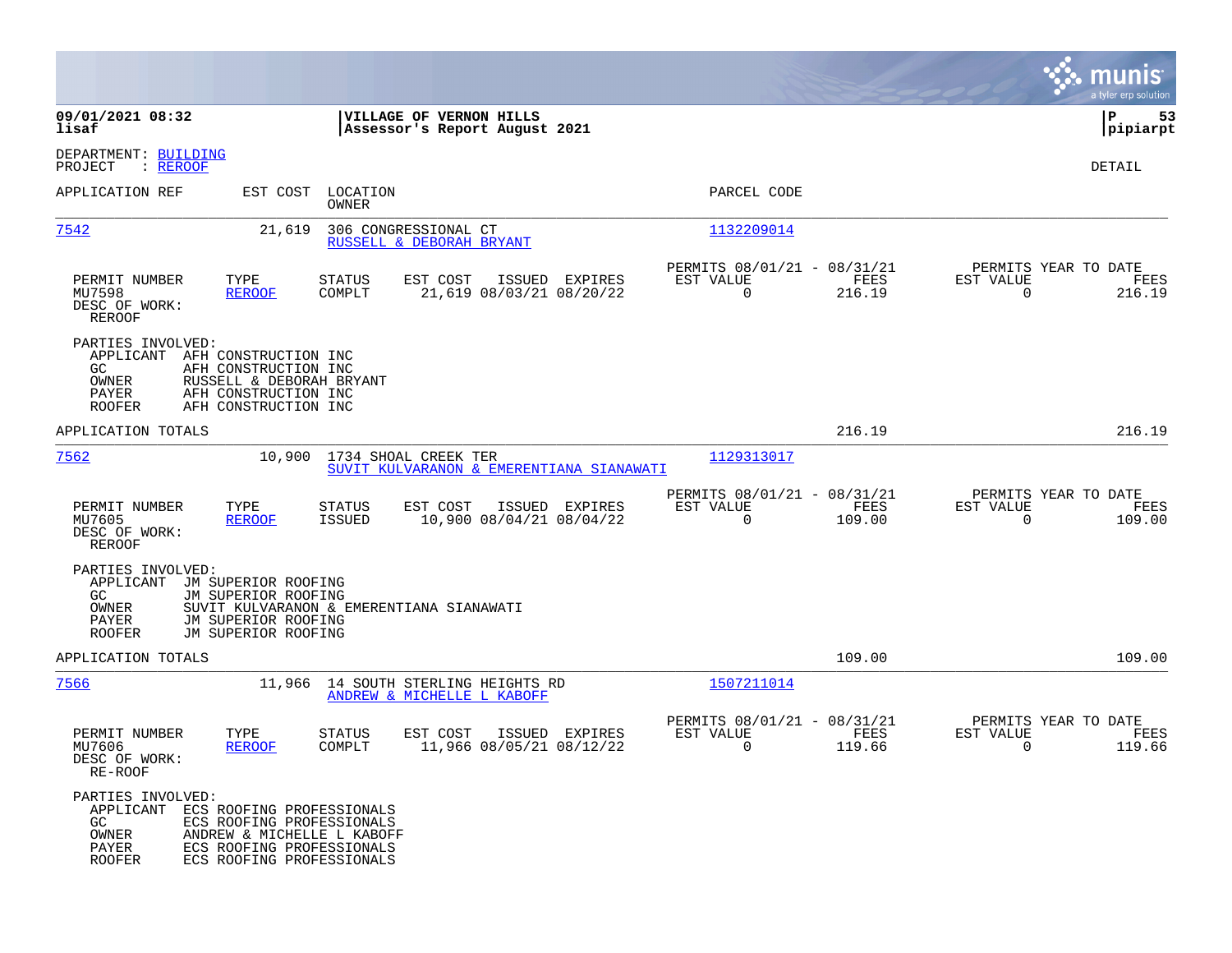DEPARTMENT: BUILDING
PROJECT : REROOF

DETAIL

| APPLICATION REF | EST COST | LOCATION / OWNER | PARCEL CODE |
|---|---|---|---|
| 7542 | 21,619 | 306 CONGRESSIONAL CT / RUSSELL & DEBORAH BRYANT | 1132209014 |

| PERMIT NUMBER | TYPE | STATUS | EST COST | ISSUED | EXPIRES | PERMITS 08/01/21 - 08/31/21 EST VALUE | FEES | PERMITS YEAR TO DATE EST VALUE | FEES |
|---|---|---|---|---|---|---|---|---|---|
| MU7598 | REROOF | COMPLT | 21,619 | 08/03/21 | 08/20/22 | 0 | 216.19 | 0 | 216.19 |

DESC OF WORK:
REROOF

PARTIES INVOLVED:
- APPLICANT AFH CONSTRUCTION INC
- GC AFH CONSTRUCTION INC
- OWNER RUSSELL & DEBORAH BRYANT
- PAYER AFH CONSTRUCTION INC
- ROOFER AFH CONSTRUCTION INC

APPLICATION TOTALS: 216.19 | 216.19

| APPLICATION REF | EST COST | LOCATION / OWNER | PARCEL CODE |
|---|---|---|---|
| 7562 | 10,900 | 1734 SHOAL CREEK TER / SUVIT KULVARANON & EMERENTIANA SIANAWATI | 1129313017 |

| PERMIT NUMBER | TYPE | STATUS | EST COST | ISSUED | EXPIRES | PERMITS 08/01/21 - 08/31/21 EST VALUE | FEES | PERMITS YEAR TO DATE EST VALUE | FEES |
|---|---|---|---|---|---|---|---|---|---|
| MU7605 | REROOF | ISSUED | 10,900 | 08/04/21 | 08/04/22 | 0 | 109.00 | 0 | 109.00 |

DESC OF WORK:
REROOF

PARTIES INVOLVED:
- APPLICANT JM SUPERIOR ROOFING
- GC JM SUPERIOR ROOFING
- OWNER SUVIT KULVARANON & EMERENTIANA SIANAWATI
- PAYER JM SUPERIOR ROOFING
- ROOFER JM SUPERIOR ROOFING

APPLICATION TOTALS: 109.00 | 109.00

| APPLICATION REF | EST COST | LOCATION / OWNER | PARCEL CODE |
|---|---|---|---|
| 7566 | 11,966 | 14 SOUTH STERLING HEIGHTS RD / ANDREW & MICHELLE L KABOFF | 1507211014 |

| PERMIT NUMBER | TYPE | STATUS | EST COST | ISSUED | EXPIRES | PERMITS 08/01/21 - 08/31/21 EST VALUE | FEES | PERMITS YEAR TO DATE EST VALUE | FEES |
|---|---|---|---|---|---|---|---|---|---|
| MU7606 | REROOF | COMPLT | 11,966 | 08/05/21 | 08/12/22 | 0 | 119.66 | 0 | 119.66 |

DESC OF WORK:
RE-ROOF

PARTIES INVOLVED:
- APPLICANT ECS ROOFING PROFESSIONALS
- GC ECS ROOFING PROFESSIONALS
- OWNER ANDREW & MICHELLE L KABOFF
- PAYER ECS ROOFING PROFESSIONALS
- ROOFER ECS ROOFING PROFESSIONALS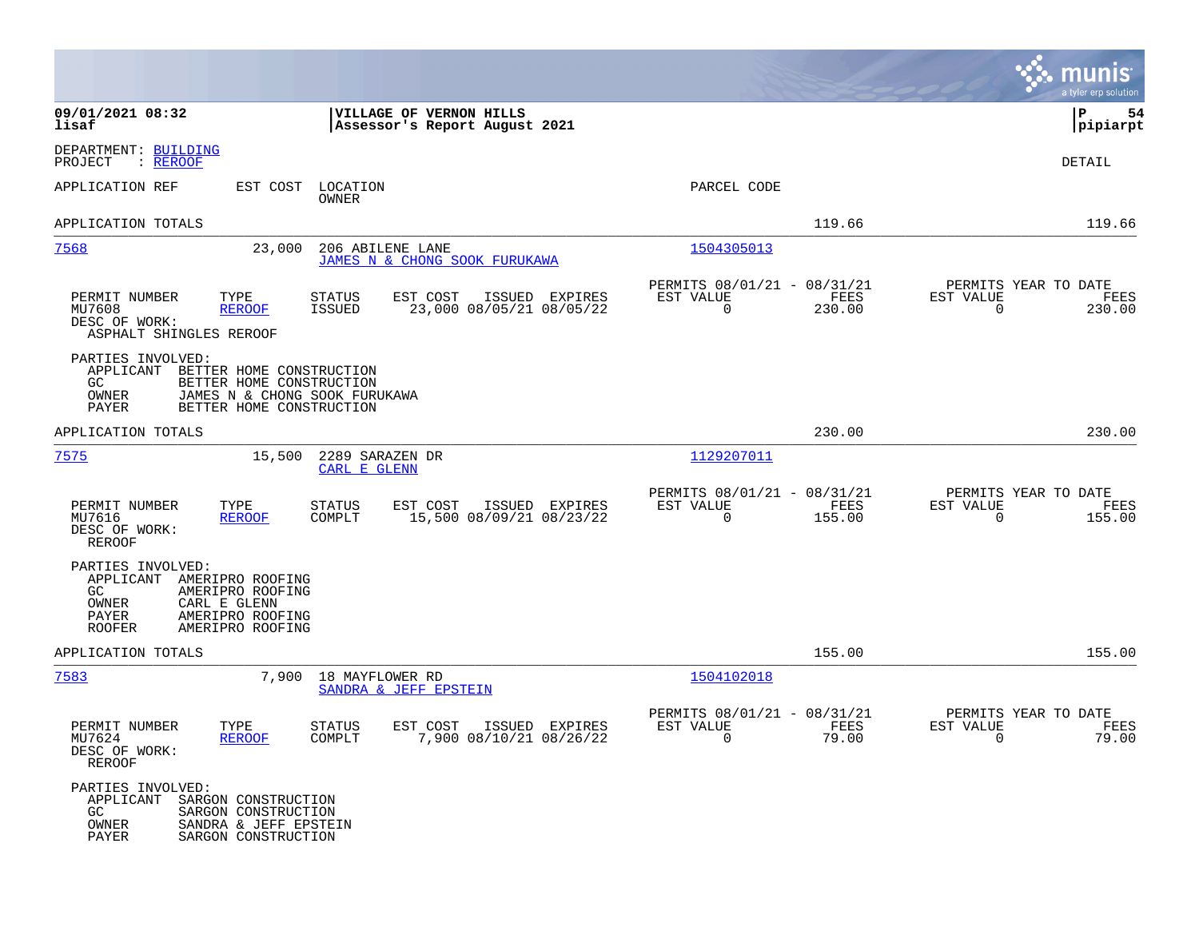09/01/2021 08:32 | VILLAGE OF VERNON HILLS | P 54
lisaf | Assessor's Report August 2021 | pipiarpt

DEPARTMENT: BUILDING
PROJECT : REROOF

DETAIL

| APPLICATION REF | EST COST | LOCATION / OWNER | PARCEL CODE | | |
|---|---|---|---|---|---|
| APPLICATION TOTALS | | | | 119.66 | 119.66 |

**7568** — 23,000 — 206 ABILENE LANE — JAMES N & CHONG SOOK FURUKAWA — 1504305013

| PERMIT NUMBER | TYPE | STATUS | EST COST | ISSUED | EXPIRES | PERMITS 08/01/21 - 08/31/21 EST VALUE | FEES | PERMITS YEAR TO DATE EST VALUE | FEES |
|---|---|---|---|---|---|---|---|---|---|
| MU7608 | REROOF | ISSUED | 23,000 | 08/05/21 | 08/05/22 | 0 | 230.00 | 0 | 230.00 |

DESC OF WORK:
ASPHALT SHINGLES REROOF

PARTIES INVOLVED:
- APPLICANT BETTER HOME CONSTRUCTION
- GC BETTER HOME CONSTRUCTION
- OWNER JAMES N & CHONG SOOK FURUKAWA
- PAYER BETTER HOME CONSTRUCTION

APPLICATION TOTALS 230.00 230.00

**7575** — 15,500 — 2289 SARAZEN DR — CARL E GLENN — 1129207011

| PERMIT NUMBER | TYPE | STATUS | EST COST | ISSUED | EXPIRES | PERMITS 08/01/21 - 08/31/21 EST VALUE | FEES | PERMITS YEAR TO DATE EST VALUE | FEES |
|---|---|---|---|---|---|---|---|---|---|
| MU7616 | REROOF | COMPLT | 15,500 | 08/09/21 | 08/23/22 | 0 | 155.00 | 0 | 155.00 |

DESC OF WORK:
REROOF

PARTIES INVOLVED:
- APPLICANT AMERIPRO ROOFING
- GC AMERIPRO ROOFING
- OWNER CARL E GLENN
- PAYER AMERIPRO ROOFING
- ROOFER AMERIPRO ROOFING

APPLICATION TOTALS 155.00 155.00

**7583** — 7,900 — 18 MAYFLOWER RD — SANDRA & JEFF EPSTEIN — 1504102018

| PERMIT NUMBER | TYPE | STATUS | EST COST | ISSUED | EXPIRES | PERMITS 08/01/21 - 08/31/21 EST VALUE | FEES | PERMITS YEAR TO DATE EST VALUE | FEES |
|---|---|---|---|---|---|---|---|---|---|
| MU7624 | REROOF | COMPLT | 7,900 | 08/10/21 | 08/26/22 | 0 | 79.00 | 0 | 79.00 |

DESC OF WORK:
REROOF

PARTIES INVOLVED:
- APPLICANT SARGON CONSTRUCTION
- GC SARGON CONSTRUCTION
- OWNER SANDRA & JEFF EPSTEIN
- PAYER SARGON CONSTRUCTION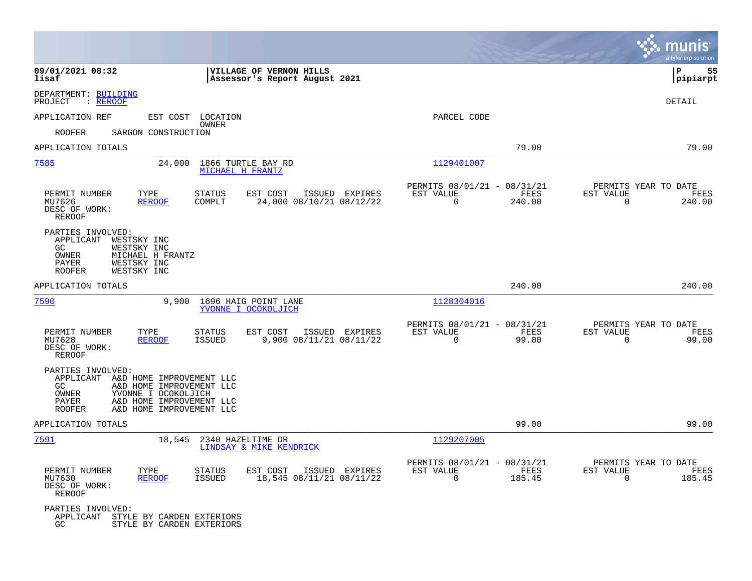**09/01/2021 08:32** | **VILLAGE OF VERNON HILLS** | **P 55**
**lisaf** | **Assessor's Report August 2021** | **pipiarpt**

DEPARTMENT: BUILDING
PROJECT : REROOF

DETAIL

APPLICATION REF | EST COST | LOCATION / OWNER | PARCEL CODE

ROOFER SARGON CONSTRUCTION

APPLICATION TOTALS 79.00 79.00

---

**7585** | 24,000 | 1866 TURTLE BAY RD / MICHAEL H FRANTZ | 1129401007

| PERMIT NUMBER | TYPE | STATUS | EST COST | ISSUED | EXPIRES | PERMITS 08/01/21 - 08/31/21 EST VALUE | FEES | PERMITS YEAR TO DATE EST VALUE | FEES |
|---|---|---|---|---|---|---|---|---|---|
| MU7626 | REROOF | COMPLT | 24,000 | 08/10/21 | 08/12/22 | 0 | 240.00 | 0 | 240.00 |

DESC OF WORK:
REROOF

PARTIES INVOLVED:
APPLICANT WESTSKY INC
GC WESTSKY INC
OWNER MICHAEL H FRANTZ
PAYER WESTSKY INC
ROOFER WESTSKY INC

APPLICATION TOTALS 240.00 240.00

---

**7590** | 9,900 | 1696 HAIG POINT LANE / YVONNE I OCOKOLJICH | 1128304016

| PERMIT NUMBER | TYPE | STATUS | EST COST | ISSUED | EXPIRES | PERMITS 08/01/21 - 08/31/21 EST VALUE | FEES | PERMITS YEAR TO DATE EST VALUE | FEES |
|---|---|---|---|---|---|---|---|---|---|
| MU7628 | REROOF | ISSUED | 9,900 | 08/11/21 | 08/11/22 | 0 | 99.00 | 0 | 99.00 |

DESC OF WORK:
REROOF

PARTIES INVOLVED:
APPLICANT A&D HOME IMPROVEMENT LLC
GC A&D HOME IMPROVEMENT LLC
OWNER YVONNE I OCOKOLJICH
PAYER A&D HOME IMPROVEMENT LLC
ROOFER A&D HOME IMPROVEMENT LLC

APPLICATION TOTALS 99.00 99.00

---

**7591** | 18,545 | 2340 HAZELTIME DR / LINDSAY & MIKE KENDRICK | 1129207005

| PERMIT NUMBER | TYPE | STATUS | EST COST | ISSUED | EXPIRES | PERMITS 08/01/21 - 08/31/21 EST VALUE | FEES | PERMITS YEAR TO DATE EST VALUE | FEES |
|---|---|---|---|---|---|---|---|---|---|
| MU7630 | REROOF | ISSUED | 18,545 | 08/11/21 | 08/11/22 | 0 | 185.45 | 0 | 185.45 |

DESC OF WORK:
REROOF

PARTIES INVOLVED:
APPLICANT STYLE BY CARDEN EXTERIORS
GC STYLE BY CARDEN EXTERIORS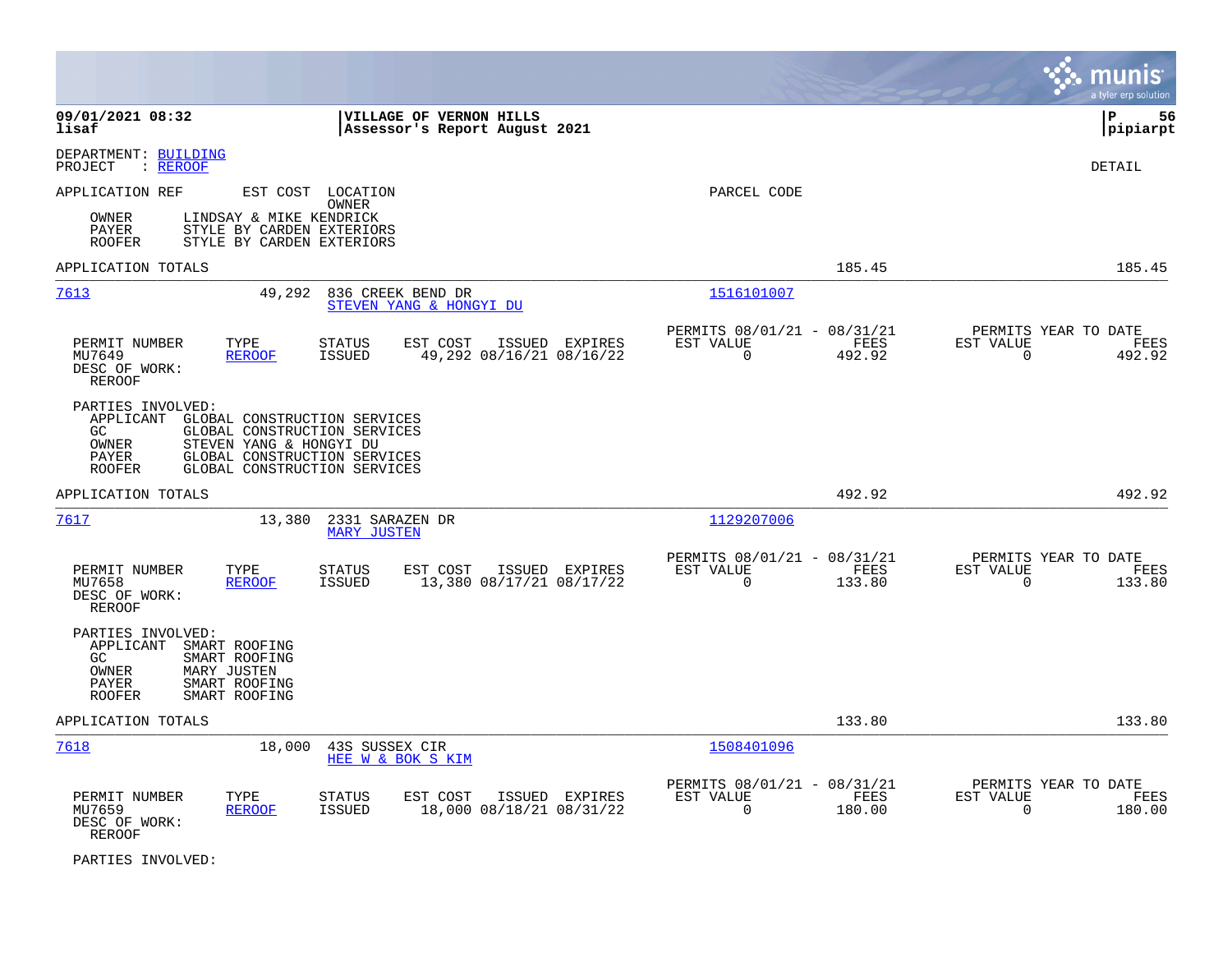**09/01/2021 08:32** | **VILLAGE OF VERNON HILLS** | **P 56**
**lisaf** | **Assessor's Report August 2021** | **pipiarpt**

DEPARTMENT: BUILDING
PROJECT : REROOF

DETAIL

APPLICATION REF    EST COST    LOCATION    PARCEL CODE
OWNER

| | |
|---|---|
| OWNER | LINDSAY & MIKE KENDRICK |
| PAYER | STYLE BY CARDEN EXTERIORS |
| ROOFER | STYLE BY CARDEN EXTERIORS |

APPLICATION TOTALS — 185.45 — 185.45

---

**7613** — 49,292 — 836 CREEK BEND DR — STEVEN YANG & HONGYI DU — Parcel: 1516101007

| PERMIT NUMBER | TYPE | STATUS | EST COST | ISSUED | EXPIRES | PERMITS 08/01/21 - 08/31/21 EST VALUE | FEES | PERMITS YEAR TO DATE EST VALUE | FEES |
|---|---|---|---|---|---|---|---|---|---|
| MU7649 | REROOF | ISSUED | 49,292 | 08/16/21 | 08/16/22 | 0 | 492.92 | 0 | 492.92 |

DESC OF WORK:
REROOF

PARTIES INVOLVED:

| | |
|---|---|
| APPLICANT | GLOBAL CONSTRUCTION SERVICES |
| GC | GLOBAL CONSTRUCTION SERVICES |
| OWNER | STEVEN YANG & HONGYI DU |
| PAYER | GLOBAL CONSTRUCTION SERVICES |
| ROOFER | GLOBAL CONSTRUCTION SERVICES |

APPLICATION TOTALS — 492.92 — 492.92

---

**7617** — 13,380 — 2331 SARAZEN DR — MARY JUSTEN — Parcel: 1129207006

| PERMIT NUMBER | TYPE | STATUS | EST COST | ISSUED | EXPIRES | PERMITS 08/01/21 - 08/31/21 EST VALUE | FEES | PERMITS YEAR TO DATE EST VALUE | FEES |
|---|---|---|---|---|---|---|---|---|---|
| MU7658 | REROOF | ISSUED | 13,380 | 08/17/21 | 08/17/22 | 0 | 133.80 | 0 | 133.80 |

DESC OF WORK:
REROOF

PARTIES INVOLVED:

| | |
|---|---|
| APPLICANT | SMART ROOFING |
| GC | SMART ROOFING |
| OWNER | MARY JUSTEN |
| PAYER | SMART ROOFING |
| ROOFER | SMART ROOFING |

APPLICATION TOTALS — 133.80 — 133.80

---

**7618** — 18,000 — 43S SUSSEX CIR — HEE W & BOK S KIM — Parcel: 1508401096

| PERMIT NUMBER | TYPE | STATUS | EST COST | ISSUED | EXPIRES | PERMITS 08/01/21 - 08/31/21 EST VALUE | FEES | PERMITS YEAR TO DATE EST VALUE | FEES |
|---|---|---|---|---|---|---|---|---|---|
| MU7659 | REROOF | ISSUED | 18,000 | 08/18/21 | 08/31/22 | 0 | 180.00 | 0 | 180.00 |

DESC OF WORK:
REROOF

PARTIES INVOLVED: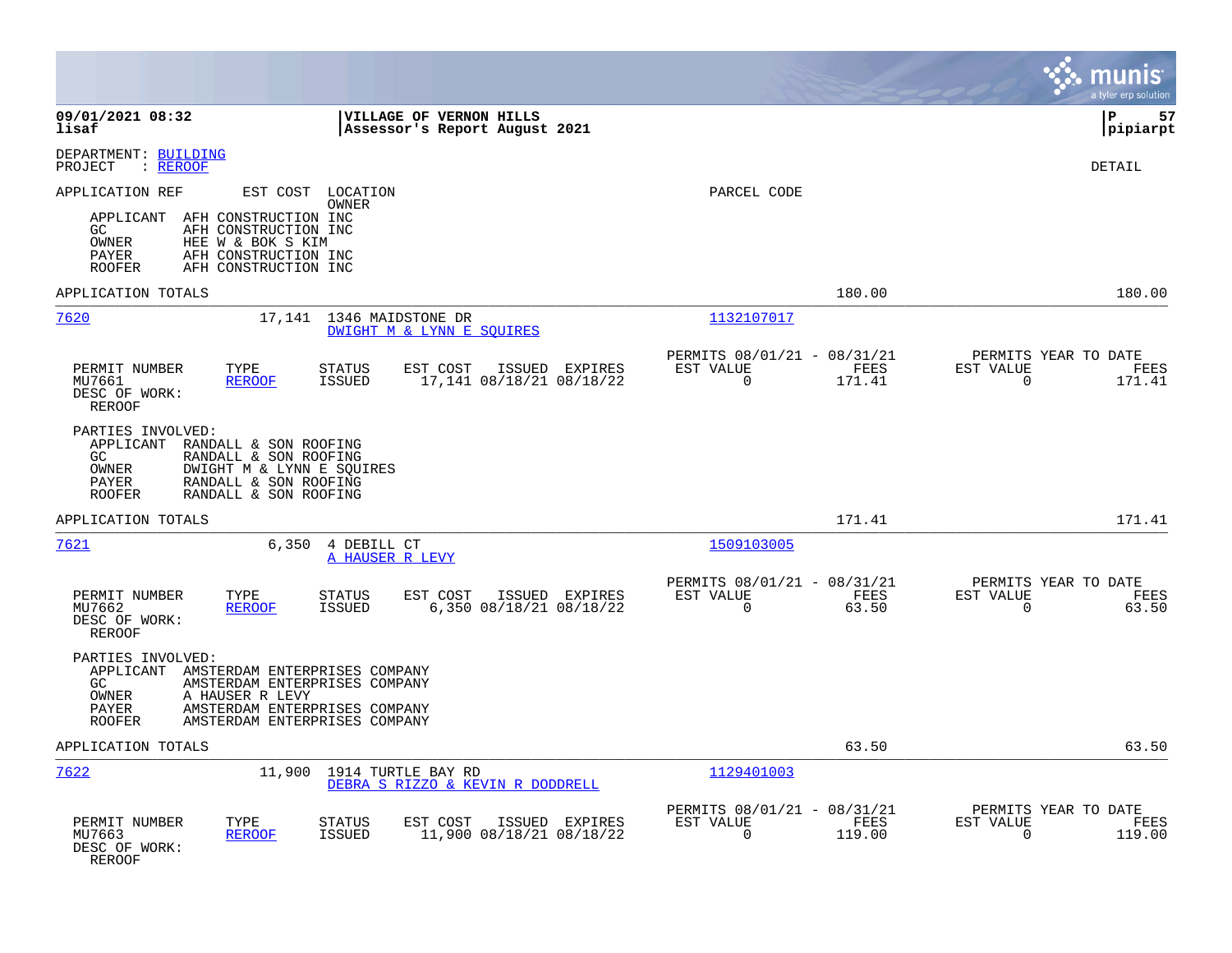DEPARTMENT: BUILDING
PROJECT : REROOF

DETAIL

| APPLICATION REF | EST COST | LOCATION / OWNER | PARCEL CODE |
|---|---|---|---|

APPLICANT AFH CONSTRUCTION INC
GC AFH CONSTRUCTION INC
OWNER HEE W & BOK S KIM
PAYER AFH CONSTRUCTION INC
ROOFER AFH CONSTRUCTION INC

APPLICATION TOTALS 180.00 180.00

---

**7620** 17,141 1346 MAIDSTONE DR — DWIGHT M & LYNN E SQUIRES — Parcel 1132107017

| PERMIT NUMBER | TYPE | STATUS | EST COST | ISSUED | EXPIRES | PERMITS 08/01/21 - 08/31/21 EST VALUE | FEES | PERMITS YEAR TO DATE EST VALUE | FEES |
|---|---|---|---|---|---|---|---|---|---|
| MU7661 | REROOF | ISSUED | 17,141 | 08/18/21 | 08/18/22 | 0 | 171.41 | 0 | 171.41 |

DESC OF WORK:
REROOF

PARTIES INVOLVED:
APPLICANT RANDALL & SON ROOFING
GC RANDALL & SON ROOFING
OWNER DWIGHT M & LYNN E SQUIRES
PAYER RANDALL & SON ROOFING
ROOFER RANDALL & SON ROOFING

APPLICATION TOTALS 171.41 171.41

---

**7621** 6,350 4 DEBILL CT — A HAUSER R LEVY — Parcel 1509103005

| PERMIT NUMBER | TYPE | STATUS | EST COST | ISSUED | EXPIRES | PERMITS 08/01/21 - 08/31/21 EST VALUE | FEES | PERMITS YEAR TO DATE EST VALUE | FEES |
|---|---|---|---|---|---|---|---|---|---|
| MU7662 | REROOF | ISSUED | 6,350 | 08/18/21 | 08/18/22 | 0 | 63.50 | 0 | 63.50 |

DESC OF WORK:
REROOF

PARTIES INVOLVED:
APPLICANT AMSTERDAM ENTERPRISES COMPANY
GC AMSTERDAM ENTERPRISES COMPANY
OWNER A HAUSER R LEVY
PAYER AMSTERDAM ENTERPRISES COMPANY
ROOFER AMSTERDAM ENTERPRISES COMPANY

APPLICATION TOTALS 63.50 63.50

---

**7622** 11,900 1914 TURTLE BAY RD — DEBRA S RIZZO & KEVIN R DODDRELL — Parcel 1129401003

| PERMIT NUMBER | TYPE | STATUS | EST COST | ISSUED | EXPIRES | PERMITS 08/01/21 - 08/31/21 EST VALUE | FEES | PERMITS YEAR TO DATE EST VALUE | FEES |
|---|---|---|---|---|---|---|---|---|---|
| MU7663 | REROOF | ISSUED | 11,900 | 08/18/21 | 08/18/22 | 0 | 119.00 | 0 | 119.00 |

DESC OF WORK:
REROOF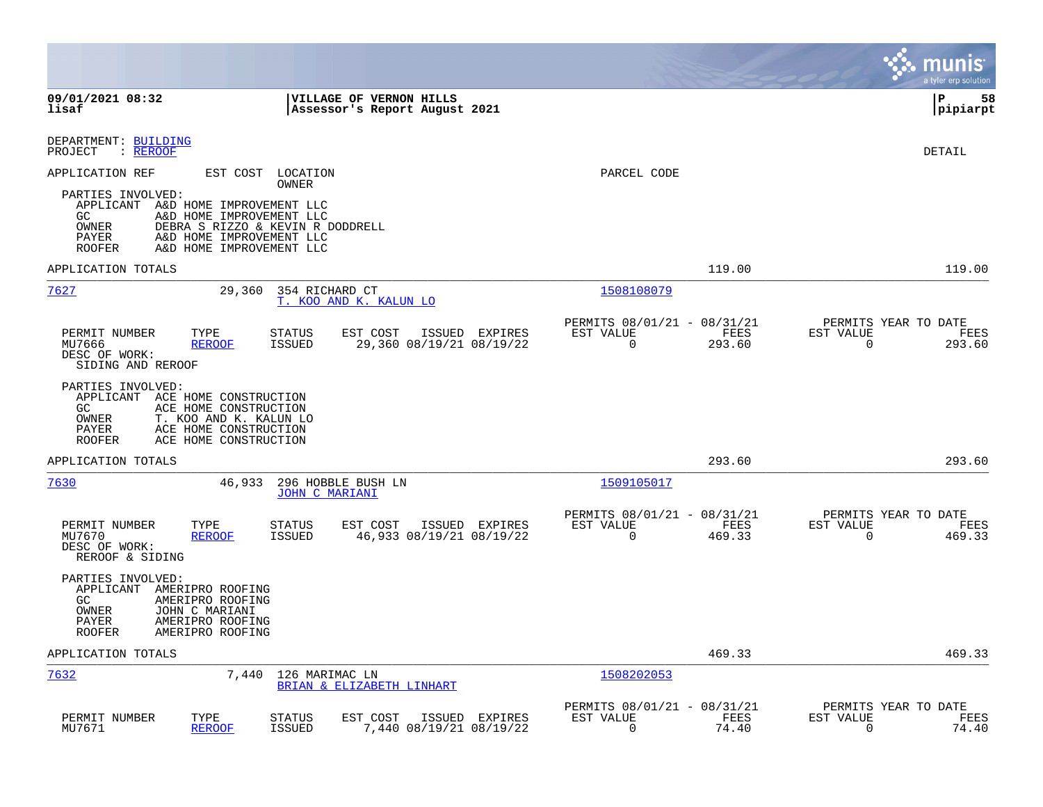**09/01/2021 08:32** | **VILLAGE OF VERNON HILLS** | **P 58**
**lisaf** | **Assessor's Report August 2021** | **pipiarpt**

DEPARTMENT: BUILDING
PROJECT : REROOF

DETAIL

APPLICATION REF    EST COST    LOCATION / OWNER    PARCEL CODE

PARTIES INVOLVED:
- APPLICANT A&D HOME IMPROVEMENT LLC
- GC A&D HOME IMPROVEMENT LLC
- OWNER DEBRA S RIZZO & KEVIN R DODDRELL
- PAYER A&D HOME IMPROVEMENT LLC
- ROOFER A&D HOME IMPROVEMENT LLC

APPLICATION TOTALS — 119.00 — 119.00

---

**7627** — 29,360 — 354 RICHARD CT — T. KOO AND K. KALUN LO — 1508108079

| PERMIT NUMBER | TYPE | STATUS | EST COST | ISSUED | EXPIRES | PERMITS 08/01/21 - 08/31/21 EST VALUE | FEES | PERMITS YEAR TO DATE EST VALUE | FEES |
|---|---|---|---|---|---|---|---|---|---|
| MU7666 | REROOF | ISSUED | 29,360 | 08/19/21 | 08/19/22 | 0 | 293.60 | 0 | 293.60 |

DESC OF WORK:
SIDING AND REROOF

PARTIES INVOLVED:
- APPLICANT ACE HOME CONSTRUCTION
- GC ACE HOME CONSTRUCTION
- OWNER T. KOO AND K. KALUN LO
- PAYER ACE HOME CONSTRUCTION
- ROOFER ACE HOME CONSTRUCTION

APPLICATION TOTALS — 293.60 — 293.60

---

**7630** — 46,933 — 296 HOBBLE BUSH LN — JOHN C MARIANI — 1509105017

| PERMIT NUMBER | TYPE | STATUS | EST COST | ISSUED | EXPIRES | PERMITS 08/01/21 - 08/31/21 EST VALUE | FEES | PERMITS YEAR TO DATE EST VALUE | FEES |
|---|---|---|---|---|---|---|---|---|---|
| MU7670 | REROOF | ISSUED | 46,933 | 08/19/21 | 08/19/22 | 0 | 469.33 | 0 | 469.33 |

DESC OF WORK:
REROOF & SIDING

PARTIES INVOLVED:
- APPLICANT AMERIPRO ROOFING
- GC AMERIPRO ROOFING
- OWNER JOHN C MARIANI
- PAYER AMERIPRO ROOFING
- ROOFER AMERIPRO ROOFING

APPLICATION TOTALS — 469.33 — 469.33

---

**7632** — 7,440 — 126 MARIMAC LN — BRIAN & ELIZABETH LINHART — 1508202053

| PERMIT NUMBER | TYPE | STATUS | EST COST | ISSUED | EXPIRES | PERMITS 08/01/21 - 08/31/21 EST VALUE | FEES | PERMITS YEAR TO DATE EST VALUE | FEES |
|---|---|---|---|---|---|---|---|---|---|
| MU7671 | REROOF | ISSUED | 7,440 | 08/19/21 | 08/19/22 | 0 | 74.40 | 0 | 74.40 |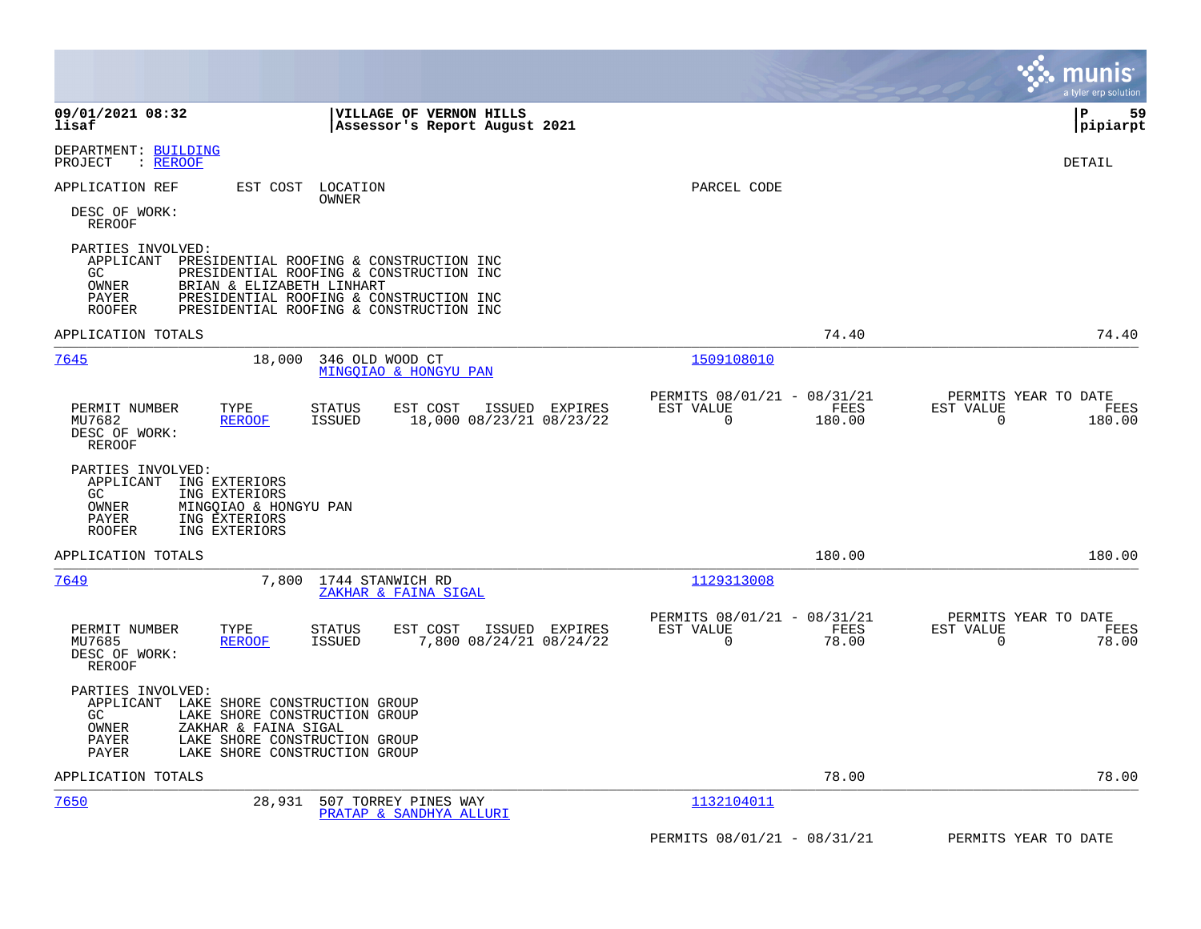**09/01/2021 08:32** | **VILLAGE OF VERNON HILLS** | **P 59**
**lisaf** | **Assessor's Report August 2021** | **pipiarpt**

DEPARTMENT: BUILDING
PROJECT : REROOF

DETAIL

APPLICATION REF EST COST LOCATION OWNER PARCEL CODE

DESC OF WORK:
REROOF

PARTIES INVOLVED:
- APPLICANT PRESIDENTIAL ROOFING & CONSTRUCTION INC
- GC PRESIDENTIAL ROOFING & CONSTRUCTION INC
- OWNER BRIAN & ELIZABETH LINHART
- PAYER PRESIDENTIAL ROOFING & CONSTRUCTION INC
- ROOFER PRESIDENTIAL ROOFING & CONSTRUCTION INC

APPLICATION TOTALS 74.40 74.40

---

**7645** 18,000 346 OLD WOOD CT — MINGQIAO & HONGYU PAN — 1509108010

| PERMIT NUMBER | TYPE | STATUS | EST COST | ISSUED | EXPIRES | PERMITS 08/01/21 - 08/31/21 EST VALUE | FEES | PERMITS YEAR TO DATE EST VALUE | FEES |
|---|---|---|---|---|---|---|---|---|---|
| MU7682 | REROOF | ISSUED | 18,000 | 08/23/21 | 08/23/22 | 0 | 180.00 | 0 | 180.00 |

DESC OF WORK:
REROOF

PARTIES INVOLVED:
- APPLICANT ING EXTERIORS
- GC ING EXTERIORS
- OWNER MINGQIAO & HONGYU PAN
- PAYER ING EXTERIORS
- ROOFER ING EXTERIORS

APPLICATION TOTALS 180.00 180.00

---

**7649** 7,800 1744 STANWICH RD — ZAKHAR & FAINA SIGAL — 1129313008

| PERMIT NUMBER | TYPE | STATUS | EST COST | ISSUED | EXPIRES | PERMITS 08/01/21 - 08/31/21 EST VALUE | FEES | PERMITS YEAR TO DATE EST VALUE | FEES |
|---|---|---|---|---|---|---|---|---|---|
| MU7685 | REROOF | ISSUED | 7,800 | 08/24/21 | 08/24/22 | 0 | 78.00 | 0 | 78.00 |

DESC OF WORK:
REROOF

PARTIES INVOLVED:
- APPLICANT LAKE SHORE CONSTRUCTION GROUP
- GC LAKE SHORE CONSTRUCTION GROUP
- OWNER ZAKHAR & FAINA SIGAL
- PAYER LAKE SHORE CONSTRUCTION GROUP
- PAYER LAKE SHORE CONSTRUCTION GROUP

APPLICATION TOTALS 78.00 78.00

---

**7650** 28,931 507 TORREY PINES WAY — PRATAP & SANDHYA ALLURI — 1132104011

PERMITS 08/01/21 - 08/31/21 PERMITS YEAR TO DATE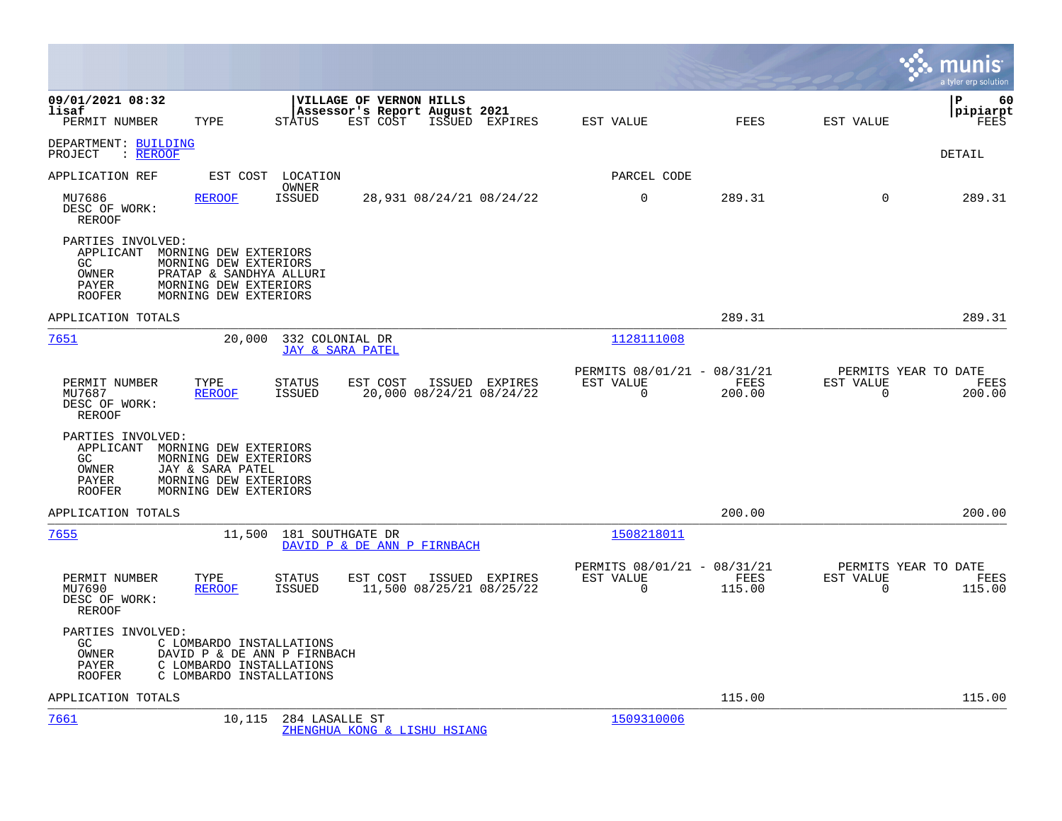DEPARTMENT: BUILDING
PROJECT : REROOF

DETAIL

| APPLICATION REF | EST COST | LOCATION / OWNER | | | PARCEL CODE | | | |
|---|---|---|---|---|---|---|---|---|

| PERMIT NUMBER | TYPE | STATUS | EST COST | ISSUED | EXPIRES | EST VALUE | FEES | EST VALUE | FEES |
|---|---|---|---|---|---|---|---|---|---|
| MU7686 | REROOF | ISSUED | 28,931 | 08/24/21 | 08/24/22 | 0 | 289.31 | 0 | 289.31 |

DESC OF WORK:
REROOF

PARTIES INVOLVED:
- APPLICANT MORNING DEW EXTERIORS
- GC MORNING DEW EXTERIORS
- OWNER PRATAP & SANDHYA ALLURI
- PAYER MORNING DEW EXTERIORS
- ROOFER MORNING DEW EXTERIORS

APPLICATION TOTALS 289.31 289.31

---

**7651** 20,000 332 COLONIAL DR
JAY & SARA PATEL
PARCEL CODE: 1128111008

| PERMIT NUMBER | TYPE | STATUS | EST COST | ISSUED | EXPIRES | PERMITS 08/01/21 - 08/31/21 EST VALUE | FEES | PERMITS YEAR TO DATE EST VALUE | FEES |
|---|---|---|---|---|---|---|---|---|---|
| MU7687 | REROOF | ISSUED | 20,000 | 08/24/21 | 08/24/22 | 0 | 200.00 | 0 | 200.00 |

DESC OF WORK:
REROOF

PARTIES INVOLVED:
- APPLICANT MORNING DEW EXTERIORS
- GC MORNING DEW EXTERIORS
- OWNER JAY & SARA PATEL
- PAYER MORNING DEW EXTERIORS
- ROOFER MORNING DEW EXTERIORS

APPLICATION TOTALS 200.00 200.00

---

**7655** 11,500 181 SOUTHGATE DR
DAVID P & DE ANN P FIRNBACH
PARCEL CODE: 1508218011

| PERMIT NUMBER | TYPE | STATUS | EST COST | ISSUED | EXPIRES | PERMITS 08/01/21 - 08/31/21 EST VALUE | FEES | PERMITS YEAR TO DATE EST VALUE | FEES |
|---|---|---|---|---|---|---|---|---|---|
| MU7690 | REROOF | ISSUED | 11,500 | 08/25/21 | 08/25/22 | 0 | 115.00 | 0 | 115.00 |

DESC OF WORK:
REROOF

PARTIES INVOLVED:
- GC C LOMBARDO INSTALLATIONS
- OWNER DAVID P & DE ANN P FIRNBACH
- PAYER C LOMBARDO INSTALLATIONS
- ROOFER C LOMBARDO INSTALLATIONS

APPLICATION TOTALS 115.00 115.00

---

**7661** 10,115 284 LASALLE ST
ZHENGHUA KONG & LISHU HSIANG
PARCEL CODE: 1509310006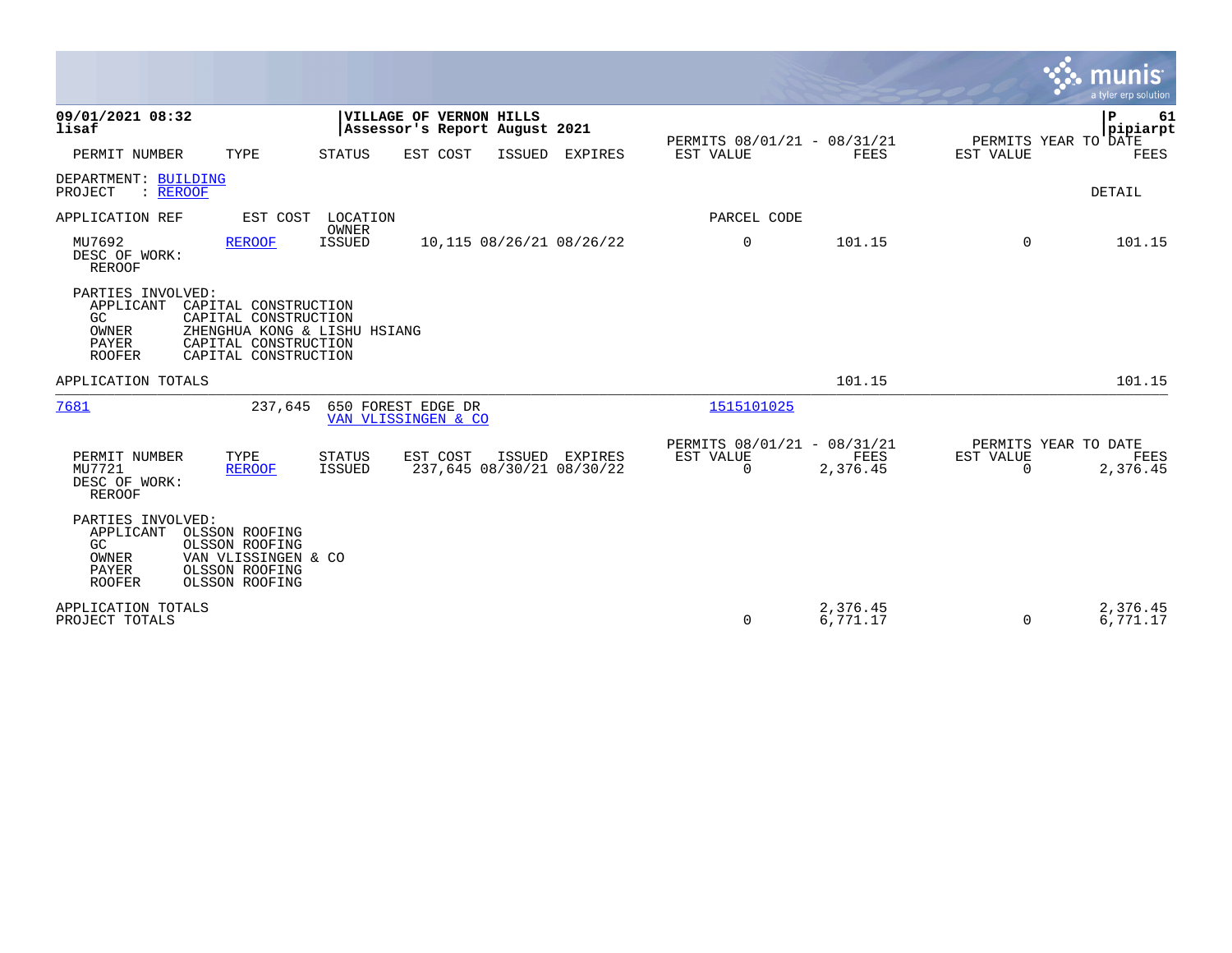**09/01/2021 08:32**
**lisaf**

**VILLAGE OF VERNON HILLS**
**Assessor's Report August 2021**

| PERMIT NUMBER | TYPE | STATUS | EST COST | ISSUED | EXPIRES | PERMITS 08/01/21 - 08/31/21 EST VALUE | FEES | PERMITS YEAR TO DATE EST VALUE | FEES |
|---|---|---|---|---|---|---|---|---|---|

DEPARTMENT: BUILDING
PROJECT : REROOF

DETAIL

| APPLICATION REF | EST COST | LOCATION / OWNER | | | | PARCEL CODE | | | |
|---|---|---|---|---|---|---|---|---|---|
| MU7692 | REROOF | ISSUED | 10,115 | 08/26/21 | 08/26/22 | 0 | 101.15 | 0 | 101.15 |

DESC OF WORK:
REROOF

PARTIES INVOLVED:

| | |
|---|---|
| APPLICANT | CAPITAL CONSTRUCTION |
| GC | CAPITAL CONSTRUCTION |
| OWNER | ZHENGHUA KONG & LISHU HSIANG |
| PAYER | CAPITAL CONSTRUCTION |
| ROOFER | CAPITAL CONSTRUCTION |

APPLICATION TOTALS — 101.15 — 101.15

---

**7681** — 237,645 — 650 FOREST EDGE DR — VAN VLISSINGEN & CO — 1515101025

| PERMIT NUMBER | TYPE | STATUS | EST COST | ISSUED | EXPIRES | PERMITS 08/01/21 - 08/31/21 EST VALUE | FEES | PERMITS YEAR TO DATE EST VALUE | FEES |
|---|---|---|---|---|---|---|---|---|---|
| MU7721 | REROOF | ISSUED | 237,645 | 08/30/21 | 08/30/22 | 0 | 2,376.45 | 0 | 2,376.45 |

DESC OF WORK:
REROOF

PARTIES INVOLVED:

| | |
|---|---|
| APPLICANT | OLSSON ROOFING |
| GC | OLSSON ROOFING |
| OWNER | VAN VLISSINGEN & CO |
| PAYER | OLSSON ROOFING |
| ROOFER | OLSSON ROOFING |

| | EST VALUE | FEES | EST VALUE | FEES |
|---|---|---|---|---|
| APPLICATION TOTALS | | 2,376.45 | | 2,376.45 |
| PROJECT TOTALS | 0 | 6,771.17 | 0 | 6,771.17 |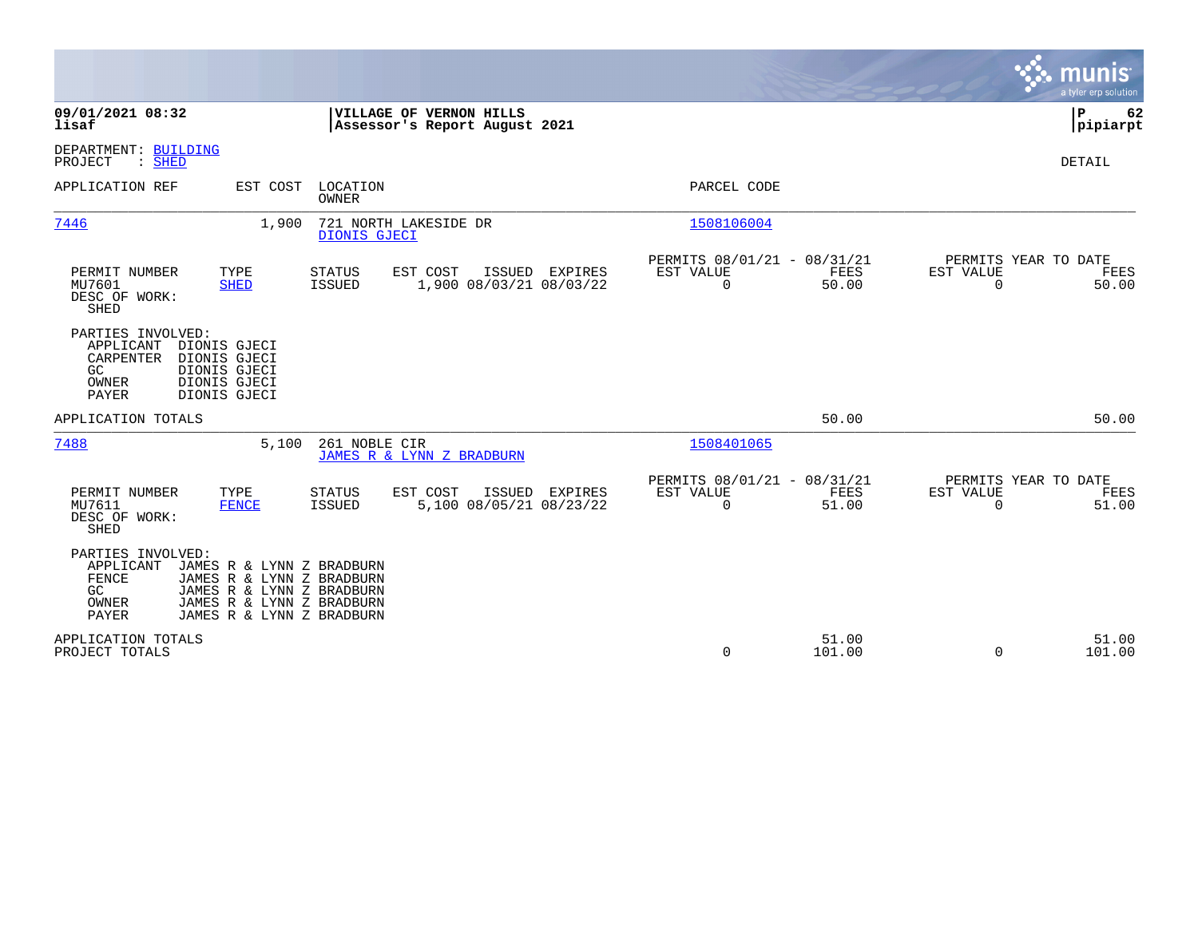**09/01/2021 08:32**
**lisaf**

**VILLAGE OF VERNON HILLS**
**Assessor's Report August 2021**

**P 62**
**pipiarpt**

DEPARTMENT: BUILDING
PROJECT : SHED

DETAIL

| APPLICATION REF | EST COST | LOCATION / OWNER | PARCEL CODE |
|---|---|---|---|
| 7446 | 1,900 | 721 NORTH LAKESIDE DR / DIONIS GJECI | 1508106004 |

| PERMIT NUMBER | TYPE | STATUS | EST COST | ISSUED | EXPIRES | PERMITS 08/01/21 - 08/31/21 EST VALUE | FEES | PERMITS YEAR TO DATE EST VALUE | FEES |
|---|---|---|---|---|---|---|---|---|---|
| MU7601 | SHED | ISSUED | 1,900 | 08/03/21 | 08/03/22 | 0 | 50.00 | 0 | 50.00 |

DESC OF WORK:
SHED

PARTIES INVOLVED:
- APPLICANT DIONIS GJECI
- CARPENTER DIONIS GJECI
- GC DIONIS GJECI
- OWNER DIONIS GJECI
- PAYER DIONIS GJECI

APPLICATION TOTALS: 50.00 | 50.00

| APPLICATION REF | EST COST | LOCATION / OWNER | PARCEL CODE |
|---|---|---|---|
| 7488 | 5,100 | 261 NOBLE CIR / JAMES R & LYNN Z BRADBURN | 1508401065 |

| PERMIT NUMBER | TYPE | STATUS | EST COST | ISSUED | EXPIRES | PERMITS 08/01/21 - 08/31/21 EST VALUE | FEES | PERMITS YEAR TO DATE EST VALUE | FEES |
|---|---|---|---|---|---|---|---|---|---|
| MU7611 | FENCE | ISSUED | 5,100 | 08/05/21 | 08/23/22 | 0 | 51.00 | 0 | 51.00 |

DESC OF WORK:
SHED

PARTIES INVOLVED:
- APPLICANT JAMES R & LYNN Z BRADBURN
- FENCE JAMES R & LYNN Z BRADBURN
- GC JAMES R & LYNN Z BRADBURN
- OWNER JAMES R & LYNN Z BRADBURN
- PAYER JAMES R & LYNN Z BRADBURN

| | EST VALUE | FEES | YTD EST VALUE | YTD FEES |
|---|---|---|---|---|
| APPLICATION TOTALS | | 51.00 | | 51.00 |
| PROJECT TOTALS | 0 | 101.00 | 0 | 101.00 |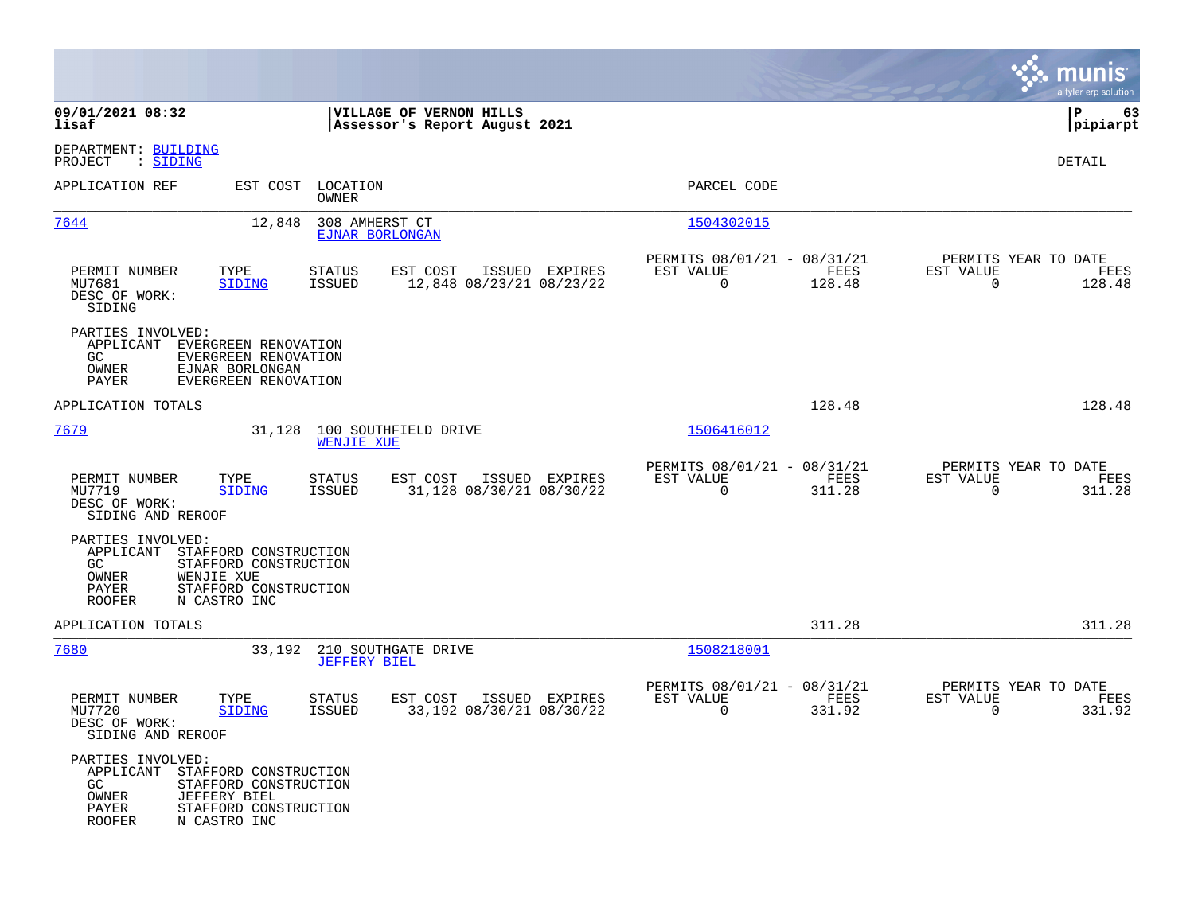**VILLAGE OF VERNON HILLS**
**Assessor's Report August 2021**

09/01/2021 08:32
lisaf

pipiarpt

DEPARTMENT: BUILDING
PROJECT : SIDING

DETAIL

| APPLICATION REF | EST COST | LOCATION / OWNER | PARCEL CODE |
|---|---|---|---|
| 7644 | 12,848 | 308 AMHERST CT / EJNAR BORLONGAN | 1504302015 |

| PERMIT NUMBER | TYPE | STATUS | EST COST | ISSUED | EXPIRES | PERMITS 08/01/21 - 08/31/21 EST VALUE | FEES | PERMITS YEAR TO DATE EST VALUE | FEES |
|---|---|---|---|---|---|---|---|---|---|
| MU7681 | SIDING | ISSUED | 12,848 | 08/23/21 | 08/23/22 | 0 | 128.48 | 0 | 128.48 |

DESC OF WORK:
SIDING

PARTIES INVOLVED:
- APPLICANT EVERGREEN RENOVATION
- GC EVERGREEN RENOVATION
- OWNER EJNAR BORLONGAN
- PAYER EVERGREEN RENOVATION

APPLICATION TOTALS: 128.48 | 128.48

| APPLICATION REF | EST COST | LOCATION / OWNER | PARCEL CODE |
|---|---|---|---|
| 7679 | 31,128 | 100 SOUTHFIELD DRIVE / WENJIE XUE | 1506416012 |

| PERMIT NUMBER | TYPE | STATUS | EST COST | ISSUED | EXPIRES | PERMITS 08/01/21 - 08/31/21 EST VALUE | FEES | PERMITS YEAR TO DATE EST VALUE | FEES |
|---|---|---|---|---|---|---|---|---|---|
| MU7719 | SIDING | ISSUED | 31,128 | 08/30/21 | 08/30/22 | 0 | 311.28 | 0 | 311.28 |

DESC OF WORK:
SIDING AND REROOF

PARTIES INVOLVED:
- APPLICANT STAFFORD CONSTRUCTION
- GC STAFFORD CONSTRUCTION
- OWNER WENJIE XUE
- PAYER STAFFORD CONSTRUCTION
- ROOFER N CASTRO INC

APPLICATION TOTALS: 311.28 | 311.28

| APPLICATION REF | EST COST | LOCATION / OWNER | PARCEL CODE |
|---|---|---|---|
| 7680 | 33,192 | 210 SOUTHGATE DRIVE / JEFFERY BIEL | 1508218001 |

| PERMIT NUMBER | TYPE | STATUS | EST COST | ISSUED | EXPIRES | PERMITS 08/01/21 - 08/31/21 EST VALUE | FEES | PERMITS YEAR TO DATE EST VALUE | FEES |
|---|---|---|---|---|---|---|---|---|---|
| MU7720 | SIDING | ISSUED | 33,192 | 08/30/21 | 08/30/22 | 0 | 331.92 | 0 | 331.92 |

DESC OF WORK:
SIDING AND REROOF

PARTIES INVOLVED:
- APPLICANT STAFFORD CONSTRUCTION
- GC STAFFORD CONSTRUCTION
- OWNER JEFFERY BIEL
- PAYER STAFFORD CONSTRUCTION
- ROOFER N CASTRO INC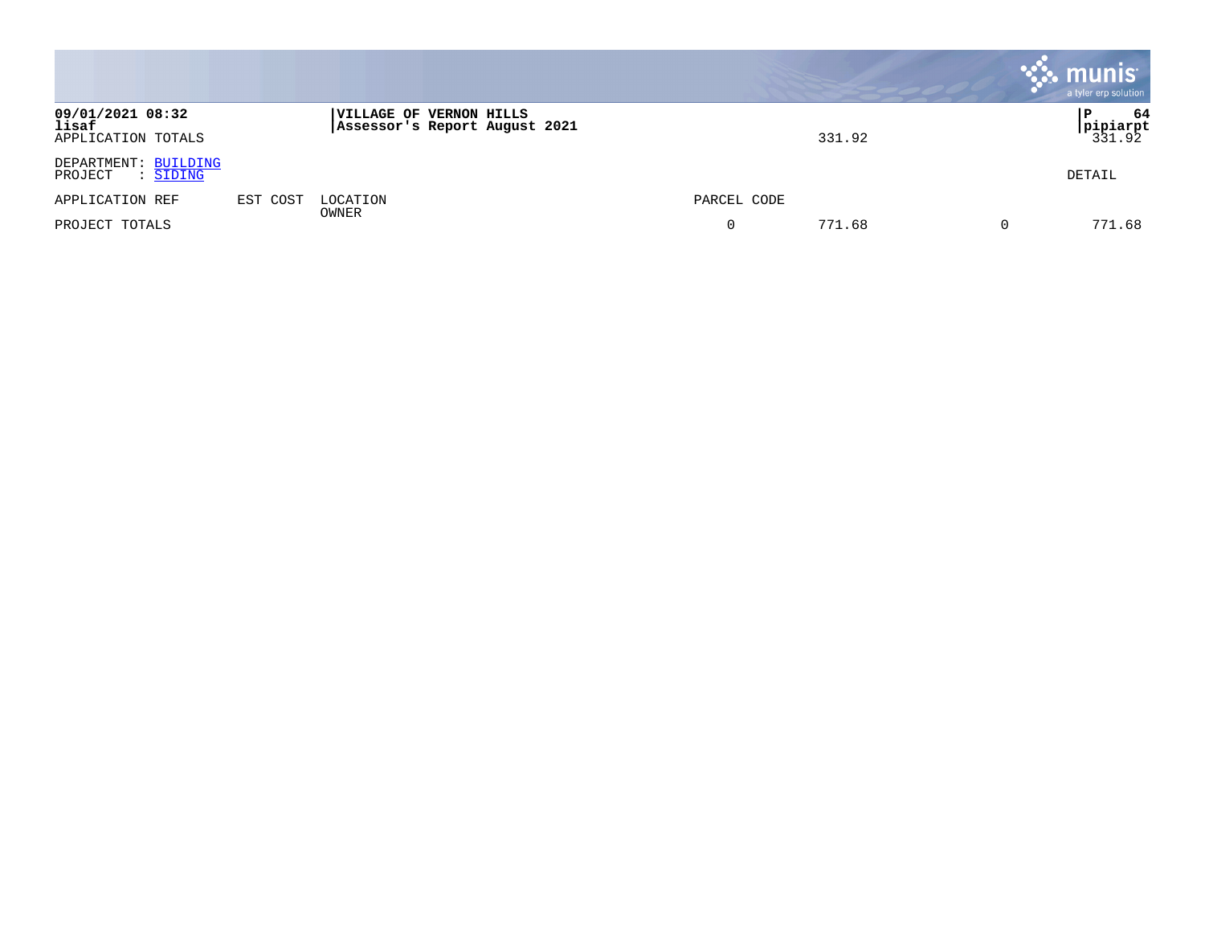09/01/2021 08:32
lisaf
APPLICATION TOTALS

**VILLAGE OF VERNON HILLS**
**Assessor's Report August 2021**

331.92 | 331.92

P 64
pipiarpt

DEPARTMENT: BUILDING
PROJECT : SIDING

DETAIL

| APPLICATION REF | EST COST | LOCATION OWNER | PARCEL CODE | | | |
|---|---|---|---|---|---|---|
| PROJECT TOTALS | | | 0 | 771.68 | 0 | 771.68 |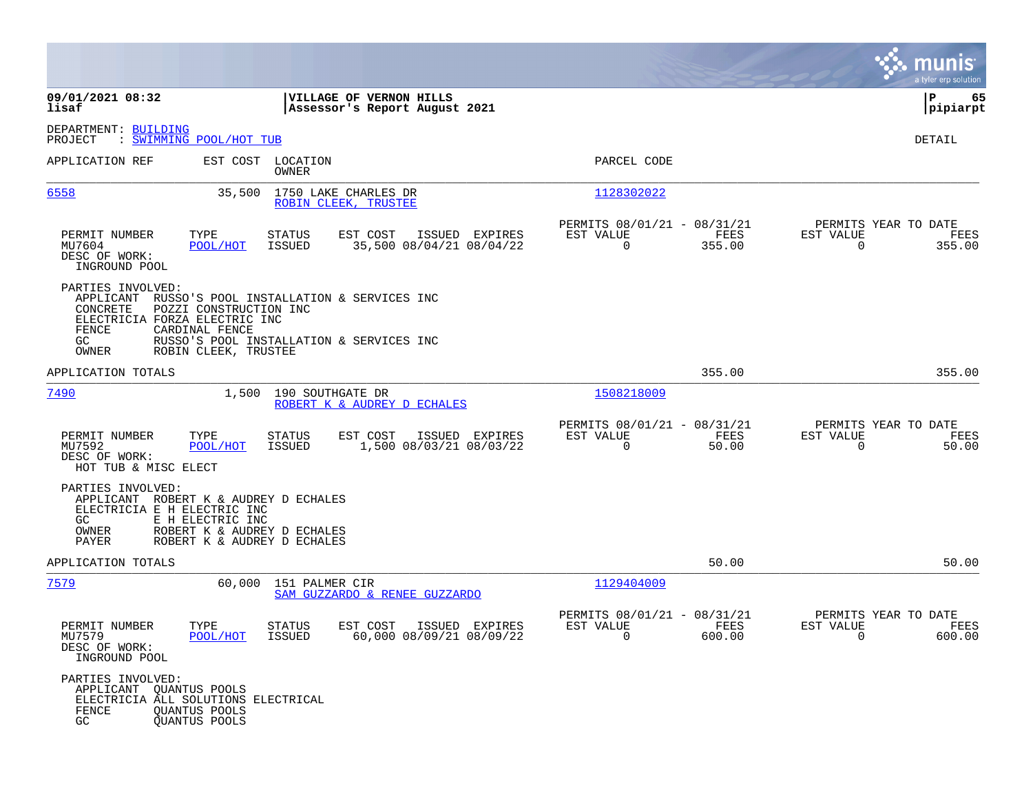09/01/2021 08:32 | VILLAGE OF VERNON HILLS | P 65
lisaf | Assessor's Report August 2021 | pipiarpt

DEPARTMENT: BUILDING
PROJECT : SWIMMING POOL/HOT TUB

DETAIL

| APPLICATION REF | EST COST | LOCATION / OWNER | PARCEL CODE |
|---|---|---|---|
| 6558 | 35,500 | 1750 LAKE CHARLES DR / ROBIN CLEEK, TRUSTEE | 1128302022 |

| PERMIT NUMBER | TYPE | STATUS | EST COST | ISSUED | EXPIRES | PERMITS 08/01/21 - 08/31/21 EST VALUE | FEES | PERMITS YEAR TO DATE EST VALUE | FEES |
|---|---|---|---|---|---|---|---|---|---|
| MU7604 | POOL/HOT | ISSUED | 35,500 | 08/04/21 | 08/04/22 | 0 | 355.00 | 0 | 355.00 |

DESC OF WORK:
INGROUND POOL

PARTIES INVOLVED:
- APPLICANT RUSSO'S POOL INSTALLATION & SERVICES INC
- CONCRETE POZZI CONSTRUCTION INC
- ELECTRICIA FORZA ELECTRIC INC
- FENCE CARDINAL FENCE
- GC RUSSO'S POOL INSTALLATION & SERVICES INC
- OWNER ROBIN CLEEK, TRUSTEE

APPLICATION TOTALS: 355.00 | 355.00

| APPLICATION REF | EST COST | LOCATION / OWNER | PARCEL CODE |
|---|---|---|---|
| 7490 | 1,500 | 190 SOUTHGATE DR / ROBERT K & AUDREY D ECHALES | 1508218009 |

| PERMIT NUMBER | TYPE | STATUS | EST COST | ISSUED | EXPIRES | PERMITS 08/01/21 - 08/31/21 EST VALUE | FEES | PERMITS YEAR TO DATE EST VALUE | FEES |
|---|---|---|---|---|---|---|---|---|---|
| MU7592 | POOL/HOT | ISSUED | 1,500 | 08/03/21 | 08/03/22 | 0 | 50.00 | 0 | 50.00 |

DESC OF WORK:
HOT TUB & MISC ELECT

PARTIES INVOLVED:
- APPLICANT ROBERT K & AUDREY D ECHALES
- ELECTRICIA E H ELECTRIC INC
- GC E H ELECTRIC INC
- OWNER ROBERT K & AUDREY D ECHALES
- PAYER ROBERT K & AUDREY D ECHALES

APPLICATION TOTALS: 50.00 | 50.00

| APPLICATION REF | EST COST | LOCATION / OWNER | PARCEL CODE |
|---|---|---|---|
| 7579 | 60,000 | 151 PALMER CIR / SAM GUZZARDO & RENEE GUZZARDO | 1129404009 |

| PERMIT NUMBER | TYPE | STATUS | EST COST | ISSUED | EXPIRES | PERMITS 08/01/21 - 08/31/21 EST VALUE | FEES | PERMITS YEAR TO DATE EST VALUE | FEES |
|---|---|---|---|---|---|---|---|---|---|
| MU7579 | POOL/HOT | ISSUED | 60,000 | 08/09/21 | 08/09/22 | 0 | 600.00 | 0 | 600.00 |

DESC OF WORK:
INGROUND POOL

PARTIES INVOLVED:
- APPLICANT QUANTUS POOLS
- ELECTRICIA ALL SOLUTIONS ELECTRICAL
- FENCE QUANTUS POOLS
- GC QUANTUS POOLS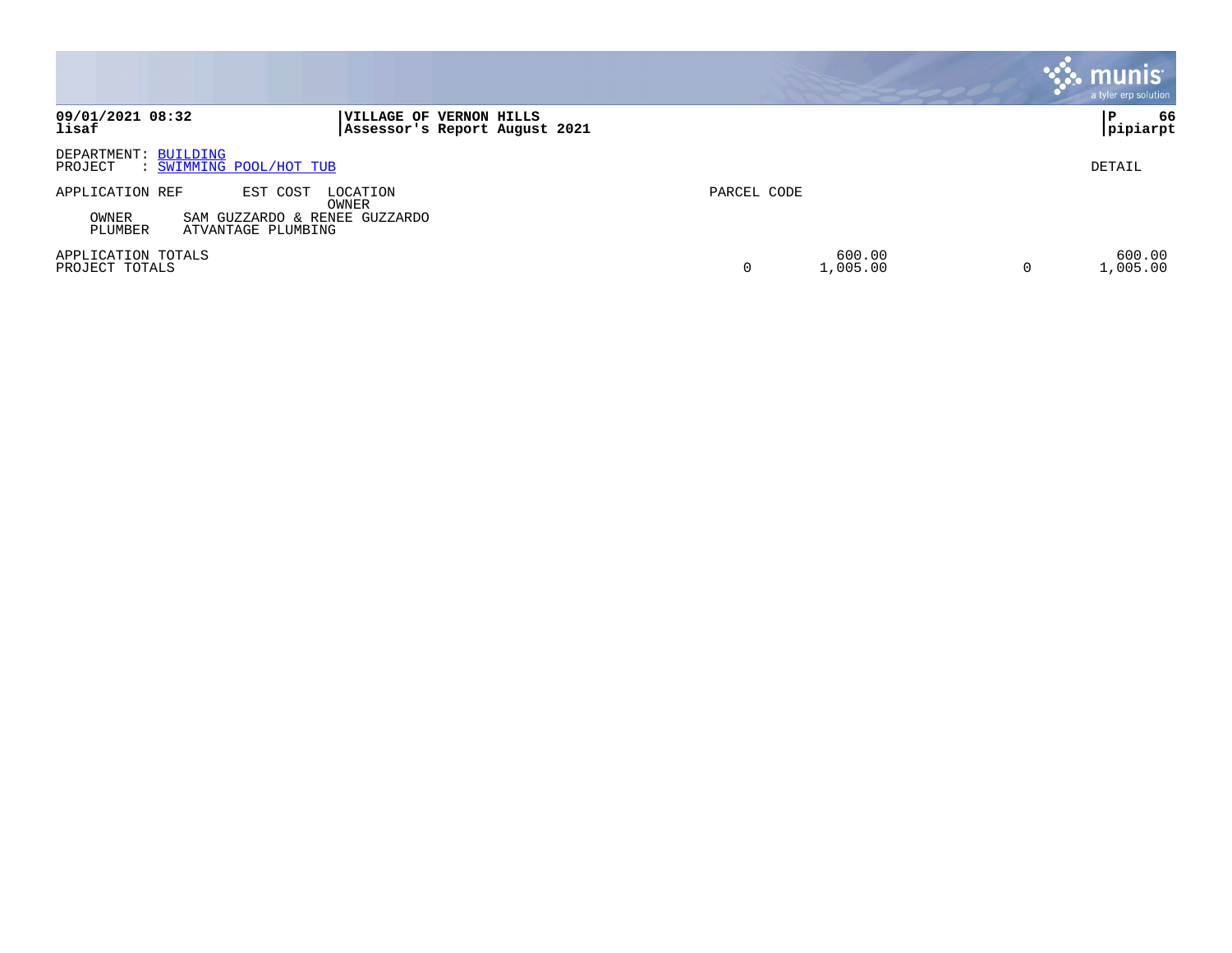DEPARTMENT: BUILDING
PROJECT : SWIMMING POOL/HOT TUB

DETAIL

| APPLICATION REF | EST COST | LOCATION | PARCEL CODE | | | |
|---|---|---|---|---|---|---|
| | | OWNER | | | | |
| OWNER | SAM GUZZARDO & RENEE GUZZARDO | | | | | |
| PLUMBER | ATVANTAGE PLUMBING | | | | | |
| APPLICATION TOTALS | | | | 600.00 | | 600.00 |
| PROJECT TOTALS | | | 0 | 1,005.00 | 0 | 1,005.00 |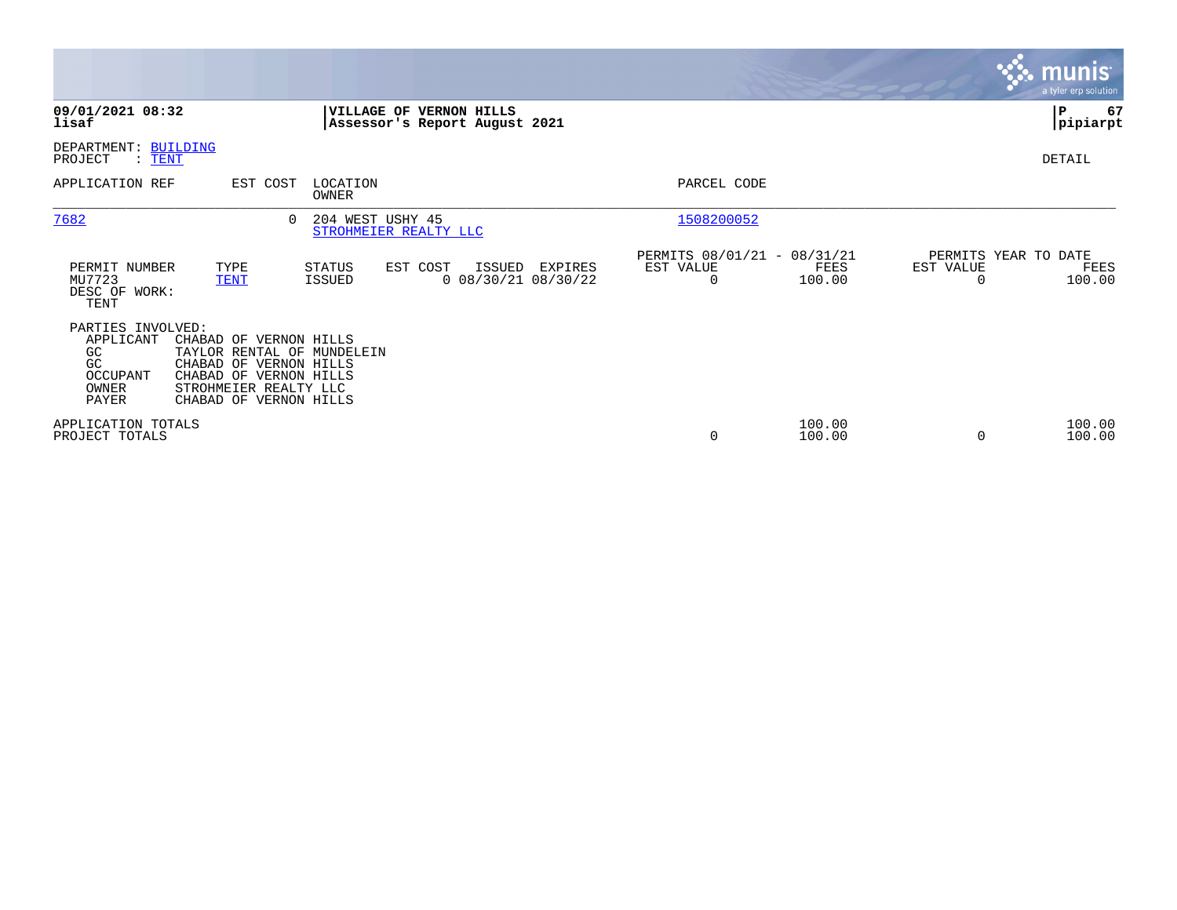**09/01/2021 08:32**
**lisaf**

**VILLAGE OF VERNON HILLS**
**Assessor's Report August 2021**

**P 67**
**pipiarpt**

DEPARTMENT: BUILDING
PROJECT : TENT

DETAIL

| APPLICATION REF | EST COST | LOCATION / OWNER | PARCEL CODE |
|---|---|---|---|
| 7682 | 0 | 204 WEST USHY 45 / STROHMEIER REALTY LLC | 1508200052 |

| PERMIT NUMBER | TYPE | STATUS | EST COST | ISSUED | EXPIRES | PERMITS 08/01/21 - 08/31/21 EST VALUE | FEES | PERMITS YEAR TO DATE EST VALUE | FEES |
|---|---|---|---|---|---|---|---|---|---|
| MU7723 | TENT | ISSUED | 0 | 08/30/21 | 08/30/22 | 0 | 100.00 | 0 | 100.00 |

DESC OF WORK:
TENT

PARTIES INVOLVED:

| Role | Name |
|---|---|
| APPLICANT | CHABAD OF VERNON HILLS |
| GC | TAYLOR RENTAL OF MUNDELEIN |
| GC | CHABAD OF VERNON HILLS |
| OCCUPANT | CHABAD OF VERNON HILLS |
| OWNER | STROHMEIER REALTY LLC |
| PAYER | CHABAD OF VERNON HILLS |

| | EST VALUE | FEES | YTD EST VALUE | YTD FEES |
|---|---|---|---|---|
| APPLICATION TOTALS | | 100.00 | | 100.00 |
| PROJECT TOTALS | 0 | 100.00 | 0 | 100.00 |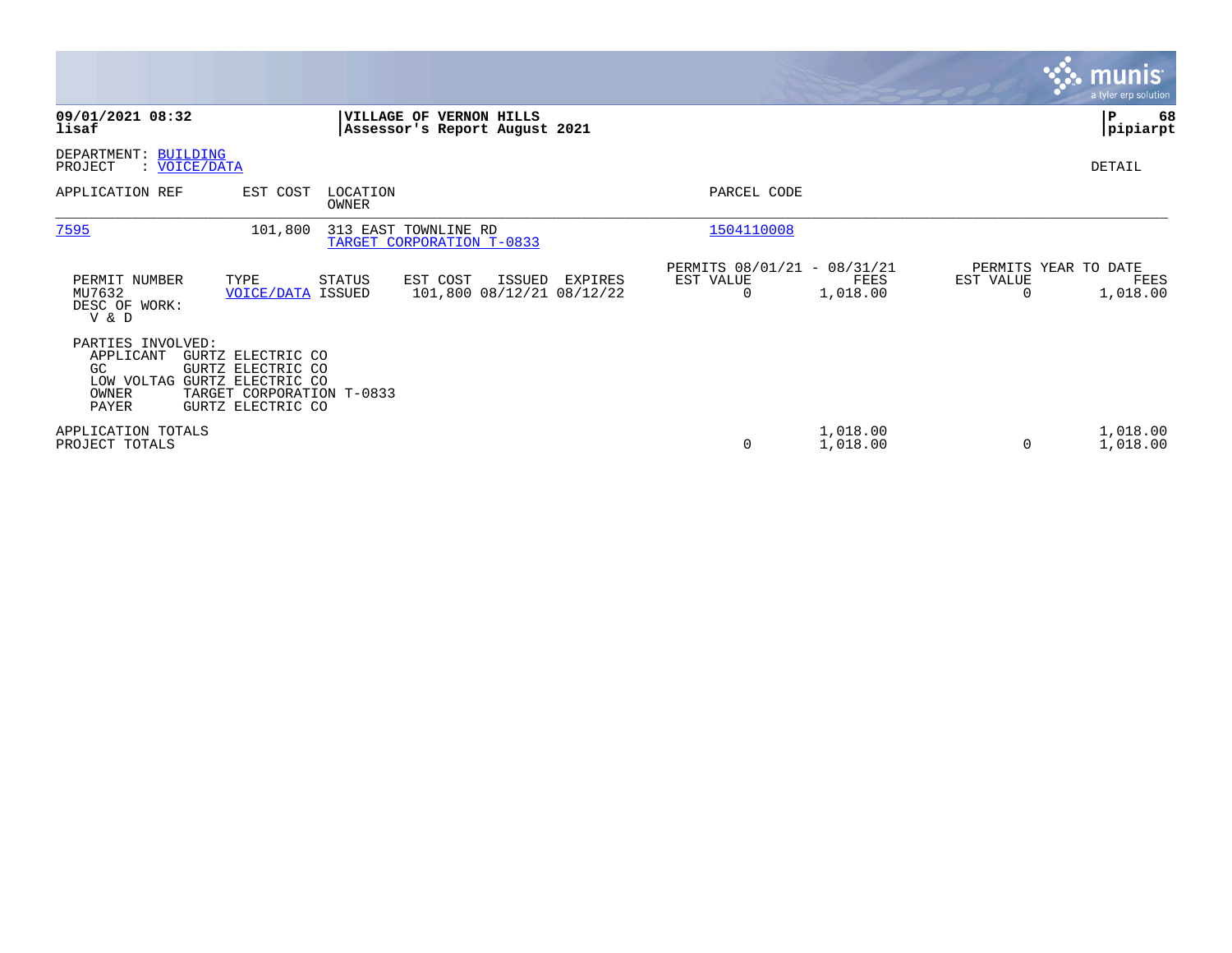**09/01/2021 08:32** **VILLAGE OF VERNON HILLS**
**lisaf** **Assessor's Report August 2021**

DEPARTMENT: BUILDING
PROJECT : VOICE/DATA

DETAIL

| APPLICATION REF | EST COST | LOCATION / OWNER | PARCEL CODE |
|---|---|---|---|
| 7595 | 101,800 | 313 EAST TOWNLINE RD / TARGET CORPORATION T-0833 | 1504110008 |

| PERMIT NUMBER | TYPE | STATUS | EST COST | ISSUED | EXPIRES | PERMITS 08/01/21 - 08/31/21 EST VALUE | PERMITS 08/01/21 - 08/31/21 FEES | PERMITS YEAR TO DATE EST VALUE | PERMITS YEAR TO DATE FEES |
|---|---|---|---|---|---|---|---|---|---|
| MU7632 | VOICE/DATA | ISSUED | 101,800 | 08/12/21 | 08/12/22 | 0 | 1,018.00 | 0 | 1,018.00 |

DESC OF WORK:
V & D

PARTIES INVOLVED:

| | |
|---|---|
| APPLICANT | GURTZ ELECTRIC CO |
| GC | GURTZ ELECTRIC CO |
| LOW VOLTAG | GURTZ ELECTRIC CO |
| OWNER | TARGET CORPORATION T-0833 |
| PAYER | GURTZ ELECTRIC CO |

| | EST VALUE | FEES | YTD EST VALUE | YTD FEES |
|---|---|---|---|---|
| APPLICATION TOTALS | | 1,018.00 | | 1,018.00 |
| PROJECT TOTALS | 0 | 1,018.00 | 0 | 1,018.00 |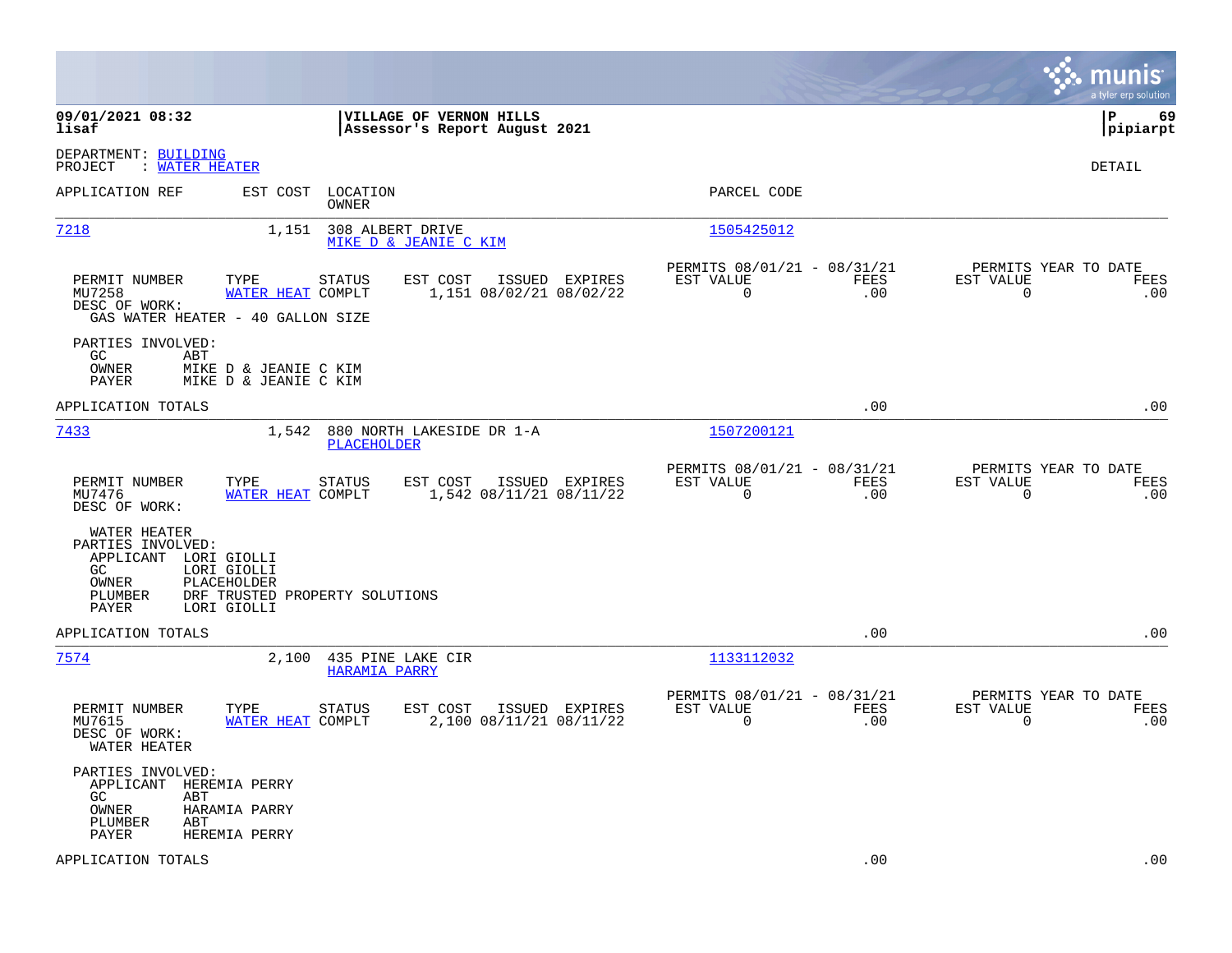**09/01/2021 08:32**
**lisaf**

**VILLAGE OF VERNON HILLS**
**Assessor's Report August 2021**

**P 69**
**pipiarpt**

DEPARTMENT: BUILDING
PROJECT : WATER HEATER

DETAIL

| APPLICATION REF | EST COST | LOCATION / OWNER | PARCEL CODE |
|---|---|---|---|
| 7218 | 1,151 | 308 ALBERT DRIVE / MIKE D & JEANIE C KIM | 1505425012 |

| PERMIT NUMBER | TYPE | STATUS | EST COST | ISSUED | EXPIRES | PERMITS 08/01/21 - 08/31/21 EST VALUE | FEES | PERMITS YEAR TO DATE EST VALUE | FEES |
|---|---|---|---|---|---|---|---|---|---|
| MU7258 | WATER HEAT | COMPLT | 1,151 | 08/02/21 | 08/02/22 | 0 | .00 | 0 | .00 |

DESC OF WORK:
GAS WATER HEATER - 40 GALLON SIZE

PARTIES INVOLVED:
- GC: ABT
- OWNER: MIKE D & JEANIE C KIM
- PAYER: MIKE D & JEANIE C KIM

APPLICATION TOTALS: .00 .00

---

| APPLICATION REF | EST COST | LOCATION / OWNER | PARCEL CODE |
|---|---|---|---|
| 7433 | 1,542 | 880 NORTH LAKESIDE DR 1-A / PLACEHOLDER | 1507200121 |

| PERMIT NUMBER | TYPE | STATUS | EST COST | ISSUED | EXPIRES | PERMITS 08/01/21 - 08/31/21 EST VALUE | FEES | PERMITS YEAR TO DATE EST VALUE | FEES |
|---|---|---|---|---|---|---|---|---|---|
| MU7476 | WATER HEAT | COMPLT | 1,542 | 08/11/21 | 08/11/22 | 0 | .00 | 0 | .00 |

DESC OF WORK:
WATER HEATER

PARTIES INVOLVED:
- APPLICANT: LORI GIOLLI
- GC: LORI GIOLLI
- OWNER: PLACEHOLDER
- PLUMBER: DRF TRUSTED PROPERTY SOLUTIONS
- PAYER: LORI GIOLLI

APPLICATION TOTALS: .00 .00

---

| APPLICATION REF | EST COST | LOCATION / OWNER | PARCEL CODE |
|---|---|---|---|
| 7574 | 2,100 | 435 PINE LAKE CIR / HARAMIA PARRY | 1133112032 |

| PERMIT NUMBER | TYPE | STATUS | EST COST | ISSUED | EXPIRES | PERMITS 08/01/21 - 08/31/21 EST VALUE | FEES | PERMITS YEAR TO DATE EST VALUE | FEES |
|---|---|---|---|---|---|---|---|---|---|
| MU7615 | WATER HEAT | COMPLT | 2,100 | 08/11/21 | 08/11/22 | 0 | .00 | 0 | .00 |

DESC OF WORK:
WATER HEATER

PARTIES INVOLVED:
- APPLICANT: HEREMIA PERRY
- GC: ABT
- OWNER: HARAMIA PARRY
- PLUMBER: ABT
- PAYER: HEREMIA PERRY

APPLICATION TOTALS: .00 .00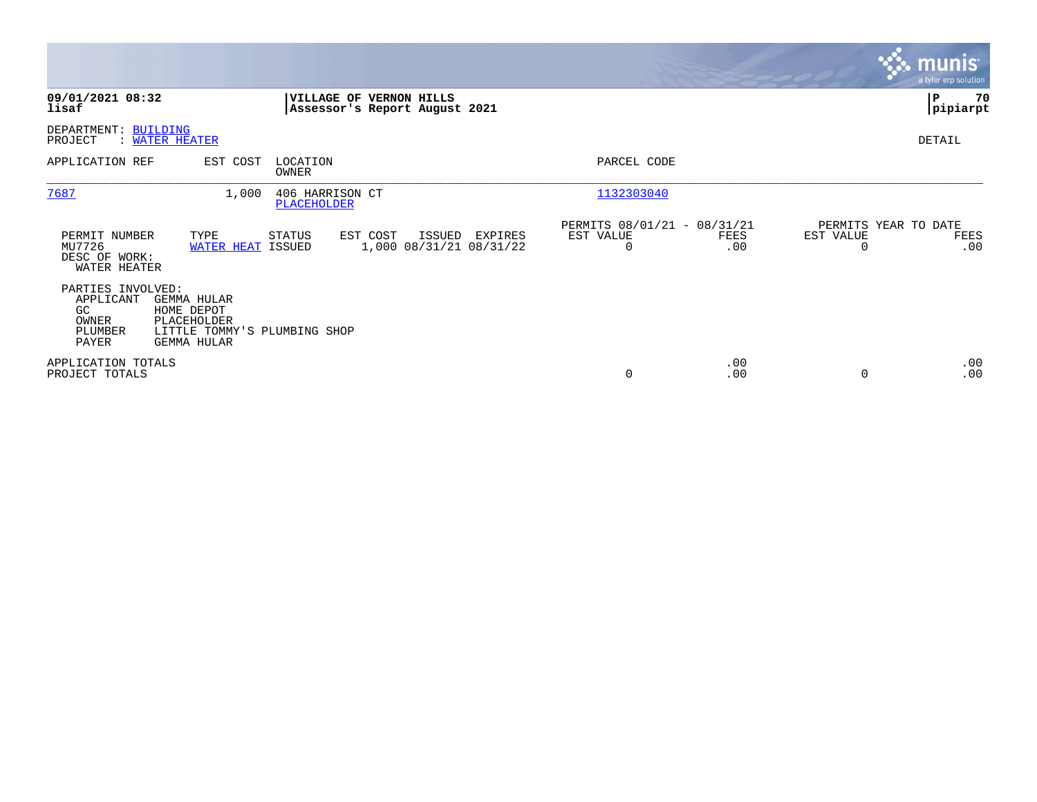**09/01/2021 08:32**
**lisaf**

**VILLAGE OF VERNON HILLS**
**Assessor's Report August 2021**

**P 70**
**pipiarpt**

DEPARTMENT: BUILDING
PROJECT : WATER HEATER

DETAIL

| APPLICATION REF | EST COST | LOCATION / OWNER | PARCEL CODE |
|---|---|---|---|
| 7687 | 1,000 | 406 HARRISON CT / PLACEHOLDER | 1132303040 |

| PERMIT NUMBER | TYPE | STATUS | EST COST | ISSUED | EXPIRES | PERMITS 08/01/21 - 08/31/21 EST VALUE | FEES | PERMITS YEAR TO DATE EST VALUE | FEES |
|---|---|---|---|---|---|---|---|---|---|
| MU7726 | WATER HEAT | ISSUED | 1,000 | 08/31/21 | 08/31/22 | 0 | .00 | 0 | .00 |

DESC OF WORK:
WATER HEATER

PARTIES INVOLVED:

| | |
|---|---|
| APPLICANT | GEMMA HULAR |
| GC | HOME DEPOT |
| OWNER | PLACEHOLDER |
| PLUMBER | LITTLE TOMMY'S PLUMBING SHOP |
| PAYER | GEMMA HULAR |

| | EST VALUE | FEES | EST VALUE | FEES |
|---|---|---|---|---|
| APPLICATION TOTALS | | .00 | | .00 |
| PROJECT TOTALS | 0 | .00 | 0 | .00 |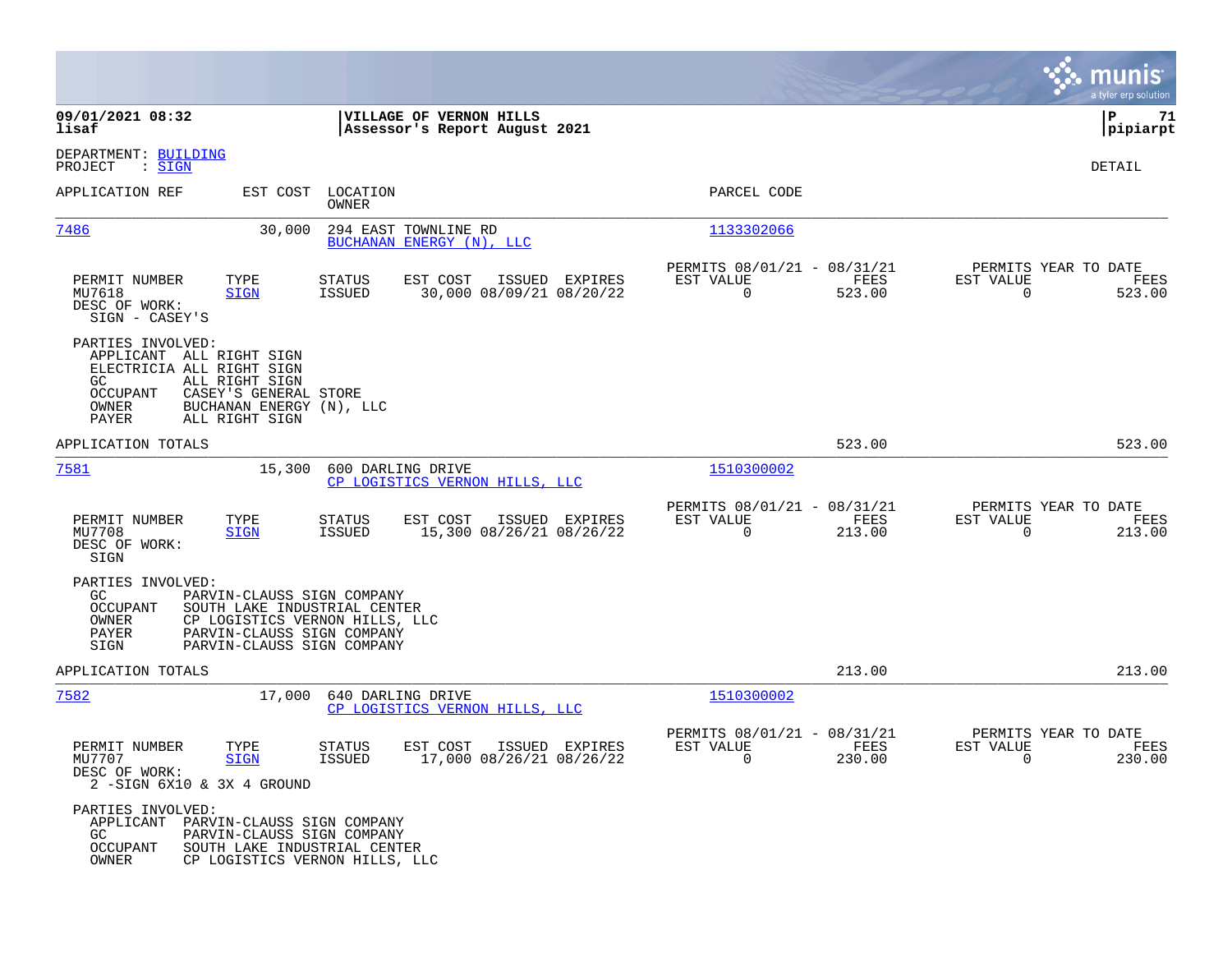**09/01/2021 08:32**
**lisaf**

**VILLAGE OF VERNON HILLS**
**Assessor's Report August 2021**

**P 71**
**pipiarpt**

DEPARTMENT: BUILDING
PROJECT : SIGN

DETAIL

| APPLICATION REF | EST COST | LOCATION / OWNER | PARCEL CODE |
|---|---|---|---|
| 7486 | 30,000 | 294 EAST TOWNLINE RD / BUCHANAN ENERGY (N), LLC | 1133302066 |

| PERMIT NUMBER | TYPE | STATUS | EST COST | ISSUED | EXPIRES | PERMITS 08/01/21 - 08/31/21 EST VALUE | FEES | PERMITS YEAR TO DATE EST VALUE | FEES |
|---|---|---|---|---|---|---|---|---|---|
| MU7618 | SIGN | ISSUED | 30,000 | 08/09/21 | 08/20/22 | 0 | 523.00 | 0 | 523.00 |

DESC OF WORK:
SIGN - CASEY'S

PARTIES INVOLVED:
- APPLICANT ALL RIGHT SIGN
- ELECTRICIA ALL RIGHT SIGN
- GC ALL RIGHT SIGN
- OCCUPANT CASEY'S GENERAL STORE
- OWNER BUCHANAN ENERGY (N), LLC
- PAYER ALL RIGHT SIGN

APPLICATION TOTALS: 523.00 | 523.00

| APPLICATION REF | EST COST | LOCATION / OWNER | PARCEL CODE |
|---|---|---|---|
| 7581 | 15,300 | 600 DARLING DRIVE / CP LOGISTICS VERNON HILLS, LLC | 1510300002 |

| PERMIT NUMBER | TYPE | STATUS | EST COST | ISSUED | EXPIRES | PERMITS 08/01/21 - 08/31/21 EST VALUE | FEES | PERMITS YEAR TO DATE EST VALUE | FEES |
|---|---|---|---|---|---|---|---|---|---|
| MU7708 | SIGN | ISSUED | 15,300 | 08/26/21 | 08/26/22 | 0 | 213.00 | 0 | 213.00 |

DESC OF WORK:
SIGN

PARTIES INVOLVED:
- GC PARVIN-CLAUSS SIGN COMPANY
- OCCUPANT SOUTH LAKE INDUSTRIAL CENTER
- OWNER CP LOGISTICS VERNON HILLS, LLC
- PAYER PARVIN-CLAUSS SIGN COMPANY
- SIGN PARVIN-CLAUSS SIGN COMPANY

APPLICATION TOTALS: 213.00 | 213.00

| APPLICATION REF | EST COST | LOCATION / OWNER | PARCEL CODE |
|---|---|---|---|
| 7582 | 17,000 | 640 DARLING DRIVE / CP LOGISTICS VERNON HILLS, LLC | 1510300002 |

| PERMIT NUMBER | TYPE | STATUS | EST COST | ISSUED | EXPIRES | PERMITS 08/01/21 - 08/31/21 EST VALUE | FEES | PERMITS YEAR TO DATE EST VALUE | FEES |
|---|---|---|---|---|---|---|---|---|---|
| MU7707 | SIGN | ISSUED | 17,000 | 08/26/21 | 08/26/22 | 0 | 230.00 | 0 | 230.00 |

DESC OF WORK:
2 -SIGN 6X10 & 3X 4 GROUND

PARTIES INVOLVED:
- APPLICANT PARVIN-CLAUSS SIGN COMPANY
- GC PARVIN-CLAUSS SIGN COMPANY
- OCCUPANT SOUTH LAKE INDUSTRIAL CENTER
- OWNER CP LOGISTICS VERNON HILLS, LLC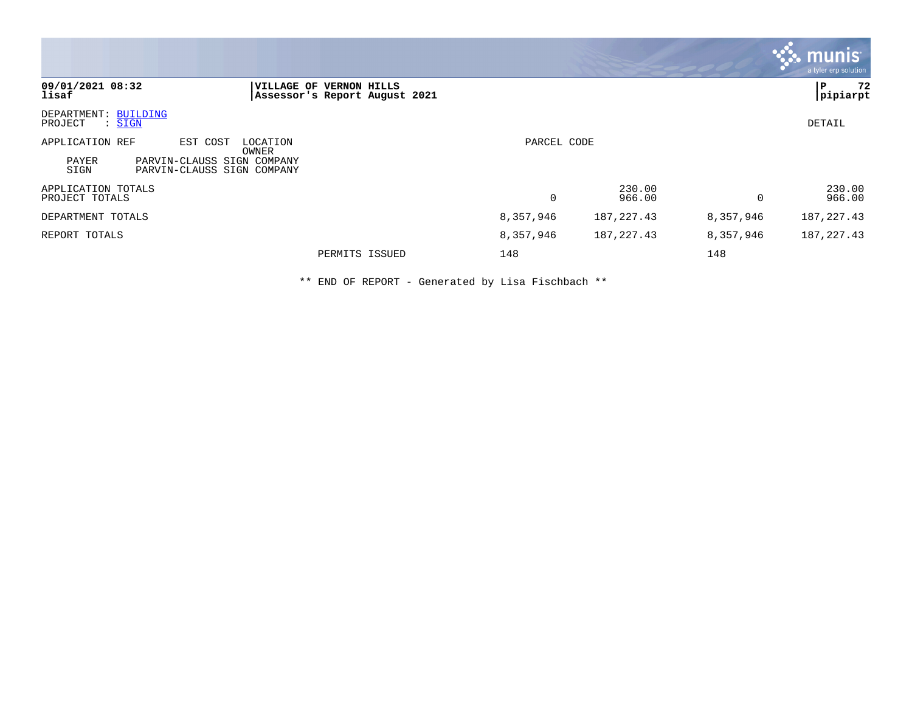**09/01/2021 08:32**
**lisaf**

**VILLAGE OF VERNON HILLS**
**Assessor's Report August 2021**

**P 72**
**pipiarpt**

DEPARTMENT: BUILDING
PROJECT : SIGN

DETAIL

| APPLICATION REF | EST COST | LOCATION / OWNER | PARCEL CODE | | | |
|---|---|---|---|---|---|---|
| PAYER | PARVIN-CLAUSS SIGN COMPANY | | | | | |
| SIGN | PARVIN-CLAUSS SIGN COMPANY | | | | | |
| APPLICATION TOTALS | | | | 230.00 | | 230.00 |
| PROJECT TOTALS | | | 0 | 966.00 | 0 | 966.00 |
| DEPARTMENT TOTALS | | | 8,357,946 | 187,227.43 | 8,357,946 | 187,227.43 |
| REPORT TOTALS | | | 8,357,946 | 187,227.43 | 8,357,946 | 187,227.43 |
| | | PERMITS ISSUED | 148 | | 148 | |

** END OF REPORT - Generated by Lisa Fischbach **